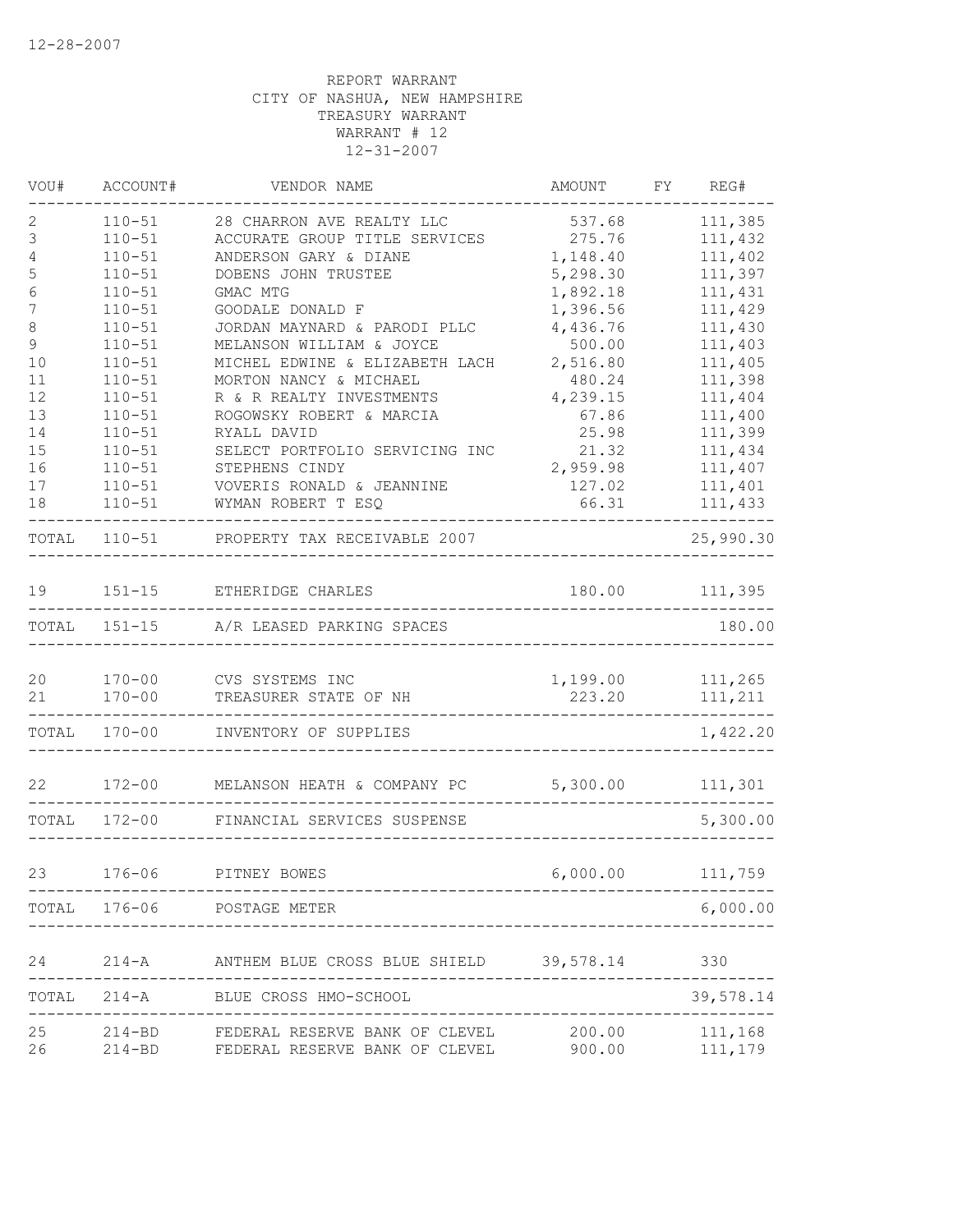12-28-2007

REPORT WARRANT
CITY OF NASHUA, NEW HAMPSHIRE
TREASURY WARRANT
WARRANT # 12
12-31-2007

| VOU# | ACCOUNT# | VENDOR NAME | AMOUNT | FY | REG# |
|---|---|---|---|---|---|
| 2 | 110-51 | 28 CHARRON AVE REALTY LLC | 537.68 | | 111,385 |
| 3 | 110-51 | ACCURATE GROUP TITLE SERVICES | 275.76 | | 111,432 |
| 4 | 110-51 | ANDERSON GARY & DIANE | 1,148.40 | | 111,402 |
| 5 | 110-51 | DOBENS JOHN TRUSTEE | 5,298.30 | | 111,397 |
| 6 | 110-51 | GMAC MTG | 1,892.18 | | 111,431 |
| 7 | 110-51 | GOODALE DONALD F | 1,396.56 | | 111,429 |
| 8 | 110-51 | JORDAN MAYNARD & PARODI PLLC | 4,436.76 | | 111,430 |
| 9 | 110-51 | MELANSON WILLIAM & JOYCE | 500.00 | | 111,403 |
| 10 | 110-51 | MICHEL EDWINE & ELIZABETH LACH | 2,516.80 | | 111,405 |
| 11 | 110-51 | MORTON NANCY & MICHAEL | 480.24 | | 111,398 |
| 12 | 110-51 | R & R REALTY INVESTMENTS | 4,239.15 | | 111,404 |
| 13 | 110-51 | ROGOWSKY ROBERT & MARCIA | 67.86 | | 111,400 |
| 14 | 110-51 | RYALL DAVID | 25.98 | | 111,399 |
| 15 | 110-51 | SELECT PORTFOLIO SERVICING INC | 21.32 | | 111,434 |
| 16 | 110-51 | STEPHENS CINDY | 2,959.98 | | 111,407 |
| 17 | 110-51 | VOVERIS RONALD & JEANNINE | 127.02 | | 111,401 |
| 18 | 110-51 | WYMAN ROBERT T ESQ | 66.31 | | 111,433 |
| TOTAL | 110-51 | PROPERTY TAX RECEIVABLE 2007 | | | 25,990.30 |
| 19 | 151-15 | ETHERIDGE CHARLES | 180.00 | | 111,395 |
| TOTAL | 151-15 | A/R LEASED PARKING SPACES | | | 180.00 |
| 20 | 170-00 | CVS SYSTEMS INC | 1,199.00 | | 111,265 |
| 21 | 170-00 | TREASURER STATE OF NH | 223.20 | | 111,211 |
| TOTAL | 170-00 | INVENTORY OF SUPPLIES | | | 1,422.20 |
| 22 | 172-00 | MELANSON HEATH & COMPANY PC | 5,300.00 | | 111,301 |
| TOTAL | 172-00 | FINANCIAL SERVICES SUSPENSE | | | 5,300.00 |
| 23 | 176-06 | PITNEY BOWES | 6,000.00 | | 111,759 |
| TOTAL | 176-06 | POSTAGE METER | | | 6,000.00 |
| 24 | 214-A | ANTHEM BLUE CROSS BLUE SHIELD | 39,578.14 | | 330 |
| TOTAL | 214-A | BLUE CROSS HMO-SCHOOL | | | 39,578.14 |
| 25 | 214-BD | FEDERAL RESERVE BANK OF CLEVEL | 200.00 | | 111,168 |
| 26 | 214-BD | FEDERAL RESERVE BANK OF CLEVEL | 900.00 | | 111,179 |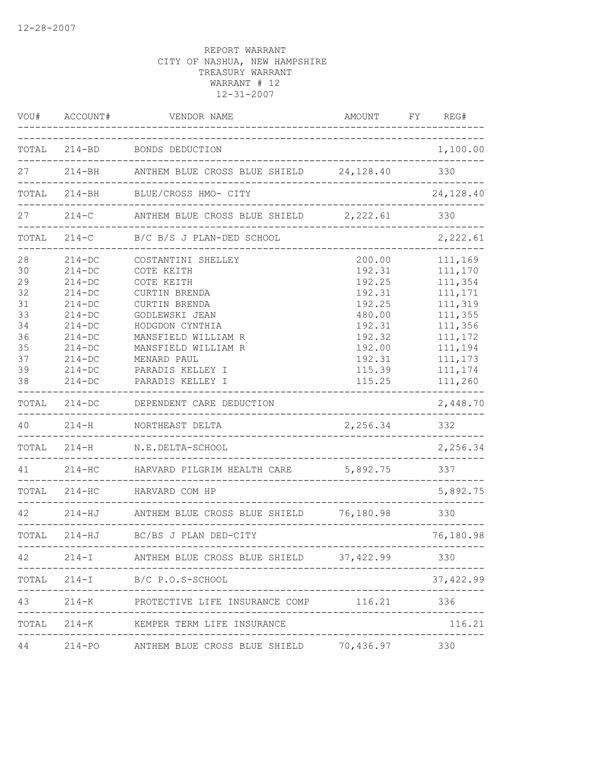12-28-2007

REPORT WARRANT
CITY OF NASHUA, NEW HAMPSHIRE
TREASURY WARRANT
WARRANT # 12
12-31-2007

| VOU# | ACCOUNT# | VENDOR NAME | AMOUNT | FY | REG# |
|---|---|---|---|---|---|
| TOTAL | 214-BD | BONDS DEDUCTION | | | 1,100.00 |
| 27 | 214-BH | ANTHEM BLUE CROSS BLUE SHIELD | 24,128.40 | | 330 |
| TOTAL | 214-BH | BLUE/CROSS HMO- CITY | | | 24,128.40 |
| 27 | 214-C | ANTHEM BLUE CROSS BLUE SHIELD | 2,222.61 | | 330 |
| TOTAL | 214-C | B/C B/S J PLAN-DED SCHOOL | | | 2,222.61 |
| 28 | 214-DC | COSTANTINI SHELLEY | 200.00 | | 111,169 |
| 30 | 214-DC | COTE KEITH | 192.31 | | 111,170 |
| 29 | 214-DC | COTE KEITH | 192.25 | | 111,354 |
| 32 | 214-DC | CURTIN BRENDA | 192.31 | | 111,171 |
| 31 | 214-DC | CURTIN BRENDA | 192.25 | | 111,319 |
| 33 | 214-DC | GODLEWSKI JEAN | 480.00 | | 111,355 |
| 34 | 214-DC | HODGDON CYNTHIA | 192.31 | | 111,356 |
| 36 | 214-DC | MANSFIELD WILLIAM R | 192.32 | | 111,172 |
| 35 | 214-DC | MANSFIELD WILLIAM R | 192.00 | | 111,194 |
| 37 | 214-DC | MENARD PAUL | 192.31 | | 111,173 |
| 39 | 214-DC | PARADIS KELLEY I | 115.39 | | 111,174 |
| 38 | 214-DC | PARADIS KELLEY I | 115.25 | | 111,260 |
| TOTAL | 214-DC | DEPENDENT CARE DEDUCTION | | | 2,448.70 |
| 40 | 214-H | NORTHEAST DELTA | 2,256.34 | | 332 |
| TOTAL | 214-H | N.E.DELTA-SCHOOL | | | 2,256.34 |
| 41 | 214-HC | HARVARD PILGRIM HEALTH CARE | 5,892.75 | | 337 |
| TOTAL | 214-HC | HARVARD COM HP | | | 5,892.75 |
| 42 | 214-HJ | ANTHEM BLUE CROSS BLUE SHIELD | 76,180.98 | | 330 |
| TOTAL | 214-HJ | BC/BS J PLAN DED-CITY | | | 76,180.98 |
| 42 | 214-I | ANTHEM BLUE CROSS BLUE SHIELD | 37,422.99 | | 330 |
| TOTAL | 214-I | B/C P.O.S-SCHOOL | | | 37,422.99 |
| 43 | 214-K | PROTECTIVE LIFE INSURANCE COMP | 116.21 | | 336 |
| TOTAL | 214-K | KEMPER TERM LIFE INSURANCE | | | 116.21 |
| 44 | 214-PO | ANTHEM BLUE CROSS BLUE SHIELD | 70,436.97 | | 330 |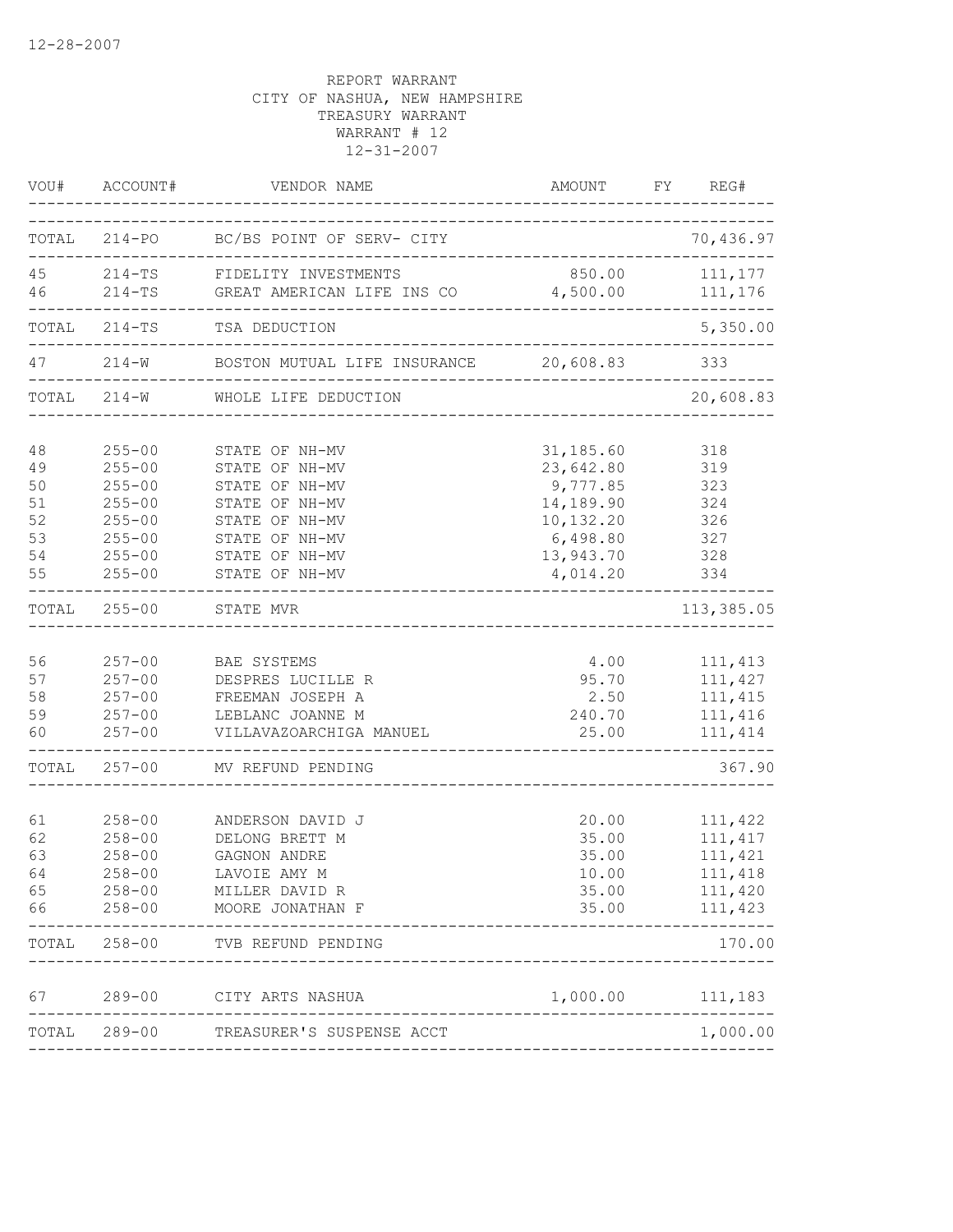12-28-2007

REPORT WARRANT
CITY OF NASHUA, NEW HAMPSHIRE
TREASURY WARRANT
WARRANT # 12
12-31-2007

| VOU# | ACCOUNT# | VENDOR NAME | AMOUNT | FY | REG# |
|---|---|---|---|---|---|
| TOTAL | 214-PO | BC/BS POINT OF SERV- CITY | | | 70,436.97 |
| 45 | 214-TS | FIDELITY INVESTMENTS | 850.00 | | 111,177 |
| 46 | 214-TS | GREAT AMERICAN LIFE INS CO | 4,500.00 | | 111,176 |
| TOTAL | 214-TS | TSA DEDUCTION | | | 5,350.00 |
| 47 | 214-W | BOSTON MUTUAL LIFE INSURANCE | 20,608.83 | | 333 |
| TOTAL | 214-W | WHOLE LIFE DEDUCTION | | | 20,608.83 |
| 48 | 255-00 | STATE OF NH-MV | 31,185.60 | | 318 |
| 49 | 255-00 | STATE OF NH-MV | 23,642.80 | | 319 |
| 50 | 255-00 | STATE OF NH-MV | 9,777.85 | | 323 |
| 51 | 255-00 | STATE OF NH-MV | 14,189.90 | | 324 |
| 52 | 255-00 | STATE OF NH-MV | 10,132.20 | | 326 |
| 53 | 255-00 | STATE OF NH-MV | 6,498.80 | | 327 |
| 54 | 255-00 | STATE OF NH-MV | 13,943.70 | | 328 |
| 55 | 255-00 | STATE OF NH-MV | 4,014.20 | | 334 |
| TOTAL | 255-00 | STATE MVR | | | 113,385.05 |
| 56 | 257-00 | BAE SYSTEMS | 4.00 | | 111,413 |
| 57 | 257-00 | DESPRES LUCILLE R | 95.70 | | 111,427 |
| 58 | 257-00 | FREEMAN JOSEPH A | 2.50 | | 111,415 |
| 59 | 257-00 | LEBLANC JOANNE M | 240.70 | | 111,416 |
| 60 | 257-00 | VILLAVAZOARCHIGA MANUEL | 25.00 | | 111,414 |
| TOTAL | 257-00 | MV REFUND PENDING | | | 367.90 |
| 61 | 258-00 | ANDERSON DAVID J | 20.00 | | 111,422 |
| 62 | 258-00 | DELONG BRETT M | 35.00 | | 111,417 |
| 63 | 258-00 | GAGNON ANDRE | 35.00 | | 111,421 |
| 64 | 258-00 | LAVOIE AMY M | 10.00 | | 111,418 |
| 65 | 258-00 | MILLER DAVID R | 35.00 | | 111,420 |
| 66 | 258-00 | MOORE JONATHAN F | 35.00 | | 111,423 |
| TOTAL | 258-00 | TVB REFUND PENDING | | | 170.00 |
| 67 | 289-00 | CITY ARTS NASHUA | 1,000.00 | | 111,183 |
| TOTAL | 289-00 | TREASURER'S SUSPENSE ACCT | | | 1,000.00 |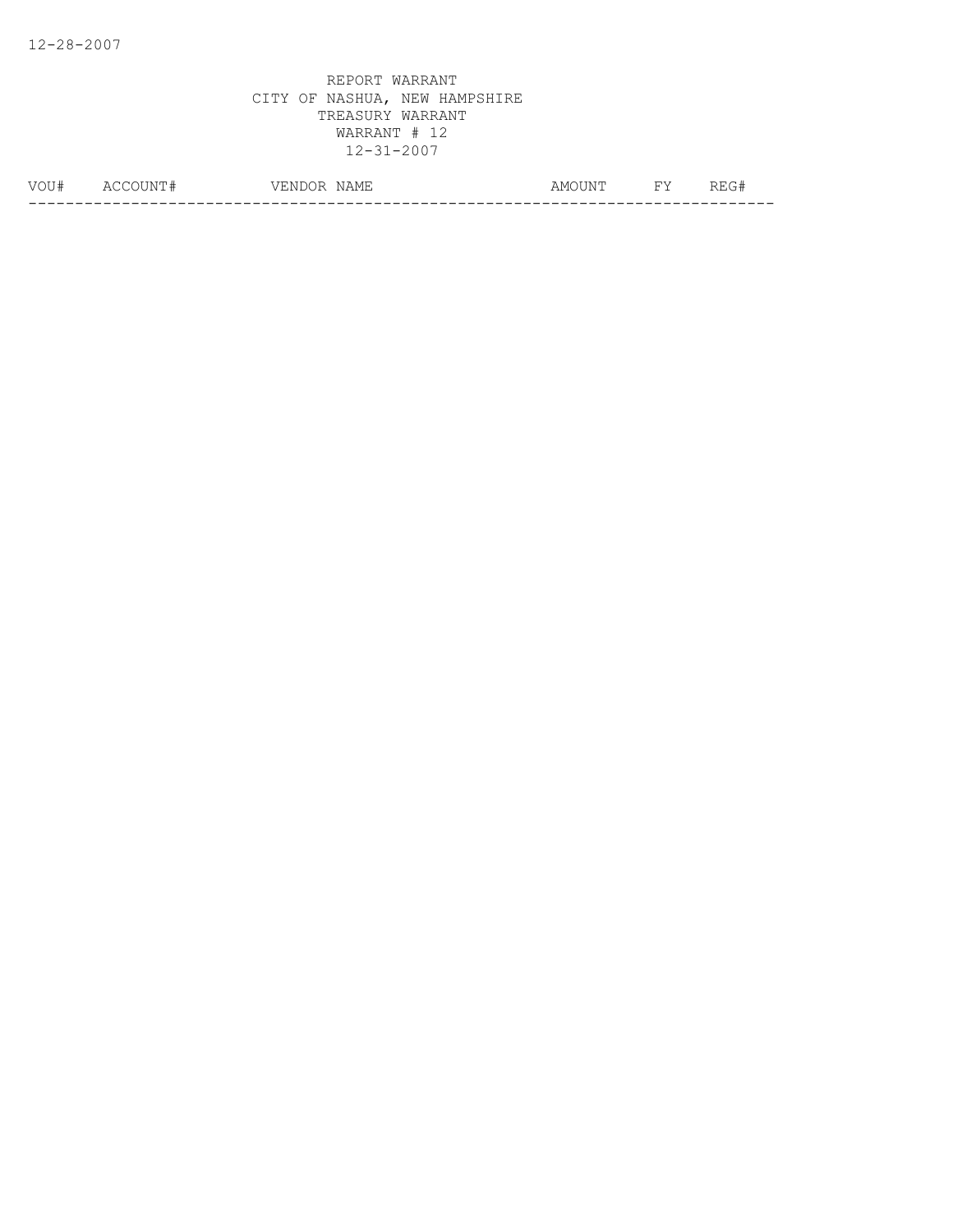12-28-2007

REPORT WARRANT
CITY OF NASHUA, NEW HAMPSHIRE
TREASURY WARRANT
WARRANT # 12
12-31-2007

| VOU# | ACCOUNT# | VENDOR NAME | AMOUNT | FY | REG# |
|---|---|---|---|---|---|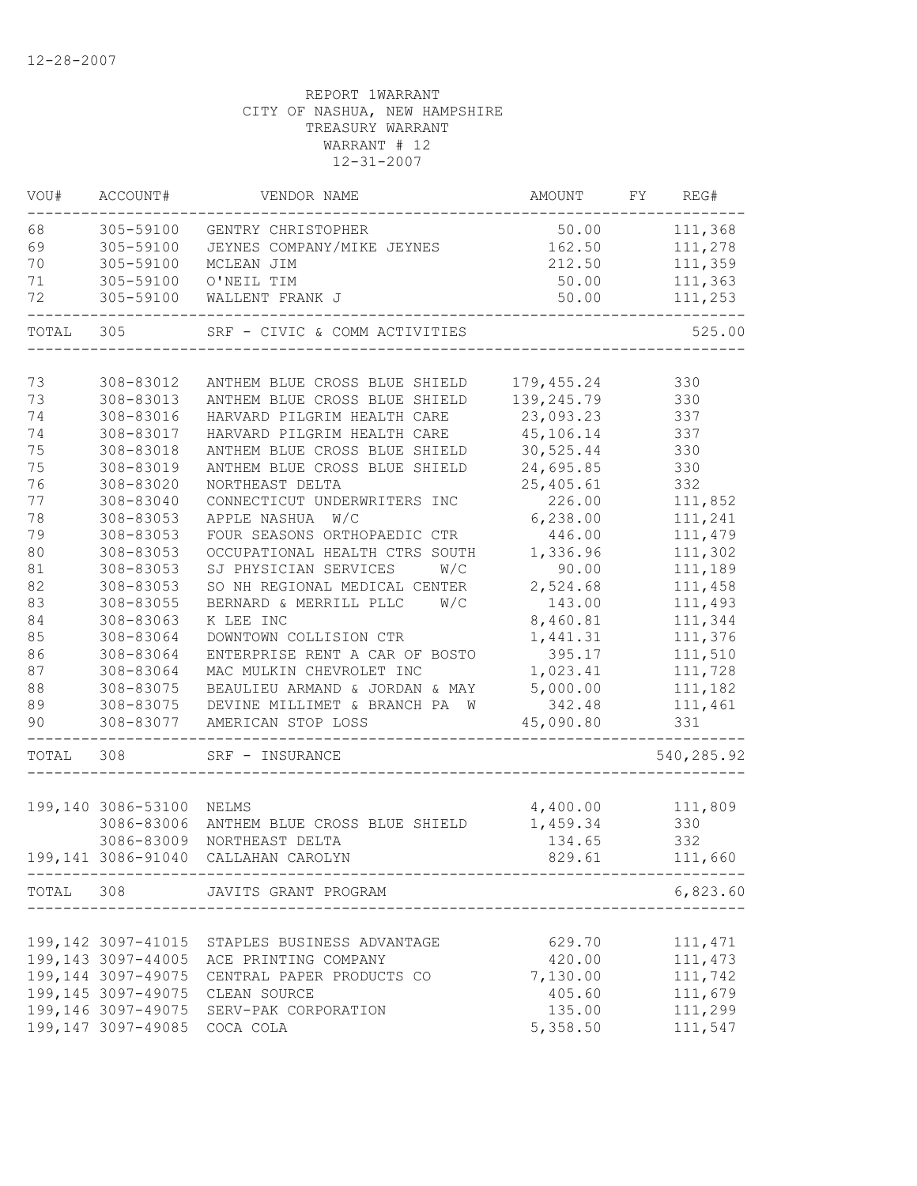12-28-2007

REPORT 1WARRANT
CITY OF NASHUA, NEW HAMPSHIRE
TREASURY WARRANT
WARRANT # 12
12-31-2007

| VOU# | ACCOUNT# | VENDOR NAME | AMOUNT | FY | REG# |
|---|---|---|---|---|---|
| 68 | 305-59100 | GENTRY CHRISTOPHER | 50.00 | | 111,368 |
| 69 | 305-59100 | JEYNES COMPANY/MIKE JEYNES | 162.50 | | 111,278 |
| 70 | 305-59100 | MCLEAN JIM | 212.50 | | 111,359 |
| 71 | 305-59100 | O'NEIL TIM | 50.00 | | 111,363 |
| 72 | 305-59100 | WALLENT FRANK J | 50.00 | | 111,253 |
| TOTAL | 305 | SRF - CIVIC & COMM ACTIVITIES | | | 525.00 |
| 73 | 308-83012 | ANTHEM BLUE CROSS BLUE SHIELD | 179,455.24 | | 330 |
| 73 | 308-83013 | ANTHEM BLUE CROSS BLUE SHIELD | 139,245.79 | | 330 |
| 74 | 308-83016 | HARVARD PILGRIM HEALTH CARE | 23,093.23 | | 337 |
| 74 | 308-83017 | HARVARD PILGRIM HEALTH CARE | 45,106.14 | | 337 |
| 75 | 308-83018 | ANTHEM BLUE CROSS BLUE SHIELD | 30,525.44 | | 330 |
| 75 | 308-83019 | ANTHEM BLUE CROSS BLUE SHIELD | 24,695.85 | | 330 |
| 76 | 308-83020 | NORTHEAST DELTA | 25,405.61 | | 332 |
| 77 | 308-83040 | CONNECTICUT UNDERWRITERS INC | 226.00 | | 111,852 |
| 78 | 308-83053 | APPLE NASHUA W/C | 6,238.00 | | 111,241 |
| 79 | 308-83053 | FOUR SEASONS ORTHOPAEDIC CTR | 446.00 | | 111,479 |
| 80 | 308-83053 | OCCUPATIONAL HEALTH CTRS SOUTH | 1,336.96 | | 111,302 |
| 81 | 308-83053 | SJ PHYSICIAN SERVICES W/C | 90.00 | | 111,189 |
| 82 | 308-83053 | SO NH REGIONAL MEDICAL CENTER | 2,524.68 | | 111,458 |
| 83 | 308-83055 | BERNARD & MERRILL PLLC W/C | 143.00 | | 111,493 |
| 84 | 308-83063 | K LEE INC | 8,460.81 | | 111,344 |
| 85 | 308-83064 | DOWNTOWN COLLISION CTR | 1,441.31 | | 111,376 |
| 86 | 308-83064 | ENTERPRISE RENT A CAR OF BOSTO | 395.17 | | 111,510 |
| 87 | 308-83064 | MAC MULKIN CHEVROLET INC | 1,023.41 | | 111,728 |
| 88 | 308-83075 | BEAULIEU ARMAND & JORDAN & MAY | 5,000.00 | | 111,182 |
| 89 | 308-83075 | DEVINE MILLIMET & BRANCH PA W | 342.48 | | 111,461 |
| 90 | 308-83077 | AMERICAN STOP LOSS | 45,090.80 | | 331 |
| TOTAL | 308 | SRF - INSURANCE | | | 540,285.92 |
| 199,140 | 3086-53100 | NELMS | 4,400.00 | | 111,809 |
| | 3086-83006 | ANTHEM BLUE CROSS BLUE SHIELD | 1,459.34 | | 330 |
| | 3086-83009 | NORTHEAST DELTA | 134.65 | | 332 |
| 199,141 | 3086-91040 | CALLAHAN CAROLYN | 829.61 | | 111,660 |
| TOTAL | 308 | JAVITS GRANT PROGRAM | | | 6,823.60 |
| 199,142 | 3097-41015 | STAPLES BUSINESS ADVANTAGE | 629.70 | | 111,471 |
| 199,143 | 3097-44005 | ACE PRINTING COMPANY | 420.00 | | 111,473 |
| 199,144 | 3097-49075 | CENTRAL PAPER PRODUCTS CO | 7,130.00 | | 111,742 |
| 199,145 | 3097-49075 | CLEAN SOURCE | 405.60 | | 111,679 |
| 199,146 | 3097-49075 | SERV-PAK CORPORATION | 135.00 | | 111,299 |
| 199,147 | 3097-49085 | COCA COLA | 5,358.50 | | 111,547 |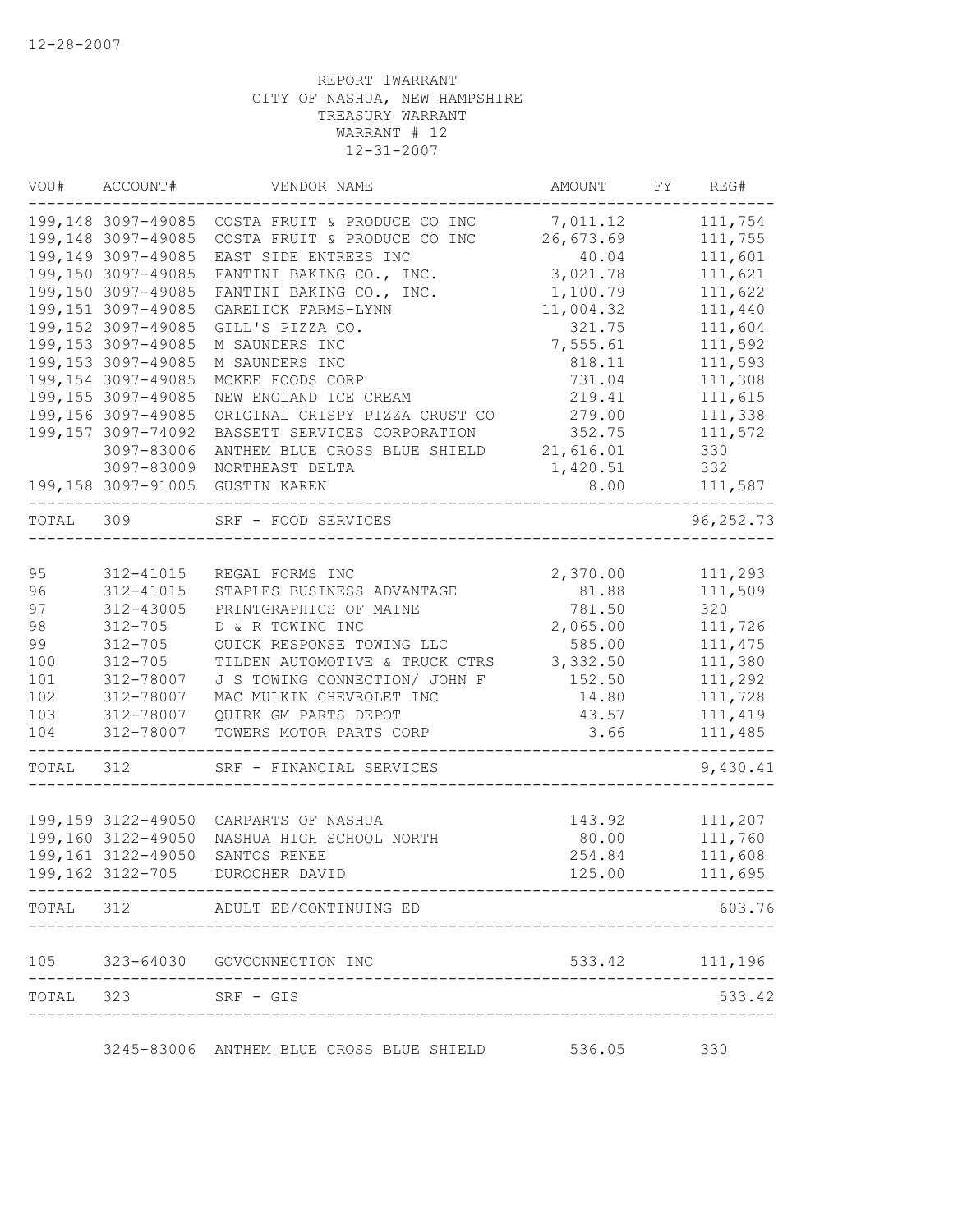12-28-2007

REPORT 1WARRANT
CITY OF NASHUA, NEW HAMPSHIRE
TREASURY WARRANT
WARRANT # 12
12-31-2007

| VOU# | ACCOUNT# | VENDOR NAME | AMOUNT | FY | REG# |
|---|---|---|---|---|---|
| 199,148 | 3097-49085 | COSTA FRUIT & PRODUCE CO INC | 7,011.12 | | 111,754 |
| 199,148 | 3097-49085 | COSTA FRUIT & PRODUCE CO INC | 26,673.69 | | 111,755 |
| 199,149 | 3097-49085 | EAST SIDE ENTREES INC | 40.04 | | 111,601 |
| 199,150 | 3097-49085 | FANTINI BAKING CO., INC. | 3,021.78 | | 111,621 |
| 199,150 | 3097-49085 | FANTINI BAKING CO., INC. | 1,100.79 | | 111,622 |
| 199,151 | 3097-49085 | GARELICK FARMS-LYNN | 11,004.32 | | 111,440 |
| 199,152 | 3097-49085 | GILL'S PIZZA CO. | 321.75 | | 111,604 |
| 199,153 | 3097-49085 | M SAUNDERS INC | 7,555.61 | | 111,592 |
| 199,153 | 3097-49085 | M SAUNDERS INC | 818.11 | | 111,593 |
| 199,154 | 3097-49085 | MCKEE FOODS CORP | 731.04 | | 111,308 |
| 199,155 | 3097-49085 | NEW ENGLAND ICE CREAM | 219.41 | | 111,615 |
| 199,156 | 3097-49085 | ORIGINAL CRISPY PIZZA CRUST CO | 279.00 | | 111,338 |
| 199,157 | 3097-74092 | BASSETT SERVICES CORPORATION | 352.75 | | 111,572 |
| | 3097-83006 | ANTHEM BLUE CROSS BLUE SHIELD | 21,616.01 | | 330 |
| | 3097-83009 | NORTHEAST DELTA | 1,420.51 | | 332 |
| 199,158 | 3097-91005 | GUSTIN KAREN | 8.00 | | 111,587 |
| TOTAL | 309 | SRF - FOOD SERVICES | | | 96,252.73 |
| 95 | 312-41015 | REGAL FORMS INC | 2,370.00 | | 111,293 |
| 96 | 312-41015 | STAPLES BUSINESS ADVANTAGE | 81.88 | | 111,509 |
| 97 | 312-43005 | PRINTGRAPHICS OF MAINE | 781.50 | | 320 |
| 98 | 312-705 | D & R TOWING INC | 2,065.00 | | 111,726 |
| 99 | 312-705 | QUICK RESPONSE TOWING LLC | 585.00 | | 111,475 |
| 100 | 312-705 | TILDEN AUTOMOTIVE & TRUCK CTRS | 3,332.50 | | 111,380 |
| 101 | 312-78007 | J S TOWING CONNECTION/ JOHN F | 152.50 | | 111,292 |
| 102 | 312-78007 | MAC MULKIN CHEVROLET INC | 14.80 | | 111,728 |
| 103 | 312-78007 | QUIRK GM PARTS DEPOT | 43.57 | | 111,419 |
| 104 | 312-78007 | TOWERS MOTOR PARTS CORP | 3.66 | | 111,485 |
| TOTAL | 312 | SRF - FINANCIAL SERVICES | | | 9,430.41 |
| 199,159 | 3122-49050 | CARPARTS OF NASHUA | 143.92 | | 111,207 |
| 199,160 | 3122-49050 | NASHUA HIGH SCHOOL NORTH | 80.00 | | 111,760 |
| 199,161 | 3122-49050 | SANTOS RENEE | 254.84 | | 111,608 |
| 199,162 | 3122-705 | DUROCHER DAVID | 125.00 | | 111,695 |
| TOTAL | 312 | ADULT ED/CONTINUING ED | | | 603.76 |
| 105 | 323-64030 | GOVCONNECTION INC | 533.42 | | 111,196 |
| TOTAL | 323 | SRF - GIS | | | 533.42 |
| | 3245-83006 | ANTHEM BLUE CROSS BLUE SHIELD | 536.05 | | 330 |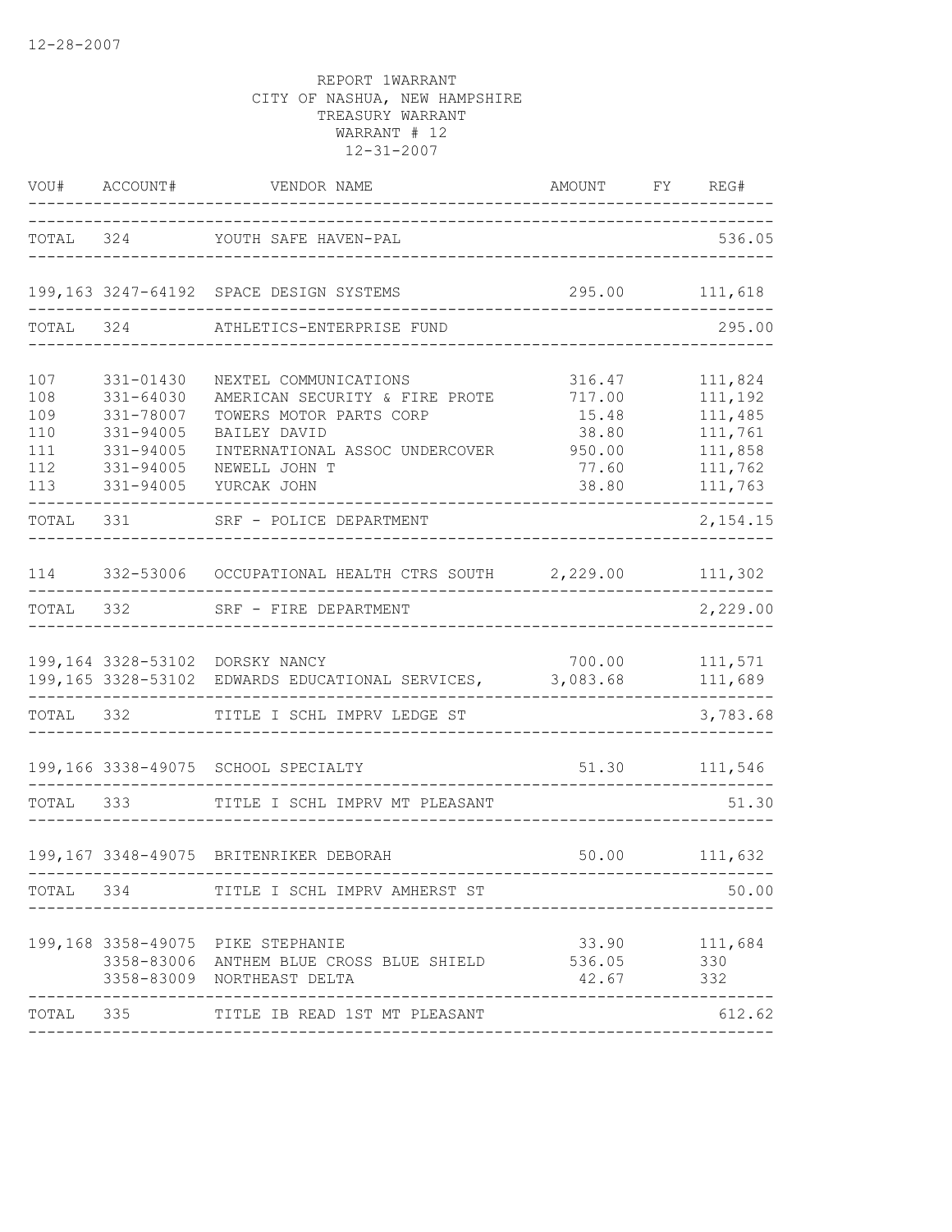12-28-2007

REPORT 1WARRANT
CITY OF NASHUA, NEW HAMPSHIRE
TREASURY WARRANT
WARRANT # 12
12-31-2007

| VOU# | ACCOUNT# | VENDOR NAME | AMOUNT | FY | REG# |
|---|---|---|---|---|---|
| TOTAL | 324 | YOUTH SAFE HAVEN-PAL | | | 536.05 |
| 199,163 | 3247-64192 | SPACE DESIGN SYSTEMS | 295.00 | | 111,618 |
| TOTAL | 324 | ATHLETICS-ENTERPRISE FUND | | | 295.00 |
| 107 | 331-01430 | NEXTEL COMMUNICATIONS | 316.47 | | 111,824 |
| 108 | 331-64030 | AMERICAN SECURITY & FIRE PROTE | 717.00 | | 111,192 |
| 109 | 331-78007 | TOWERS MOTOR PARTS CORP | 15.48 | | 111,485 |
| 110 | 331-94005 | BAILEY DAVID | 38.80 | | 111,761 |
| 111 | 331-94005 | INTERNATIONAL ASSOC UNDERCOVER | 950.00 | | 111,858 |
| 112 | 331-94005 | NEWELL JOHN T | 77.60 | | 111,762 |
| 113 | 331-94005 | YURCAK JOHN | 38.80 | | 111,763 |
| TOTAL | 331 | SRF - POLICE DEPARTMENT | | | 2,154.15 |
| 114 | 332-53006 | OCCUPATIONAL HEALTH CTRS SOUTH | 2,229.00 | | 111,302 |
| TOTAL | 332 | SRF - FIRE DEPARTMENT | | | 2,229.00 |
| 199,164 | 3328-53102 | DORSKY NANCY | 700.00 | | 111,571 |
| 199,165 | 3328-53102 | EDWARDS EDUCATIONAL SERVICES, | 3,083.68 | | 111,689 |
| TOTAL | 332 | TITLE I SCHL IMPRV LEDGE ST | | | 3,783.68 |
| 199,166 | 3338-49075 | SCHOOL SPECIALTY | 51.30 | | 111,546 |
| TOTAL | 333 | TITLE I SCHL IMPRV MT PLEASANT | | | 51.30 |
| 199,167 | 3348-49075 | BRITENRIKER DEBORAH | 50.00 | | 111,632 |
| TOTAL | 334 | TITLE I SCHL IMPRV AMHERST ST | | | 50.00 |
| 199,168 | 3358-49075 | PIKE STEPHANIE | 33.90 | | 111,684 |
| | 3358-83006 | ANTHEM BLUE CROSS BLUE SHIELD | 536.05 | | 330 |
| | 3358-83009 | NORTHEAST DELTA | 42.67 | | 332 |
| TOTAL | 335 | TITLE IB READ 1ST MT PLEASANT | | | 612.62 |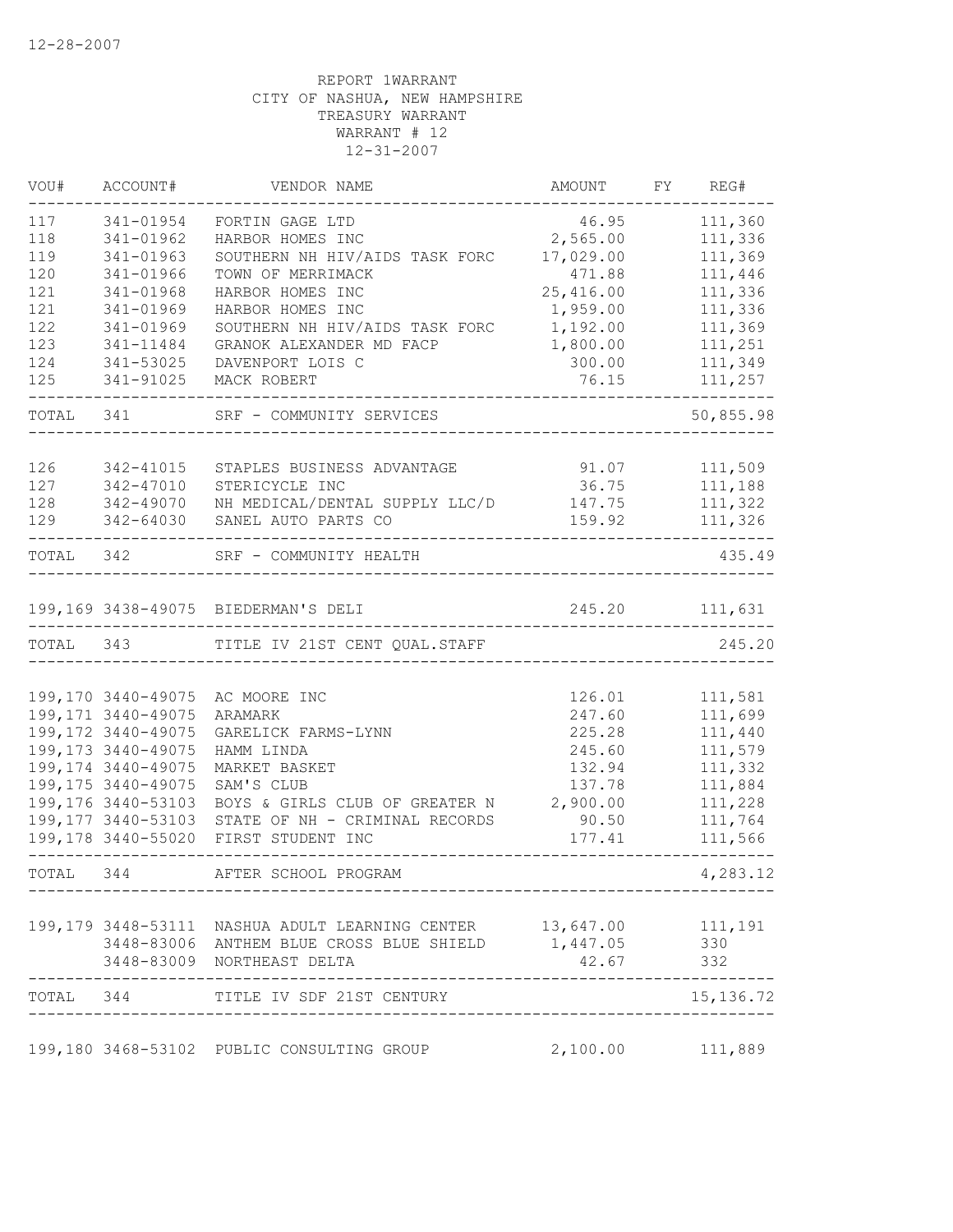12-28-2007

REPORT 1WARRANT
CITY OF NASHUA, NEW HAMPSHIRE
TREASURY WARRANT
WARRANT # 12
12-31-2007

| VOU# | ACCOUNT# | VENDOR NAME | AMOUNT | FY | REG# |
|---|---|---|---|---|---|
| 117 | 341-01954 | FORTIN GAGE LTD | 46.95 | | 111,360 |
| 118 | 341-01962 | HARBOR HOMES INC | 2,565.00 | | 111,336 |
| 119 | 341-01963 | SOUTHERN NH HIV/AIDS TASK FORC | 17,029.00 | | 111,369 |
| 120 | 341-01966 | TOWN OF MERRIMACK | 471.88 | | 111,446 |
| 121 | 341-01968 | HARBOR HOMES INC | 25,416.00 | | 111,336 |
| 121 | 341-01969 | HARBOR HOMES INC | 1,959.00 | | 111,336 |
| 122 | 341-01969 | SOUTHERN NH HIV/AIDS TASK FORC | 1,192.00 | | 111,369 |
| 123 | 341-11484 | GRANOK ALEXANDER MD FACP | 1,800.00 | | 111,251 |
| 124 | 341-53025 | DAVENPORT LOIS C | 300.00 | | 111,349 |
| 125 | 341-91025 | MACK ROBERT | 76.15 | | 111,257 |
| TOTAL | 341 | SRF - COMMUNITY SERVICES | | | 50,855.98 |
| 126 | 342-41015 | STAPLES BUSINESS ADVANTAGE | 91.07 | | 111,509 |
| 127 | 342-47010 | STERICYCLE INC | 36.75 | | 111,188 |
| 128 | 342-49070 | NH MEDICAL/DENTAL SUPPLY LLC/D | 147.75 | | 111,322 |
| 129 | 342-64030 | SANEL AUTO PARTS CO | 159.92 | | 111,326 |
| TOTAL | 342 | SRF - COMMUNITY HEALTH | | | 435.49 |
| 199,169 | 3438-49075 | BIEDERMAN'S DELI | 245.20 | | 111,631 |
| TOTAL | 343 | TITLE IV 21ST CENT QUAL.STAFF | | | 245.20 |
| 199,170 | 3440-49075 | AC MOORE INC | 126.01 | | 111,581 |
| 199,171 | 3440-49075 | ARAMARK | 247.60 | | 111,699 |
| 199,172 | 3440-49075 | GARELICK FARMS-LYNN | 225.28 | | 111,440 |
| 199,173 | 3440-49075 | HAMM LINDA | 245.60 | | 111,579 |
| 199,174 | 3440-49075 | MARKET BASKET | 132.94 | | 111,332 |
| 199,175 | 3440-49075 | SAM'S CLUB | 137.78 | | 111,884 |
| 199,176 | 3440-53103 | BOYS & GIRLS CLUB OF GREATER N | 2,900.00 | | 111,228 |
| 199,177 | 3440-53103 | STATE OF NH - CRIMINAL RECORDS | 90.50 | | 111,764 |
| 199,178 | 3440-55020 | FIRST STUDENT INC | 177.41 | | 111,566 |
| TOTAL | 344 | AFTER SCHOOL PROGRAM | | | 4,283.12 |
| 199,179 | 3448-53111 | NASHUA ADULT LEARNING CENTER | 13,647.00 | | 111,191 |
| | 3448-83006 | ANTHEM BLUE CROSS BLUE SHIELD | 1,447.05 | | 330 |
| | 3448-83009 | NORTHEAST DELTA | 42.67 | | 332 |
| TOTAL | 344 | TITLE IV SDF 21ST CENTURY | | | 15,136.72 |
| 199,180 | 3468-53102 | PUBLIC CONSULTING GROUP | 2,100.00 | | 111,889 |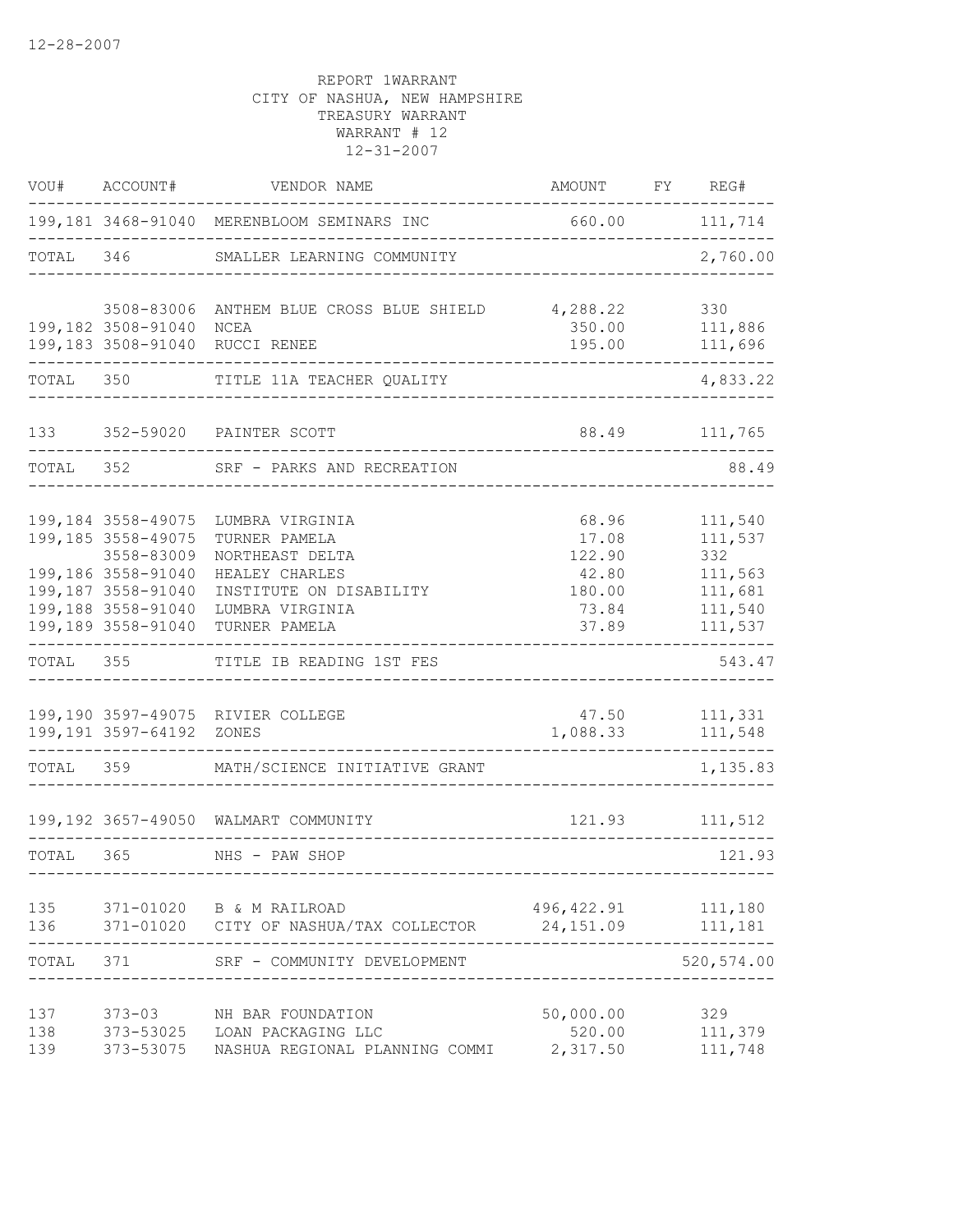12-28-2007

REPORT 1WARRANT
CITY OF NASHUA, NEW HAMPSHIRE
TREASURY WARRANT
WARRANT # 12
12-31-2007

| VOU# | ACCOUNT# | VENDOR NAME | AMOUNT | FY | REG# |
|---|---|---|---|---|---|
| 199,181 | 3468-91040 | MERENBLOOM SEMINARS INC | 660.00 | | 111,714 |
| TOTAL | 346 | SMALLER LEARNING COMMUNITY | | | 2,760.00 |
| | 3508-83006 | ANTHEM BLUE CROSS BLUE SHIELD | 4,288.22 | | 330 |
| 199,182 | 3508-91040 | NCEA | 350.00 | | 111,886 |
| 199,183 | 3508-91040 | RUCCI RENEE | 195.00 | | 111,696 |
| TOTAL | 350 | TITLE 11A TEACHER QUALITY | | | 4,833.22 |
| 133 | 352-59020 | PAINTER SCOTT | 88.49 | | 111,765 |
| TOTAL | 352 | SRF - PARKS AND RECREATION | | | 88.49 |
| 199,184 | 3558-49075 | LUMBRA VIRGINIA | 68.96 | | 111,540 |
| 199,185 | 3558-49075 | TURNER PAMELA | 17.08 | | 111,537 |
| | 3558-83009 | NORTHEAST DELTA | 122.90 | | 332 |
| 199,186 | 3558-91040 | HEALEY CHARLES | 42.80 | | 111,563 |
| 199,187 | 3558-91040 | INSTITUTE ON DISABILITY | 180.00 | | 111,681 |
| 199,188 | 3558-91040 | LUMBRA VIRGINIA | 73.84 | | 111,540 |
| 199,189 | 3558-91040 | TURNER PAMELA | 37.89 | | 111,537 |
| TOTAL | 355 | TITLE IB READING 1ST FES | | | 543.47 |
| 199,190 | 3597-49075 | RIVIER COLLEGE | 47.50 | | 111,331 |
| 199,191 | 3597-64192 | ZONES | 1,088.33 | | 111,548 |
| TOTAL | 359 | MATH/SCIENCE INITIATIVE GRANT | | | 1,135.83 |
| 199,192 | 3657-49050 | WALMART COMMUNITY | 121.93 | | 111,512 |
| TOTAL | 365 | NHS - PAW SHOP | | | 121.93 |
| 135 | 371-01020 | B & M RAILROAD | 496,422.91 | | 111,180 |
| 136 | 371-01020 | CITY OF NASHUA/TAX COLLECTOR | 24,151.09 | | 111,181 |
| TOTAL | 371 | SRF - COMMUNITY DEVELOPMENT | | | 520,574.00 |
| 137 | 373-03 | NH BAR FOUNDATION | 50,000.00 | | 329 |
| 138 | 373-53025 | LOAN PACKAGING LLC | 520.00 | | 111,379 |
| 139 | 373-53075 | NASHUA REGIONAL PLANNING COMMI | 2,317.50 | | 111,748 |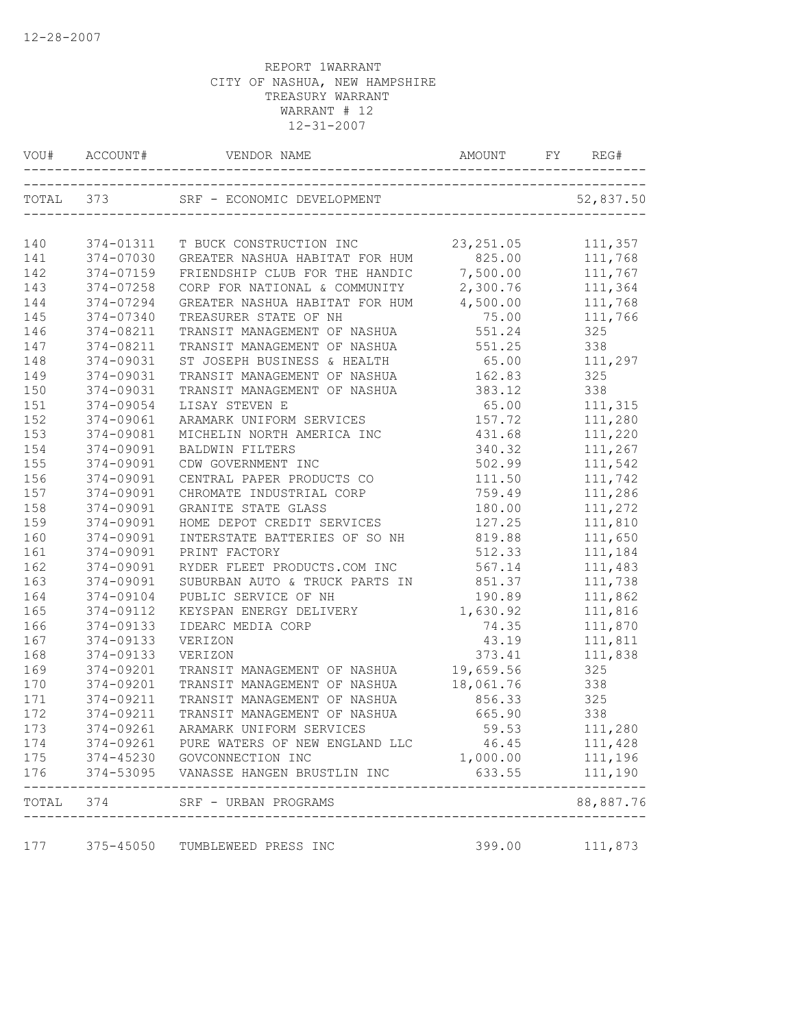12-28-2007

REPORT 1WARRANT
CITY OF NASHUA, NEW HAMPSHIRE
TREASURY WARRANT
WARRANT # 12
12-31-2007

| VOU# | ACCOUNT# | VENDOR NAME | AMOUNT | FY | REG# |
|---|---|---|---|---|---|
| TOTAL | 373 | SRF - ECONOMIC DEVELOPMENT | | | 52,837.50 |
| 140 | 374-01311 | T BUCK CONSTRUCTION INC | 23,251.05 | | 111,357 |
| 141 | 374-07030 | GREATER NASHUA HABITAT FOR HUM | 825.00 | | 111,768 |
| 142 | 374-07159 | FRIENDSHIP CLUB FOR THE HANDIC | 7,500.00 | | 111,767 |
| 143 | 374-07258 | CORP FOR NATIONAL & COMMUNITY | 2,300.76 | | 111,364 |
| 144 | 374-07294 | GREATER NASHUA HABITAT FOR HUM | 4,500.00 | | 111,768 |
| 145 | 374-07340 | TREASURER STATE OF NH | 75.00 | | 111,766 |
| 146 | 374-08211 | TRANSIT MANAGEMENT OF NASHUA | 551.24 | | 325 |
| 147 | 374-08211 | TRANSIT MANAGEMENT OF NASHUA | 551.25 | | 338 |
| 148 | 374-09031 | ST JOSEPH BUSINESS & HEALTH | 65.00 | | 111,297 |
| 149 | 374-09031 | TRANSIT MANAGEMENT OF NASHUA | 162.83 | | 325 |
| 150 | 374-09031 | TRANSIT MANAGEMENT OF NASHUA | 383.12 | | 338 |
| 151 | 374-09054 | LISAY STEVEN E | 65.00 | | 111,315 |
| 152 | 374-09061 | ARAMARK UNIFORM SERVICES | 157.72 | | 111,280 |
| 153 | 374-09081 | MICHELIN NORTH AMERICA INC | 431.68 | | 111,220 |
| 154 | 374-09091 | BALDWIN FILTERS | 340.32 | | 111,267 |
| 155 | 374-09091 | CDW GOVERNMENT INC | 502.99 | | 111,542 |
| 156 | 374-09091 | CENTRAL PAPER PRODUCTS CO | 111.50 | | 111,742 |
| 157 | 374-09091 | CHROMATE INDUSTRIAL CORP | 759.49 | | 111,286 |
| 158 | 374-09091 | GRANITE STATE GLASS | 180.00 | | 111,272 |
| 159 | 374-09091 | HOME DEPOT CREDIT SERVICES | 127.25 | | 111,810 |
| 160 | 374-09091 | INTERSTATE BATTERIES OF SO NH | 819.88 | | 111,650 |
| 161 | 374-09091 | PRINT FACTORY | 512.33 | | 111,184 |
| 162 | 374-09091 | RYDER FLEET PRODUCTS.COM INC | 567.14 | | 111,483 |
| 163 | 374-09091 | SUBURBAN AUTO & TRUCK PARTS IN | 851.37 | | 111,738 |
| 164 | 374-09104 | PUBLIC SERVICE OF NH | 190.89 | | 111,862 |
| 165 | 374-09112 | KEYSPAN ENERGY DELIVERY | 1,630.92 | | 111,816 |
| 166 | 374-09133 | IDEARC MEDIA CORP | 74.35 | | 111,870 |
| 167 | 374-09133 | VERIZON | 43.19 | | 111,811 |
| 168 | 374-09133 | VERIZON | 373.41 | | 111,838 |
| 169 | 374-09201 | TRANSIT MANAGEMENT OF NASHUA | 19,659.56 | | 325 |
| 170 | 374-09201 | TRANSIT MANAGEMENT OF NASHUA | 18,061.76 | | 338 |
| 171 | 374-09211 | TRANSIT MANAGEMENT OF NASHUA | 856.33 | | 325 |
| 172 | 374-09211 | TRANSIT MANAGEMENT OF NASHUA | 665.90 | | 338 |
| 173 | 374-09261 | ARAMARK UNIFORM SERVICES | 59.53 | | 111,280 |
| 174 | 374-09261 | PURE WATERS OF NEW ENGLAND LLC | 46.45 | | 111,428 |
| 175 | 374-45230 | GOVCONNECTION INC | 1,000.00 | | 111,196 |
| 176 | 374-53095 | VANASSE HANGEN BRUSTLIN INC | 633.55 | | 111,190 |
| TOTAL | 374 | SRF - URBAN PROGRAMS | | | 88,887.76 |
| 177 | 375-45050 | TUMBLEWEED PRESS INC | 399.00 | | 111,873 |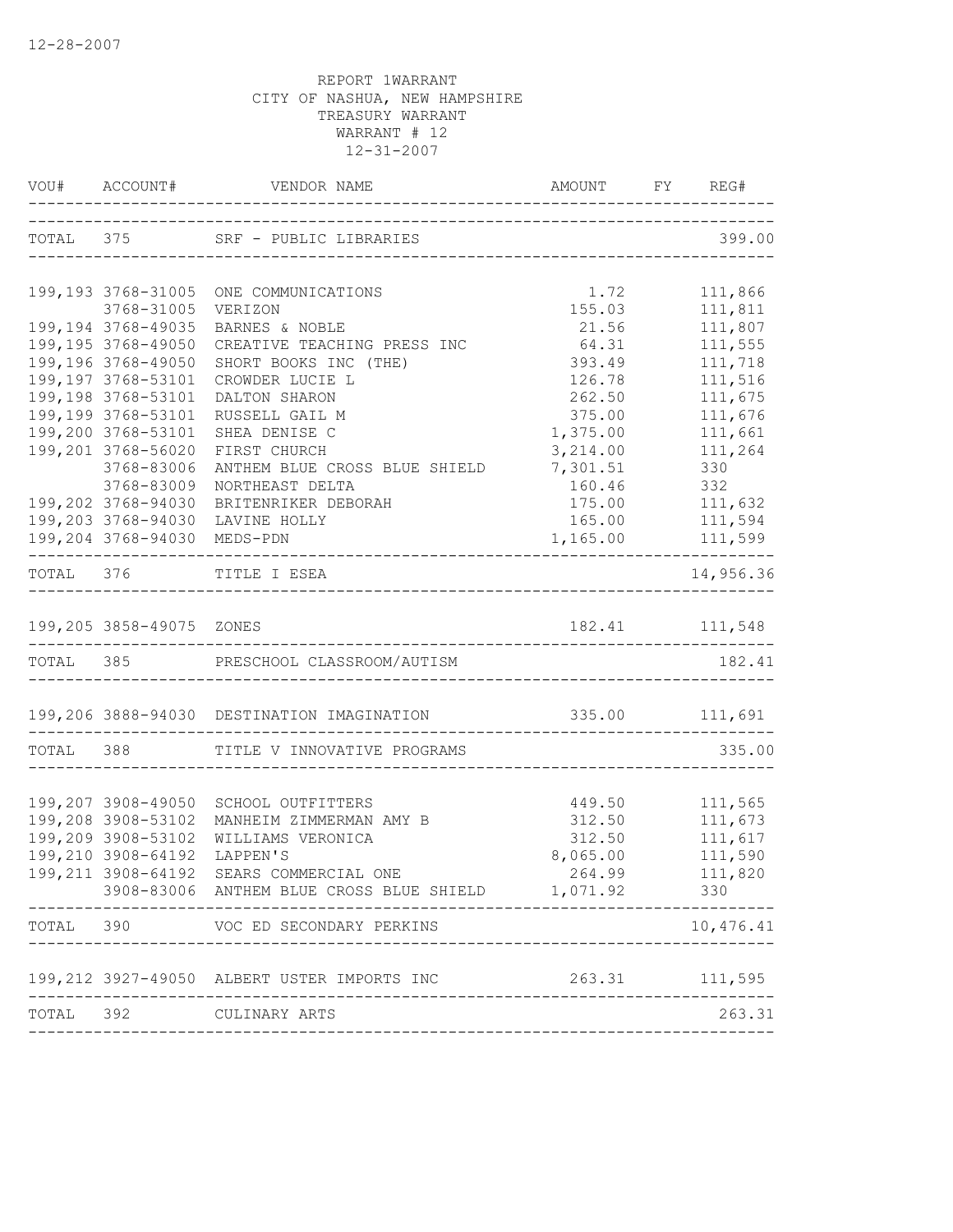12-28-2007

REPORT 1WARRANT
CITY OF NASHUA, NEW HAMPSHIRE
TREASURY WARRANT
WARRANT # 12
12-31-2007

| VOU# | ACCOUNT# | VENDOR NAME | AMOUNT | FY | REG# |
|---|---|---|---|---|---|
| TOTAL | 375 | SRF - PUBLIC LIBRARIES | | | 399.00 |
| 199,193 | 3768-31005 | ONE COMMUNICATIONS | 1.72 | | 111,866 |
| | 3768-31005 | VERIZON | 155.03 | | 111,811 |
| 199,194 | 3768-49035 | BARNES & NOBLE | 21.56 | | 111,807 |
| 199,195 | 3768-49050 | CREATIVE TEACHING PRESS INC | 64.31 | | 111,555 |
| 199,196 | 3768-49050 | SHORT BOOKS INC (THE) | 393.49 | | 111,718 |
| 199,197 | 3768-53101 | CROWDER LUCIE L | 126.78 | | 111,516 |
| 199,198 | 3768-53101 | DALTON SHARON | 262.50 | | 111,675 |
| 199,199 | 3768-53101 | RUSSELL GAIL M | 375.00 | | 111,676 |
| 199,200 | 3768-53101 | SHEA DENISE C | 1,375.00 | | 111,661 |
| 199,201 | 3768-56020 | FIRST CHURCH | 3,214.00 | | 111,264 |
| | 3768-83006 | ANTHEM BLUE CROSS BLUE SHIELD | 7,301.51 | | 330 |
| | 3768-83009 | NORTHEAST DELTA | 160.46 | | 332 |
| 199,202 | 3768-94030 | BRITENRIKER DEBORAH | 175.00 | | 111,632 |
| 199,203 | 3768-94030 | LAVINE HOLLY | 165.00 | | 111,594 |
| 199,204 | 3768-94030 | MEDS-PDN | 1,165.00 | | 111,599 |
| TOTAL | 376 | TITLE I ESEA | | | 14,956.36 |
| 199,205 | 3858-49075 | ZONES | 182.41 | | 111,548 |
| TOTAL | 385 | PRESCHOOL CLASSROOM/AUTISM | | | 182.41 |
| 199,206 | 3888-94030 | DESTINATION IMAGINATION | 335.00 | | 111,691 |
| TOTAL | 388 | TITLE V INNOVATIVE PROGRAMS | | | 335.00 |
| 199,207 | 3908-49050 | SCHOOL OUTFITTERS | 449.50 | | 111,565 |
| 199,208 | 3908-53102 | MANHEIM ZIMMERMAN AMY B | 312.50 | | 111,673 |
| 199,209 | 3908-53102 | WILLIAMS VERONICA | 312.50 | | 111,617 |
| 199,210 | 3908-64192 | LAPPEN'S | 8,065.00 | | 111,590 |
| 199,211 | 3908-64192 | SEARS COMMERCIAL ONE | 264.99 | | 111,820 |
| | 3908-83006 | ANTHEM BLUE CROSS BLUE SHIELD | 1,071.92 | | 330 |
| TOTAL | 390 | VOC ED SECONDARY PERKINS | | | 10,476.41 |
| 199,212 | 3927-49050 | ALBERT USTER IMPORTS INC | 263.31 | | 111,595 |
| TOTAL | 392 | CULINARY ARTS | | | 263.31 |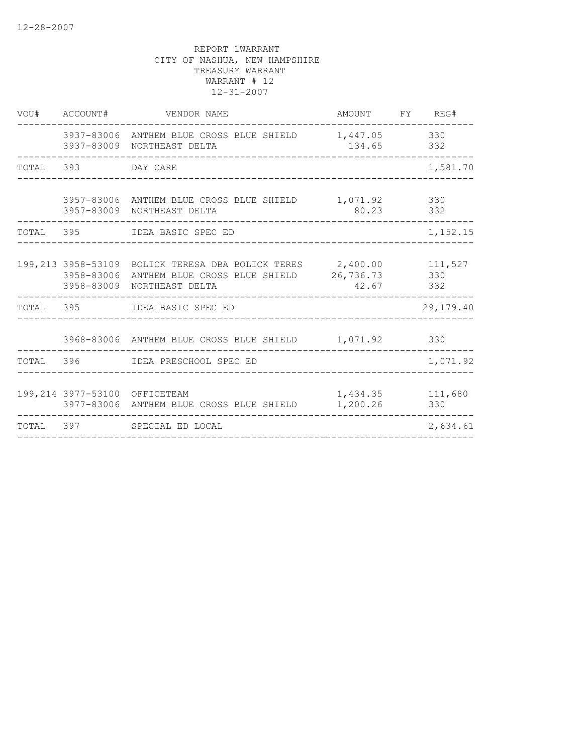12-28-2007

REPORT 1WARRANT
CITY OF NASHUA, NEW HAMPSHIRE
TREASURY WARRANT
WARRANT # 12
12-31-2007

| VOU# | ACCOUNT# | VENDOR NAME | AMOUNT | FY | REG# |
|---|---|---|---|---|---|
| | 3937-83006 | ANTHEM BLUE CROSS BLUE SHIELD | 1,447.05 | | 330 |
| | 3937-83009 | NORTHEAST DELTA | 134.65 | | 332 |
| TOTAL | 393 | DAY CARE | | | 1,581.70 |
| | 3957-83006 | ANTHEM BLUE CROSS BLUE SHIELD | 1,071.92 | | 330 |
| | 3957-83009 | NORTHEAST DELTA | 80.23 | | 332 |
| TOTAL | 395 | IDEA BASIC SPEC ED | | | 1,152.15 |
| 199,213 | 3958-53109 | BOLICK TERESA DBA BOLICK TERES | 2,400.00 | | 111,527 |
| | 3958-83006 | ANTHEM BLUE CROSS BLUE SHIELD | 26,736.73 | | 330 |
| | 3958-83009 | NORTHEAST DELTA | 42.67 | | 332 |
| TOTAL | 395 | IDEA BASIC SPEC ED | | | 29,179.40 |
| | 3968-83006 | ANTHEM BLUE CROSS BLUE SHIELD | 1,071.92 | | 330 |
| TOTAL | 396 | IDEA PRESCHOOL SPEC ED | | | 1,071.92 |
| 199,214 | 3977-53100 | OFFICETEAM | 1,434.35 | | 111,680 |
| | 3977-83006 | ANTHEM BLUE CROSS BLUE SHIELD | 1,200.26 | | 330 |
| TOTAL | 397 | SPECIAL ED LOCAL | | | 2,634.61 |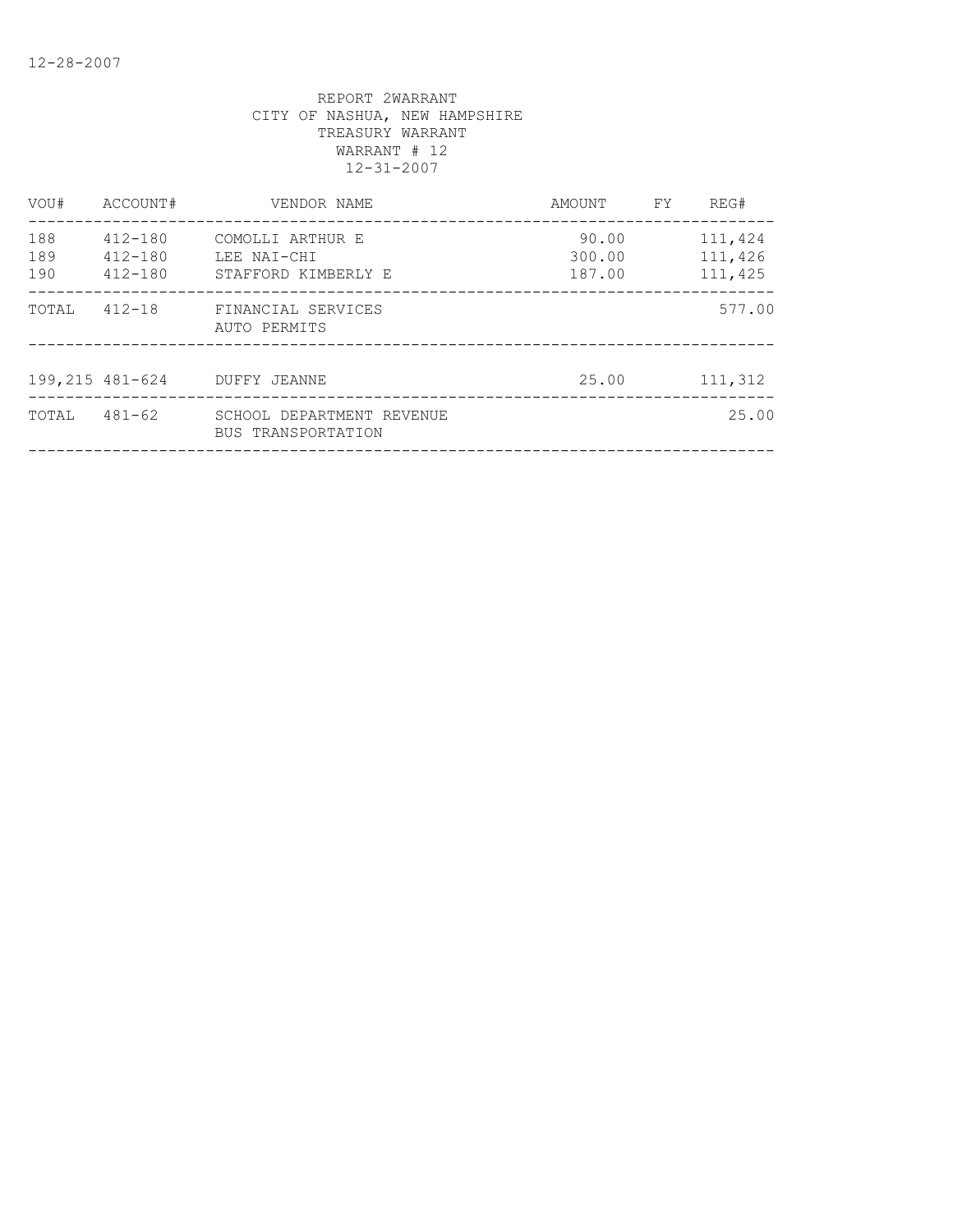REPORT 2WARRANT
CITY OF NASHUA, NEW HAMPSHIRE
TREASURY WARRANT
WARRANT # 12
12-31-2007

| VOU# | ACCOUNT# | VENDOR NAME | AMOUNT | FY | REG# |
|---|---|---|---|---|---|
| 188 | 412-180 | COMOLLI ARTHUR E | 90.00 | | 111,424 |
| 189 | 412-180 | LEE NAI-CHI | 300.00 | | 111,426 |
| 190 | 412-180 | STAFFORD KIMBERLY E | 187.00 | | 111,425 |
| TOTAL | 412-18 | FINANCIAL SERVICES AUTO PERMITS | | | 577.00 |
| 199,215 | 481-624 | DUFFY JEANNE | 25.00 | | 111,312 |
| TOTAL | 481-62 | SCHOOL DEPARTMENT REVENUE BUS TRANSPORTATION | | | 25.00 |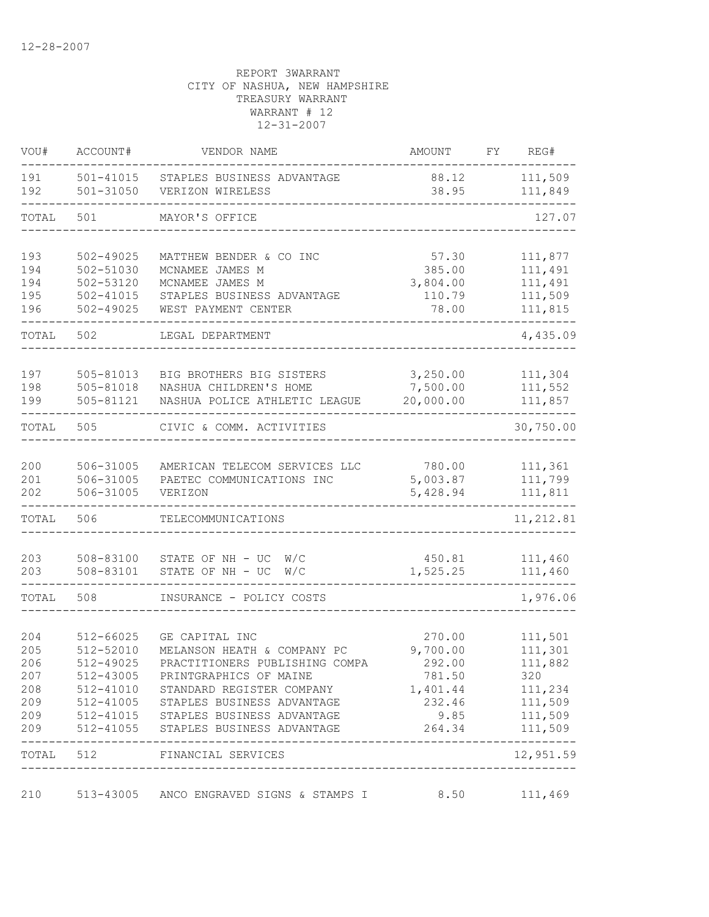12-28-2007

REPORT 3WARRANT
CITY OF NASHUA, NEW HAMPSHIRE
TREASURY WARRANT
WARRANT # 12
12-31-2007

| VOU# | ACCOUNT# | VENDOR NAME | AMOUNT | FY | REG# |
|---|---|---|---|---|---|
| 191 | 501-41015 | STAPLES BUSINESS ADVANTAGE | 88.12 | | 111,509 |
| 192 | 501-31050 | VERIZON WIRELESS | 38.95 | | 111,849 |
| TOTAL | 501 | MAYOR'S OFFICE | | | 127.07 |
| 193 | 502-49025 | MATTHEW BENDER & CO INC | 57.30 | | 111,877 |
| 194 | 502-51030 | MCNAMEE JAMES M | 385.00 | | 111,491 |
| 194 | 502-53120 | MCNAMEE JAMES M | 3,804.00 | | 111,491 |
| 195 | 502-41015 | STAPLES BUSINESS ADVANTAGE | 110.79 | | 111,509 |
| 196 | 502-49025 | WEST PAYMENT CENTER | 78.00 | | 111,815 |
| TOTAL | 502 | LEGAL DEPARTMENT | | | 4,435.09 |
| 197 | 505-81013 | BIG BROTHERS BIG SISTERS | 3,250.00 | | 111,304 |
| 198 | 505-81018 | NASHUA CHILDREN'S HOME | 7,500.00 | | 111,552 |
| 199 | 505-81121 | NASHUA POLICE ATHLETIC LEAGUE | 20,000.00 | | 111,857 |
| TOTAL | 505 | CIVIC & COMM. ACTIVITIES | | | 30,750.00 |
| 200 | 506-31005 | AMERICAN TELECOM SERVICES LLC | 780.00 | | 111,361 |
| 201 | 506-31005 | PAETEC COMMUNICATIONS INC | 5,003.87 | | 111,799 |
| 202 | 506-31005 | VERIZON | 5,428.94 | | 111,811 |
| TOTAL | 506 | TELECOMMUNICATIONS | | | 11,212.81 |
| 203 | 508-83100 | STATE OF NH - UC W/C | 450.81 | | 111,460 |
| 203 | 508-83101 | STATE OF NH - UC W/C | 1,525.25 | | 111,460 |
| TOTAL | 508 | INSURANCE - POLICY COSTS | | | 1,976.06 |
| 204 | 512-66025 | GE CAPITAL INC | 270.00 | | 111,501 |
| 205 | 512-52010 | MELANSON HEATH & COMPANY PC | 9,700.00 | | 111,301 |
| 206 | 512-49025 | PRACTITIONERS PUBLISHING COMPA | 292.00 | | 111,882 |
| 207 | 512-43005 | PRINTGRAPHICS OF MAINE | 781.50 | | 320 |
| 208 | 512-41010 | STANDARD REGISTER COMPANY | 1,401.44 | | 111,234 |
| 209 | 512-41005 | STAPLES BUSINESS ADVANTAGE | 232.46 | | 111,509 |
| 209 | 512-41015 | STAPLES BUSINESS ADVANTAGE | 9.85 | | 111,509 |
| 209 | 512-41055 | STAPLES BUSINESS ADVANTAGE | 264.34 | | 111,509 |
| TOTAL | 512 | FINANCIAL SERVICES | | | 12,951.59 |
| 210 | 513-43005 | ANCO ENGRAVED SIGNS & STAMPS I | 8.50 | | 111,469 |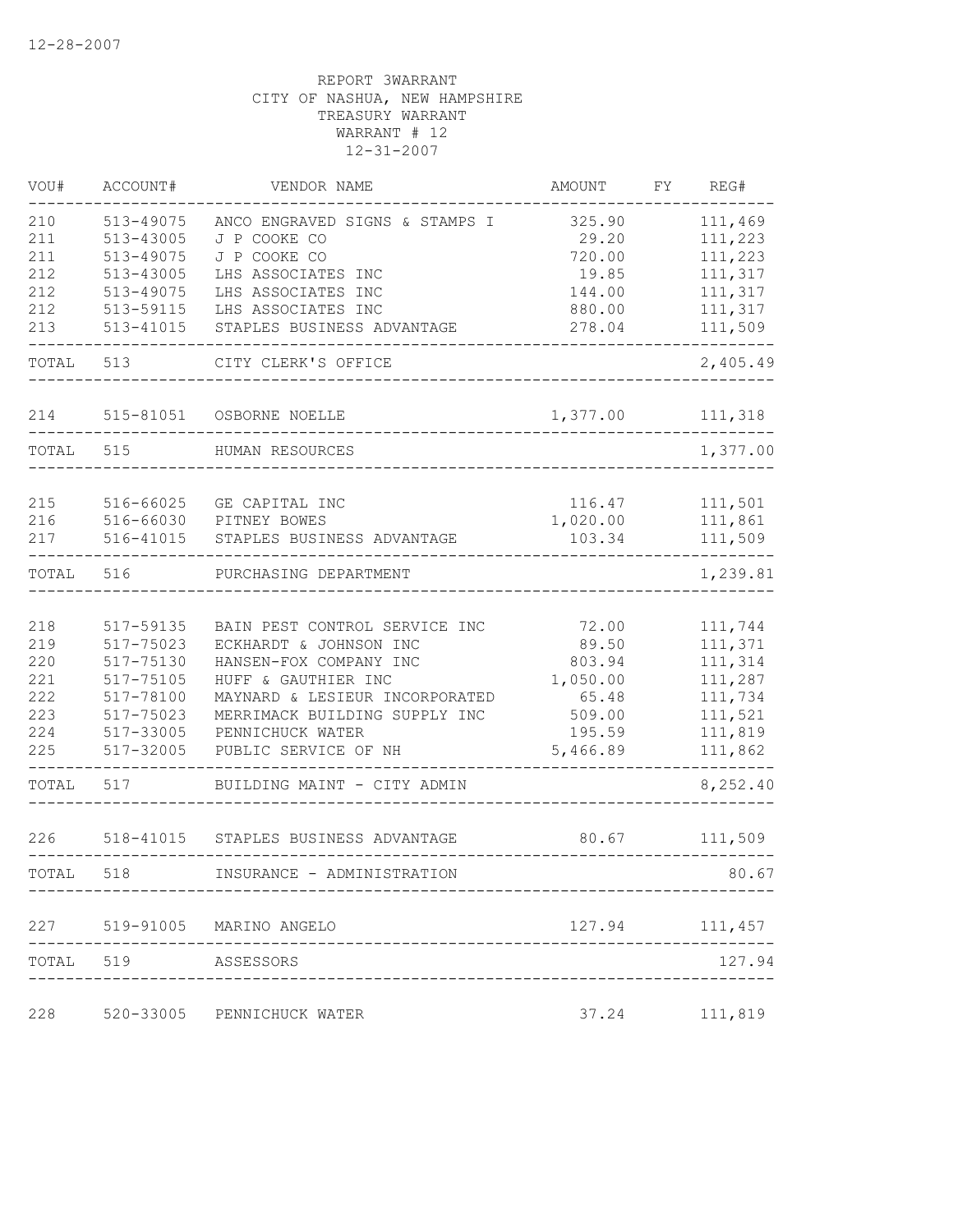12-28-2007

REPORT 3WARRANT
CITY OF NASHUA, NEW HAMPSHIRE
TREASURY WARRANT
WARRANT # 12
12-31-2007

| VOU# | ACCOUNT# | VENDOR NAME | AMOUNT | FY | REG# |
|---|---|---|---|---|---|
| 210 | 513-49075 | ANCO ENGRAVED SIGNS & STAMPS I | 325.90 | | 111,469 |
| 211 | 513-43005 | J P COOKE CO | 29.20 | | 111,223 |
| 211 | 513-49075 | J P COOKE CO | 720.00 | | 111,223 |
| 212 | 513-43005 | LHS ASSOCIATES INC | 19.85 | | 111,317 |
| 212 | 513-49075 | LHS ASSOCIATES INC | 144.00 | | 111,317 |
| 212 | 513-59115 | LHS ASSOCIATES INC | 880.00 | | 111,317 |
| 213 | 513-41015 | STAPLES BUSINESS ADVANTAGE | 278.04 | | 111,509 |
| TOTAL | 513 | CITY CLERK'S OFFICE | | | 2,405.49 |
| 214 | 515-81051 | OSBORNE NOELLE | 1,377.00 | | 111,318 |
| TOTAL | 515 | HUMAN RESOURCES | | | 1,377.00 |
| 215 | 516-66025 | GE CAPITAL INC | 116.47 | | 111,501 |
| 216 | 516-66030 | PITNEY BOWES | 1,020.00 | | 111,861 |
| 217 | 516-41015 | STAPLES BUSINESS ADVANTAGE | 103.34 | | 111,509 |
| TOTAL | 516 | PURCHASING DEPARTMENT | | | 1,239.81 |
| 218 | 517-59135 | BAIN PEST CONTROL SERVICE INC | 72.00 | | 111,744 |
| 219 | 517-75023 | ECKHARDT & JOHNSON INC | 89.50 | | 111,371 |
| 220 | 517-75130 | HANSEN-FOX COMPANY INC | 803.94 | | 111,314 |
| 221 | 517-75105 | HUFF & GAUTHIER INC | 1,050.00 | | 111,287 |
| 222 | 517-78100 | MAYNARD & LESIEUR INCORPORATED | 65.48 | | 111,734 |
| 223 | 517-75023 | MERRIMACK BUILDING SUPPLY INC | 509.00 | | 111,521 |
| 224 | 517-33005 | PENNICHUCK WATER | 195.59 | | 111,819 |
| 225 | 517-32005 | PUBLIC SERVICE OF NH | 5,466.89 | | 111,862 |
| TOTAL | 517 | BUILDING MAINT - CITY ADMIN | | | 8,252.40 |
| 226 | 518-41015 | STAPLES BUSINESS ADVANTAGE | 80.67 | | 111,509 |
| TOTAL | 518 | INSURANCE - ADMINISTRATION | | | 80.67 |
| 227 | 519-91005 | MARINO ANGELO | 127.94 | | 111,457 |
| TOTAL | 519 | ASSESSORS | | | 127.94 |
| 228 | 520-33005 | PENNICHUCK WATER | 37.24 | | 111,819 |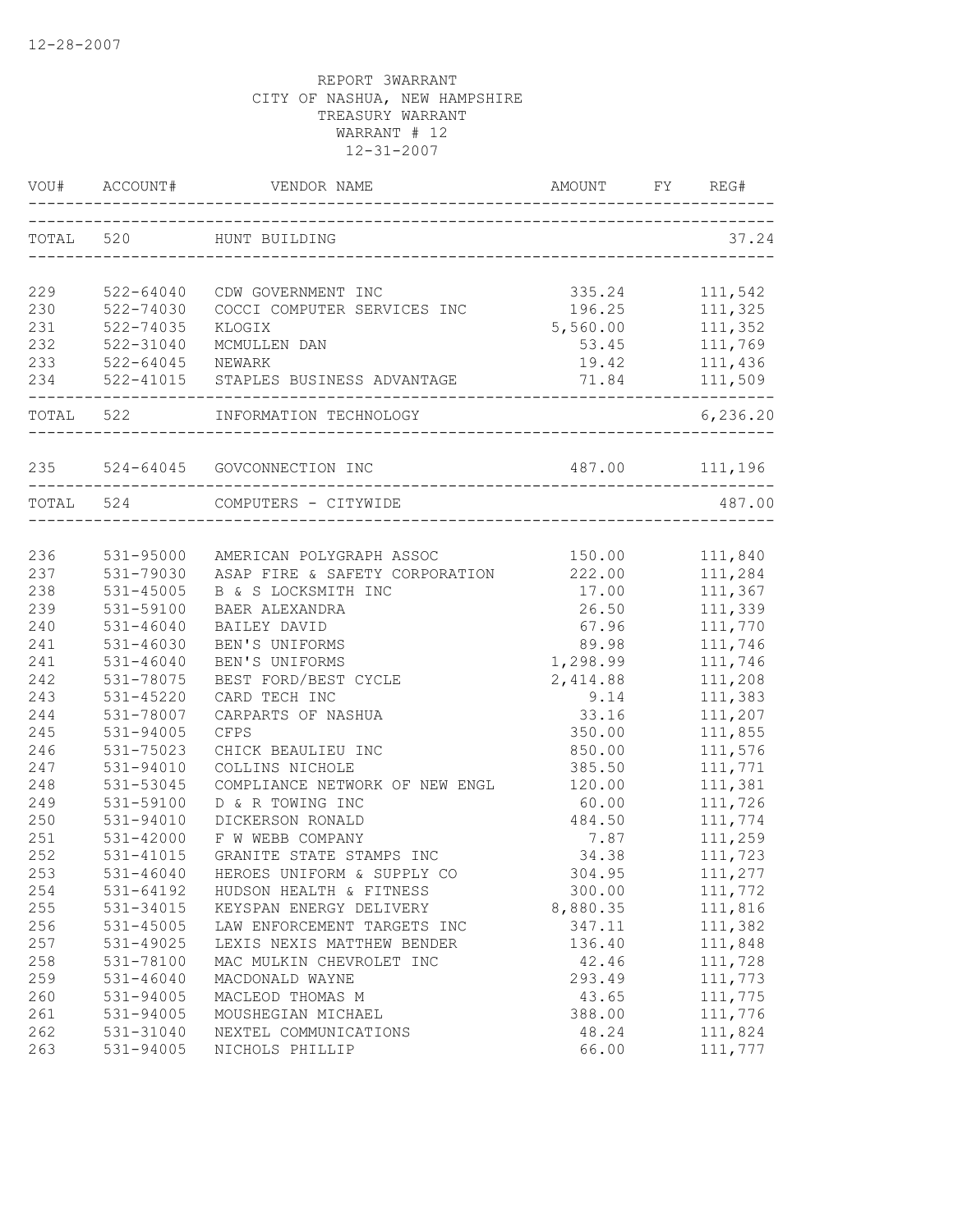12-28-2007

REPORT 3WARRANT
CITY OF NASHUA, NEW HAMPSHIRE
TREASURY WARRANT
WARRANT # 12
12-31-2007

| VOU# | ACCOUNT# | VENDOR NAME | AMOUNT | FY | REG# |
|---|---|---|---|---|---|
| TOTAL | 520 | HUNT BUILDING | | | 37.24 |
| 229 | 522-64040 | CDW GOVERNMENT INC | 335.24 | | 111,542 |
| 230 | 522-74030 | COCCI COMPUTER SERVICES INC | 196.25 | | 111,325 |
| 231 | 522-74035 | KLOGIX | 5,560.00 | | 111,352 |
| 232 | 522-31040 | MCMULLEN DAN | 53.45 | | 111,769 |
| 233 | 522-64045 | NEWARK | 19.42 | | 111,436 |
| 234 | 522-41015 | STAPLES BUSINESS ADVANTAGE | 71.84 | | 111,509 |
| TOTAL | 522 | INFORMATION TECHNOLOGY | | | 6,236.20 |
| 235 | 524-64045 | GOVCONNECTION INC | 487.00 | | 111,196 |
| TOTAL | 524 | COMPUTERS - CITYWIDE | | | 487.00 |
| 236 | 531-95000 | AMERICAN POLYGRAPH ASSOC | 150.00 | | 111,840 |
| 237 | 531-79030 | ASAP FIRE & SAFETY CORPORATION | 222.00 | | 111,284 |
| 238 | 531-45005 | B & S LOCKSMITH INC | 17.00 | | 111,367 |
| 239 | 531-59100 | BAER ALEXANDRA | 26.50 | | 111,339 |
| 240 | 531-46040 | BAILEY DAVID | 67.96 | | 111,770 |
| 241 | 531-46030 | BEN'S UNIFORMS | 89.98 | | 111,746 |
| 241 | 531-46040 | BEN'S UNIFORMS | 1,298.99 | | 111,746 |
| 242 | 531-78075 | BEST FORD/BEST CYCLE | 2,414.88 | | 111,208 |
| 243 | 531-45220 | CARD TECH INC | 9.14 | | 111,383 |
| 244 | 531-78007 | CARPARTS OF NASHUA | 33.16 | | 111,207 |
| 245 | 531-94005 | CFPS | 350.00 | | 111,855 |
| 246 | 531-75023 | CHICK BEAULIEU INC | 850.00 | | 111,576 |
| 247 | 531-94010 | COLLINS NICHOLE | 385.50 | | 111,771 |
| 248 | 531-53045 | COMPLIANCE NETWORK OF NEW ENGL | 120.00 | | 111,381 |
| 249 | 531-59100 | D & R TOWING INC | 60.00 | | 111,726 |
| 250 | 531-94010 | DICKERSON RONALD | 484.50 | | 111,774 |
| 251 | 531-42000 | F W WEBB COMPANY | 7.87 | | 111,259 |
| 252 | 531-41015 | GRANITE STATE STAMPS INC | 34.38 | | 111,723 |
| 253 | 531-46040 | HEROES UNIFORM & SUPPLY CO | 304.95 | | 111,277 |
| 254 | 531-64192 | HUDSON HEALTH & FITNESS | 300.00 | | 111,772 |
| 255 | 531-34015 | KEYSPAN ENERGY DELIVERY | 8,880.35 | | 111,816 |
| 256 | 531-45005 | LAW ENFORCEMENT TARGETS INC | 347.11 | | 111,382 |
| 257 | 531-49025 | LEXIS NEXIS MATTHEW BENDER | 136.40 | | 111,848 |
| 258 | 531-78100 | MAC MULKIN CHEVROLET INC | 42.46 | | 111,728 |
| 259 | 531-46040 | MACDONALD WAYNE | 293.49 | | 111,773 |
| 260 | 531-94005 | MACLEOD THOMAS M | 43.65 | | 111,775 |
| 261 | 531-94005 | MOUSHEGIAN MICHAEL | 388.00 | | 111,776 |
| 262 | 531-31040 | NEXTEL COMMUNICATIONS | 48.24 | | 111,824 |
| 263 | 531-94005 | NICHOLS PHILLIP | 66.00 | | 111,777 |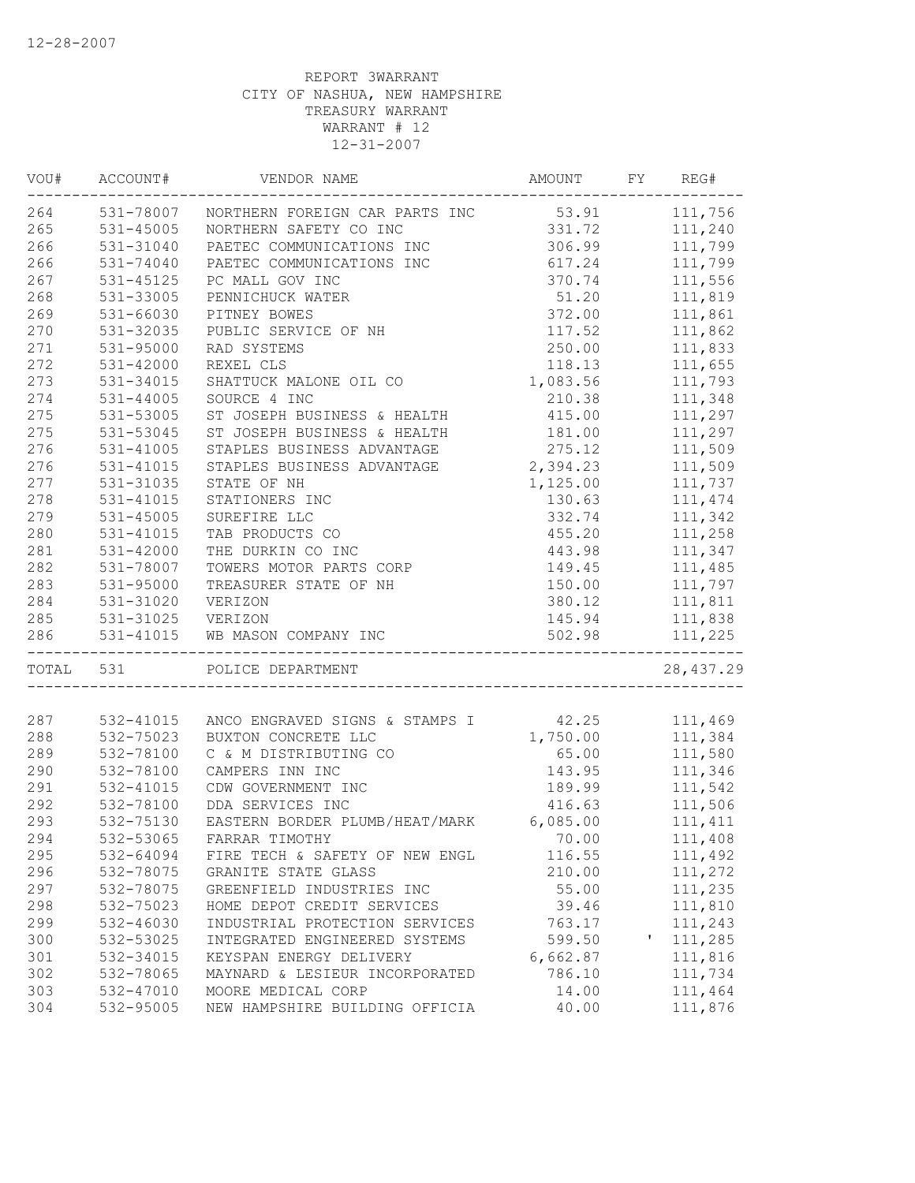12-28-2007

REPORT 3WARRANT
CITY OF NASHUA, NEW HAMPSHIRE
TREASURY WARRANT
WARRANT # 12
12-31-2007

| VOU# | ACCOUNT# | VENDOR NAME | AMOUNT | FY | REG# |
|---|---|---|---|---|---|
| 264 | 531-78007 | NORTHERN FOREIGN CAR PARTS INC | 53.91 | | 111,756 |
| 265 | 531-45005 | NORTHERN SAFETY CO INC | 331.72 | | 111,240 |
| 266 | 531-31040 | PAETEC COMMUNICATIONS INC | 306.99 | | 111,799 |
| 266 | 531-74040 | PAETEC COMMUNICATIONS INC | 617.24 | | 111,799 |
| 267 | 531-45125 | PC MALL GOV INC | 370.74 | | 111,556 |
| 268 | 531-33005 | PENNICHUCK WATER | 51.20 | | 111,819 |
| 269 | 531-66030 | PITNEY BOWES | 372.00 | | 111,861 |
| 270 | 531-32035 | PUBLIC SERVICE OF NH | 117.52 | | 111,862 |
| 271 | 531-95000 | RAD SYSTEMS | 250.00 | | 111,833 |
| 272 | 531-42000 | REXEL CLS | 118.13 | | 111,655 |
| 273 | 531-34015 | SHATTUCK MALONE OIL CO | 1,083.56 | | 111,793 |
| 274 | 531-44005 | SOURCE 4 INC | 210.38 | | 111,348 |
| 275 | 531-53005 | ST JOSEPH BUSINESS & HEALTH | 415.00 | | 111,297 |
| 275 | 531-53045 | ST JOSEPH BUSINESS & HEALTH | 181.00 | | 111,297 |
| 276 | 531-41005 | STAPLES BUSINESS ADVANTAGE | 275.12 | | 111,509 |
| 276 | 531-41015 | STAPLES BUSINESS ADVANTAGE | 2,394.23 | | 111,509 |
| 277 | 531-31035 | STATE OF NH | 1,125.00 | | 111,737 |
| 278 | 531-41015 | STATIONERS INC | 130.63 | | 111,474 |
| 279 | 531-45005 | SUREFIRE LLC | 332.74 | | 111,342 |
| 280 | 531-41015 | TAB PRODUCTS CO | 455.20 | | 111,258 |
| 281 | 531-42000 | THE DURKIN CO INC | 443.98 | | 111,347 |
| 282 | 531-78007 | TOWERS MOTOR PARTS CORP | 149.45 | | 111,485 |
| 283 | 531-95000 | TREASURER STATE OF NH | 150.00 | | 111,797 |
| 284 | 531-31020 | VERIZON | 380.12 | | 111,811 |
| 285 | 531-31025 | VERIZON | 145.94 | | 111,838 |
| 286 | 531-41015 | WB MASON COMPANY INC | 502.98 | | 111,225 |
| TOTAL | 531 | POLICE DEPARTMENT | | | 28,437.29 |
| 287 | 532-41015 | ANCO ENGRAVED SIGNS & STAMPS I | 42.25 | | 111,469 |
| 288 | 532-75023 | BUXTON CONCRETE LLC | 1,750.00 | | 111,384 |
| 289 | 532-78100 | C & M DISTRIBUTING CO | 65.00 | | 111,580 |
| 290 | 532-78100 | CAMPERS INN INC | 143.95 | | 111,346 |
| 291 | 532-41015 | CDW GOVERNMENT INC | 189.99 | | 111,542 |
| 292 | 532-78100 | DDA SERVICES INC | 416.63 | | 111,506 |
| 293 | 532-75130 | EASTERN BORDER PLUMB/HEAT/MARK | 6,085.00 | | 111,411 |
| 294 | 532-53065 | FARRAR TIMOTHY | 70.00 | | 111,408 |
| 295 | 532-64094 | FIRE TECH & SAFETY OF NEW ENGL | 116.55 | | 111,492 |
| 296 | 532-78075 | GRANITE STATE GLASS | 210.00 | | 111,272 |
| 297 | 532-78075 | GREENFIELD INDUSTRIES INC | 55.00 | | 111,235 |
| 298 | 532-75023 | HOME DEPOT CREDIT SERVICES | 39.46 | | 111,810 |
| 299 | 532-46030 | INDUSTRIAL PROTECTION SERVICES | 763.17 | | 111,243 |
| 300 | 532-53025 | INTEGRATED ENGINEERED SYSTEMS | 599.50 | ' | 111,285 |
| 301 | 532-34015 | KEYSPAN ENERGY DELIVERY | 6,662.87 | | 111,816 |
| 302 | 532-78065 | MAYNARD & LESIEUR INCORPORATED | 786.10 | | 111,734 |
| 303 | 532-47010 | MOORE MEDICAL CORP | 14.00 | | 111,464 |
| 304 | 532-95005 | NEW HAMPSHIRE BUILDING OFFICIA | 40.00 | | 111,876 |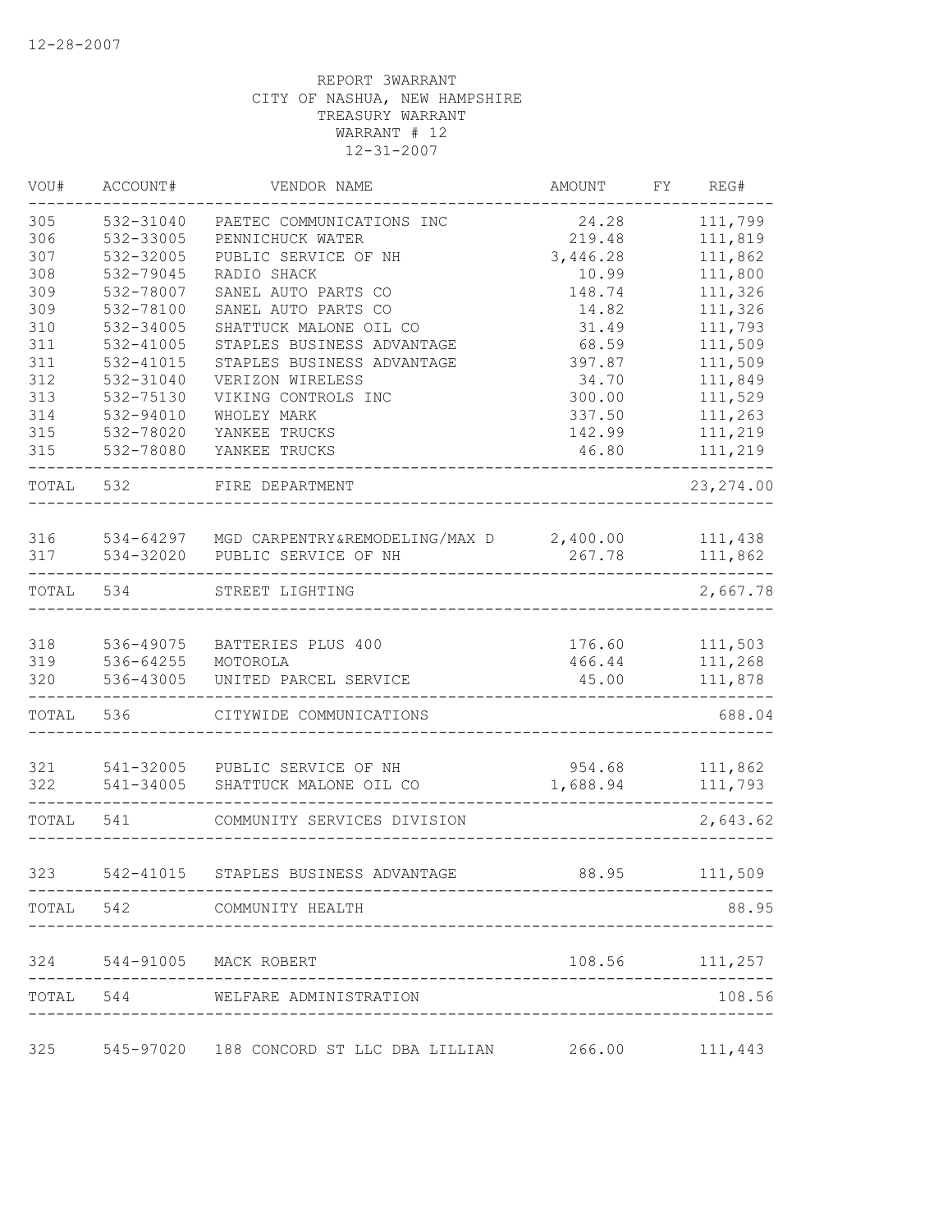12-28-2007

REPORT 3WARRANT
CITY OF NASHUA, NEW HAMPSHIRE
TREASURY WARRANT
WARRANT # 12
12-31-2007

| VOU# | ACCOUNT# | VENDOR NAME | AMOUNT | FY | REG# |
|---|---|---|---|---|---|
| 305 | 532-31040 | PAETEC COMMUNICATIONS INC | 24.28 | | 111,799 |
| 306 | 532-33005 | PENNICHUCK WATER | 219.48 | | 111,819 |
| 307 | 532-32005 | PUBLIC SERVICE OF NH | 3,446.28 | | 111,862 |
| 308 | 532-79045 | RADIO SHACK | 10.99 | | 111,800 |
| 309 | 532-78007 | SANEL AUTO PARTS CO | 148.74 | | 111,326 |
| 309 | 532-78100 | SANEL AUTO PARTS CO | 14.82 | | 111,326 |
| 310 | 532-34005 | SHATTUCK MALONE OIL CO | 31.49 | | 111,793 |
| 311 | 532-41005 | STAPLES BUSINESS ADVANTAGE | 68.59 | | 111,509 |
| 311 | 532-41015 | STAPLES BUSINESS ADVANTAGE | 397.87 | | 111,509 |
| 312 | 532-31040 | VERIZON WIRELESS | 34.70 | | 111,849 |
| 313 | 532-75130 | VIKING CONTROLS INC | 300.00 | | 111,529 |
| 314 | 532-94010 | WHOLEY MARK | 337.50 | | 111,263 |
| 315 | 532-78020 | YANKEE TRUCKS | 142.99 | | 111,219 |
| 315 | 532-78080 | YANKEE TRUCKS | 46.80 | | 111,219 |
| TOTAL | 532 | FIRE DEPARTMENT | | | 23,274.00 |
| 316 | 534-64297 | MGD CARPENTRY&REMODELING/MAX D | 2,400.00 | | 111,438 |
| 317 | 534-32020 | PUBLIC SERVICE OF NH | 267.78 | | 111,862 |
| TOTAL | 534 | STREET LIGHTING | | | 2,667.78 |
| 318 | 536-49075 | BATTERIES PLUS 400 | 176.60 | | 111,503 |
| 319 | 536-64255 | MOTOROLA | 466.44 | | 111,268 |
| 320 | 536-43005 | UNITED PARCEL SERVICE | 45.00 | | 111,878 |
| TOTAL | 536 | CITYWIDE COMMUNICATIONS | | | 688.04 |
| 321 | 541-32005 | PUBLIC SERVICE OF NH | 954.68 | | 111,862 |
| 322 | 541-34005 | SHATTUCK MALONE OIL CO | 1,688.94 | | 111,793 |
| TOTAL | 541 | COMMUNITY SERVICES DIVISION | | | 2,643.62 |
| 323 | 542-41015 | STAPLES BUSINESS ADVANTAGE | 88.95 | | 111,509 |
| TOTAL | 542 | COMMUNITY HEALTH | | | 88.95 |
| 324 | 544-91005 | MACK ROBERT | 108.56 | | 111,257 |
| TOTAL | 544 | WELFARE ADMINISTRATION | | | 108.56 |
| 325 | 545-97020 | 188 CONCORD ST LLC DBA LILLIAN | 266.00 | | 111,443 |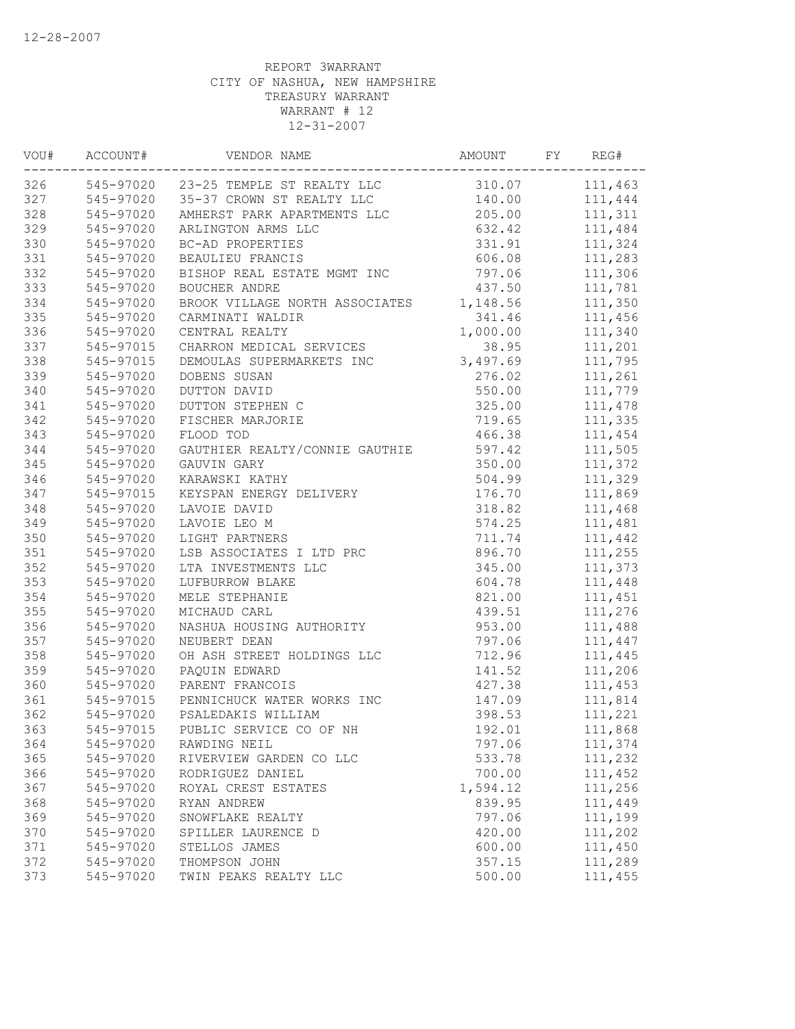12-28-2007

REPORT 3WARRANT
CITY OF NASHUA, NEW HAMPSHIRE
TREASURY WARRANT
WARRANT # 12
12-31-2007

| VOU# | ACCOUNT# | VENDOR NAME | AMOUNT | FY | REG# |
|---|---|---|---|---|---|
| 326 | 545-97020 | 23-25 TEMPLE ST REALTY LLC | 310.07 | | 111,463 |
| 327 | 545-97020 | 35-37 CROWN ST REALTY LLC | 140.00 | | 111,444 |
| 328 | 545-97020 | AMHERST PARK APARTMENTS LLC | 205.00 | | 111,311 |
| 329 | 545-97020 | ARLINGTON ARMS LLC | 632.42 | | 111,484 |
| 330 | 545-97020 | BC-AD PROPERTIES | 331.91 | | 111,324 |
| 331 | 545-97020 | BEAULIEU FRANCIS | 606.08 | | 111,283 |
| 332 | 545-97020 | BISHOP REAL ESTATE MGMT INC | 797.06 | | 111,306 |
| 333 | 545-97020 | BOUCHER ANDRE | 437.50 | | 111,781 |
| 334 | 545-97020 | BROOK VILLAGE NORTH ASSOCIATES | 1,148.56 | | 111,350 |
| 335 | 545-97020 | CARMINATI WALDIR | 341.46 | | 111,456 |
| 336 | 545-97020 | CENTRAL REALTY | 1,000.00 | | 111,340 |
| 337 | 545-97015 | CHARRON MEDICAL SERVICES | 38.95 | | 111,201 |
| 338 | 545-97015 | DEMOULAS SUPERMARKETS INC | 3,497.69 | | 111,795 |
| 339 | 545-97020 | DOBENS SUSAN | 276.02 | | 111,261 |
| 340 | 545-97020 | DUTTON DAVID | 550.00 | | 111,779 |
| 341 | 545-97020 | DUTTON STEPHEN C | 325.00 | | 111,478 |
| 342 | 545-97020 | FISCHER MARJORIE | 719.65 | | 111,335 |
| 343 | 545-97020 | FLOOD TOD | 466.38 | | 111,454 |
| 344 | 545-97020 | GAUTHIER REALTY/CONNIE GAUTHIE | 597.42 | | 111,505 |
| 345 | 545-97020 | GAUVIN GARY | 350.00 | | 111,372 |
| 346 | 545-97020 | KARAWSKI KATHY | 504.99 | | 111,329 |
| 347 | 545-97015 | KEYSPAN ENERGY DELIVERY | 176.70 | | 111,869 |
| 348 | 545-97020 | LAVOIE DAVID | 318.82 | | 111,468 |
| 349 | 545-97020 | LAVOIE LEO M | 574.25 | | 111,481 |
| 350 | 545-97020 | LIGHT PARTNERS | 711.74 | | 111,442 |
| 351 | 545-97020 | LSB ASSOCIATES I LTD PRC | 896.70 | | 111,255 |
| 352 | 545-97020 | LTA INVESTMENTS LLC | 345.00 | | 111,373 |
| 353 | 545-97020 | LUFBURROW BLAKE | 604.78 | | 111,448 |
| 354 | 545-97020 | MELE STEPHANIE | 821.00 | | 111,451 |
| 355 | 545-97020 | MICHAUD CARL | 439.51 | | 111,276 |
| 356 | 545-97020 | NASHUA HOUSING AUTHORITY | 953.00 | | 111,488 |
| 357 | 545-97020 | NEUBERT DEAN | 797.06 | | 111,447 |
| 358 | 545-97020 | OH ASH STREET HOLDINGS LLC | 712.96 | | 111,445 |
| 359 | 545-97020 | PAQUIN EDWARD | 141.52 | | 111,206 |
| 360 | 545-97020 | PARENT FRANCOIS | 427.38 | | 111,453 |
| 361 | 545-97015 | PENNICHUCK WATER WORKS INC | 147.09 | | 111,814 |
| 362 | 545-97020 | PSALEDAKIS WILLIAM | 398.53 | | 111,221 |
| 363 | 545-97015 | PUBLIC SERVICE CO OF NH | 192.01 | | 111,868 |
| 364 | 545-97020 | RAWDING NEIL | 797.06 | | 111,374 |
| 365 | 545-97020 | RIVERVIEW GARDEN CO LLC | 533.78 | | 111,232 |
| 366 | 545-97020 | RODRIGUEZ DANIEL | 700.00 | | 111,452 |
| 367 | 545-97020 | ROYAL CREST ESTATES | 1,594.12 | | 111,256 |
| 368 | 545-97020 | RYAN ANDREW | 839.95 | | 111,449 |
| 369 | 545-97020 | SNOWFLAKE REALTY | 797.06 | | 111,199 |
| 370 | 545-97020 | SPILLER LAURENCE D | 420.00 | | 111,202 |
| 371 | 545-97020 | STELLOS JAMES | 600.00 | | 111,450 |
| 372 | 545-97020 | THOMPSON JOHN | 357.15 | | 111,289 |
| 373 | 545-97020 | TWIN PEAKS REALTY LLC | 500.00 | | 111,455 |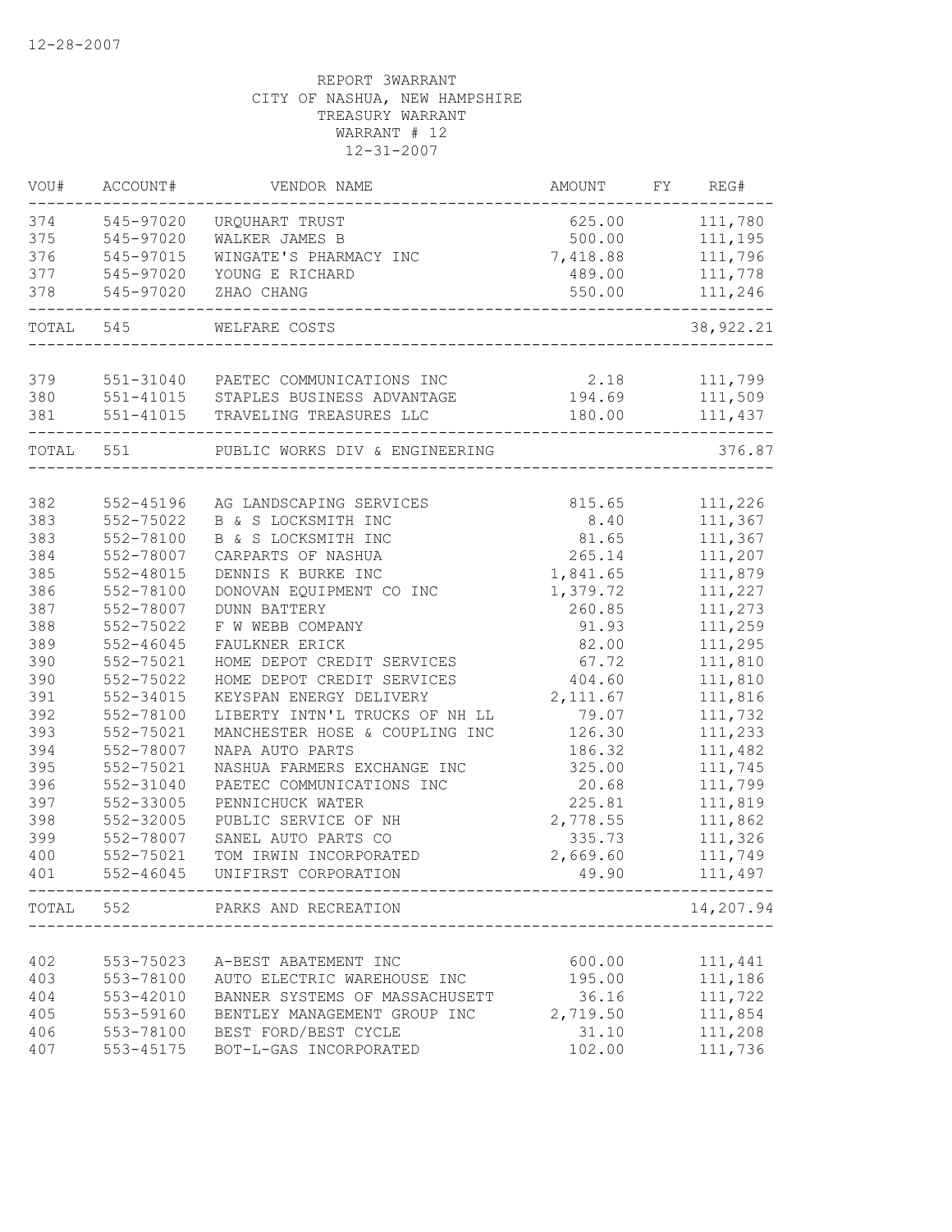12-28-2007

REPORT 3WARRANT
CITY OF NASHUA, NEW HAMPSHIRE
TREASURY WARRANT
WARRANT # 12
12-31-2007

| VOU# | ACCOUNT# | VENDOR NAME | AMOUNT | FY | REG# |
|---|---|---|---|---|---|
| 374 | 545-97020 | URQUHART TRUST | 625.00 | | 111,780 |
| 375 | 545-97020 | WALKER JAMES B | 500.00 | | 111,195 |
| 376 | 545-97015 | WINGATE'S PHARMACY INC | 7,418.88 | | 111,796 |
| 377 | 545-97020 | YOUNG E RICHARD | 489.00 | | 111,778 |
| 378 | 545-97020 | ZHAO CHANG | 550.00 | | 111,246 |
| TOTAL | 545 | WELFARE COSTS | | | 38,922.21 |
| 379 | 551-31040 | PAETEC COMMUNICATIONS INC | 2.18 | | 111,799 |
| 380 | 551-41015 | STAPLES BUSINESS ADVANTAGE | 194.69 | | 111,509 |
| 381 | 551-41015 | TRAVELING TREASURES LLC | 180.00 | | 111,437 |
| TOTAL | 551 | PUBLIC WORKS DIV & ENGINEERING | | | 376.87 |
| 382 | 552-45196 | AG LANDSCAPING SERVICES | 815.65 | | 111,226 |
| 383 | 552-75022 | B & S LOCKSMITH INC | 8.40 | | 111,367 |
| 383 | 552-78100 | B & S LOCKSMITH INC | 81.65 | | 111,367 |
| 384 | 552-78007 | CARPARTS OF NASHUA | 265.14 | | 111,207 |
| 385 | 552-48015 | DENNIS K BURKE INC | 1,841.65 | | 111,879 |
| 386 | 552-78100 | DONOVAN EQUIPMENT CO INC | 1,379.72 | | 111,227 |
| 387 | 552-78007 | DUNN BATTERY | 260.85 | | 111,273 |
| 388 | 552-75022 | F W WEBB COMPANY | 91.93 | | 111,259 |
| 389 | 552-46045 | FAULKNER ERICK | 82.00 | | 111,295 |
| 390 | 552-75021 | HOME DEPOT CREDIT SERVICES | 67.72 | | 111,810 |
| 390 | 552-75022 | HOME DEPOT CREDIT SERVICES | 404.60 | | 111,810 |
| 391 | 552-34015 | KEYSPAN ENERGY DELIVERY | 2,111.67 | | 111,816 |
| 392 | 552-78100 | LIBERTY INTN'L TRUCKS OF NH LL | 79.07 | | 111,732 |
| 393 | 552-75021 | MANCHESTER HOSE & COUPLING INC | 126.30 | | 111,233 |
| 394 | 552-78007 | NAPA AUTO PARTS | 186.32 | | 111,482 |
| 395 | 552-75021 | NASHUA FARMERS EXCHANGE INC | 325.00 | | 111,745 |
| 396 | 552-31040 | PAETEC COMMUNICATIONS INC | 20.68 | | 111,799 |
| 397 | 552-33005 | PENNICHUCK WATER | 225.81 | | 111,819 |
| 398 | 552-32005 | PUBLIC SERVICE OF NH | 2,778.55 | | 111,862 |
| 399 | 552-78007 | SANEL AUTO PARTS CO | 335.73 | | 111,326 |
| 400 | 552-75021 | TOM IRWIN INCORPORATED | 2,669.60 | | 111,749 |
| 401 | 552-46045 | UNIFIRST CORPORATION | 49.90 | | 111,497 |
| TOTAL | 552 | PARKS AND RECREATION | | | 14,207.94 |
| 402 | 553-75023 | A-BEST ABATEMENT INC | 600.00 | | 111,441 |
| 403 | 553-78100 | AUTO ELECTRIC WAREHOUSE INC | 195.00 | | 111,186 |
| 404 | 553-42010 | BANNER SYSTEMS OF MASSACHUSETT | 36.16 | | 111,722 |
| 405 | 553-59160 | BENTLEY MANAGEMENT GROUP INC | 2,719.50 | | 111,854 |
| 406 | 553-78100 | BEST FORD/BEST CYCLE | 31.10 | | 111,208 |
| 407 | 553-45175 | BOT-L-GAS INCORPORATED | 102.00 | | 111,736 |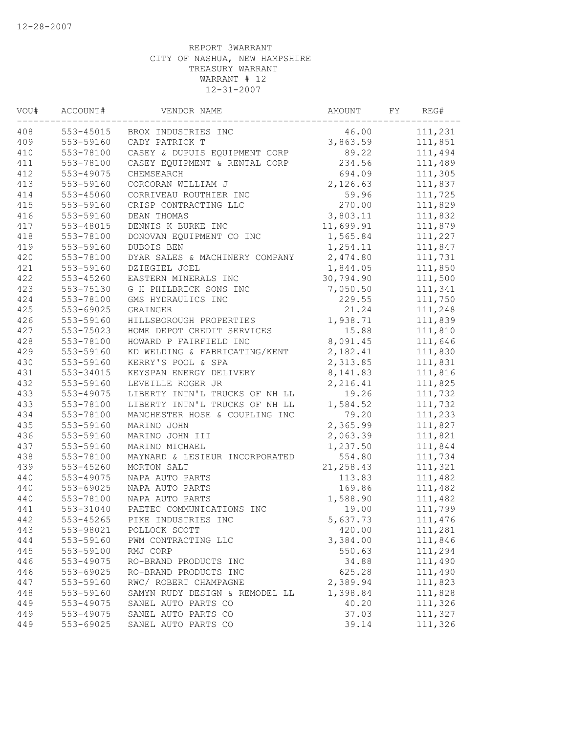12-28-2007

REPORT 3WARRANT
CITY OF NASHUA, NEW HAMPSHIRE
TREASURY WARRANT
WARRANT # 12
12-31-2007

| VOU# | ACCOUNT# | VENDOR NAME | AMOUNT | FY | REG# |
|---|---|---|---|---|---|
| 408 | 553-45015 | BROX INDUSTRIES INC | 46.00 | | 111,231 |
| 409 | 553-59160 | CADY PATRICK T | 3,863.59 | | 111,851 |
| 410 | 553-78100 | CASEY & DUPUIS EQUIPMENT CORP | 89.22 | | 111,494 |
| 411 | 553-78100 | CASEY EQUIPMENT & RENTAL CORP | 234.56 | | 111,489 |
| 412 | 553-49075 | CHEMSEARCH | 694.09 | | 111,305 |
| 413 | 553-59160 | CORCORAN WILLIAM J | 2,126.63 | | 111,837 |
| 414 | 553-45060 | CORRIVEAU ROUTHIER INC | 59.96 | | 111,725 |
| 415 | 553-59160 | CRISP CONTRACTING LLC | 270.00 | | 111,829 |
| 416 | 553-59160 | DEAN THOMAS | 3,803.11 | | 111,832 |
| 417 | 553-48015 | DENNIS K BURKE INC | 11,699.91 | | 111,879 |
| 418 | 553-78100 | DONOVAN EQUIPMENT CO INC | 1,565.84 | | 111,227 |
| 419 | 553-59160 | DUBOIS BEN | 1,254.11 | | 111,847 |
| 420 | 553-78100 | DYAR SALES & MACHINERY COMPANY | 2,474.80 | | 111,731 |
| 421 | 553-59160 | DZIEGIEL JOEL | 1,844.05 | | 111,850 |
| 422 | 553-45260 | EASTERN MINERALS INC | 30,794.90 | | 111,500 |
| 423 | 553-75130 | G H PHILBRICK SONS INC | 7,050.50 | | 111,341 |
| 424 | 553-78100 | GMS HYDRAULICS INC | 229.55 | | 111,750 |
| 425 | 553-69025 | GRAINGER | 21.24 | | 111,248 |
| 426 | 553-59160 | HILLSBOROUGH PROPERTIES | 1,938.71 | | 111,839 |
| 427 | 553-75023 | HOME DEPOT CREDIT SERVICES | 15.88 | | 111,810 |
| 428 | 553-78100 | HOWARD P FAIRFIELD INC | 8,091.45 | | 111,646 |
| 429 | 553-59160 | KD WELDING & FABRICATING/KENT | 2,182.41 | | 111,830 |
| 430 | 553-59160 | KERRY'S POOL & SPA | 2,313.85 | | 111,831 |
| 431 | 553-34015 | KEYSPAN ENERGY DELIVERY | 8,141.83 | | 111,816 |
| 432 | 553-59160 | LEVEILLE ROGER JR | 2,216.41 | | 111,825 |
| 433 | 553-49075 | LIBERTY INTN'L TRUCKS OF NH LL | 19.26 | | 111,732 |
| 433 | 553-78100 | LIBERTY INTN'L TRUCKS OF NH LL | 1,584.52 | | 111,732 |
| 434 | 553-78100 | MANCHESTER HOSE & COUPLING INC | 79.20 | | 111,233 |
| 435 | 553-59160 | MARINO JOHN | 2,365.99 | | 111,827 |
| 436 | 553-59160 | MARINO JOHN III | 2,063.39 | | 111,821 |
| 437 | 553-59160 | MARINO MICHAEL | 1,237.50 | | 111,844 |
| 438 | 553-78100 | MAYNARD & LESIEUR INCORPORATED | 554.80 | | 111,734 |
| 439 | 553-45260 | MORTON SALT | 21,258.43 | | 111,321 |
| 440 | 553-49075 | NAPA AUTO PARTS | 113.83 | | 111,482 |
| 440 | 553-69025 | NAPA AUTO PARTS | 169.86 | | 111,482 |
| 440 | 553-78100 | NAPA AUTO PARTS | 1,588.90 | | 111,482 |
| 441 | 553-31040 | PAETEC COMMUNICATIONS INC | 19.00 | | 111,799 |
| 442 | 553-45265 | PIKE INDUSTRIES INC | 5,637.73 | | 111,476 |
| 443 | 553-98021 | POLLOCK SCOTT | 420.00 | | 111,281 |
| 444 | 553-59160 | PWM CONTRACTING LLC | 3,384.00 | | 111,846 |
| 445 | 553-59100 | RMJ CORP | 550.63 | | 111,294 |
| 446 | 553-49075 | RO-BRAND PRODUCTS INC | 34.88 | | 111,490 |
| 446 | 553-69025 | RO-BRAND PRODUCTS INC | 625.28 | | 111,490 |
| 447 | 553-59160 | RWC/ ROBERT CHAMPAGNE | 2,389.94 | | 111,823 |
| 448 | 553-59160 | SAMYN RUDY DESIGN & REMODEL LL | 1,398.84 | | 111,828 |
| 449 | 553-49075 | SANEL AUTO PARTS CO | 40.20 | | 111,326 |
| 449 | 553-49075 | SANEL AUTO PARTS CO | 37.03 | | 111,327 |
| 449 | 553-69025 | SANEL AUTO PARTS CO | 39.14 | | 111,326 |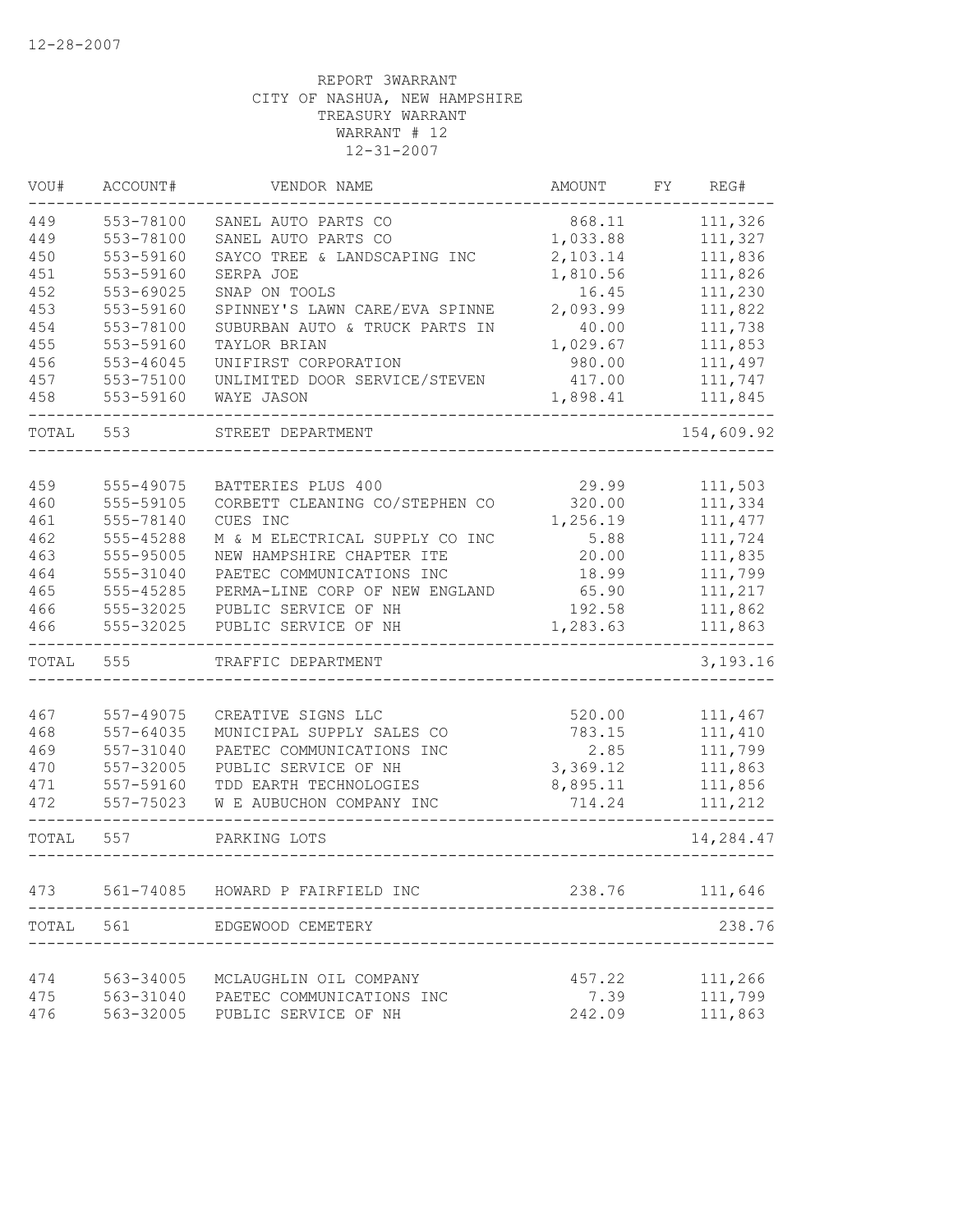12-28-2007

REPORT 3WARRANT
CITY OF NASHUA, NEW HAMPSHIRE
TREASURY WARRANT
WARRANT # 12
12-31-2007

| VOU# | ACCOUNT# | VENDOR NAME | AMOUNT | FY | REG# |
|---|---|---|---|---|---|
| 449 | 553-78100 | SANEL AUTO PARTS CO | 868.11 | | 111,326 |
| 449 | 553-78100 | SANEL AUTO PARTS CO | 1,033.88 | | 111,327 |
| 450 | 553-59160 | SAYCO TREE & LANDSCAPING INC | 2,103.14 | | 111,836 |
| 451 | 553-59160 | SERPA JOE | 1,810.56 | | 111,826 |
| 452 | 553-69025 | SNAP ON TOOLS | 16.45 | | 111,230 |
| 453 | 553-59160 | SPINNEY'S LAWN CARE/EVA SPINNE | 2,093.99 | | 111,822 |
| 454 | 553-78100 | SUBURBAN AUTO & TRUCK PARTS IN | 40.00 | | 111,738 |
| 455 | 553-59160 | TAYLOR BRIAN | 1,029.67 | | 111,853 |
| 456 | 553-46045 | UNIFIRST CORPORATION | 980.00 | | 111,497 |
| 457 | 553-75100 | UNLIMITED DOOR SERVICE/STEVEN | 417.00 | | 111,747 |
| 458 | 553-59160 | WAYE JASON | 1,898.41 | | 111,845 |
| TOTAL | 553 | STREET DEPARTMENT | | | 154,609.92 |
| 459 | 555-49075 | BATTERIES PLUS 400 | 29.99 | | 111,503 |
| 460 | 555-59105 | CORBETT CLEANING CO/STEPHEN CO | 320.00 | | 111,334 |
| 461 | 555-78140 | CUES INC | 1,256.19 | | 111,477 |
| 462 | 555-45288 | M & M ELECTRICAL SUPPLY CO INC | 5.88 | | 111,724 |
| 463 | 555-95005 | NEW HAMPSHIRE CHAPTER ITE | 20.00 | | 111,835 |
| 464 | 555-31040 | PAETEC COMMUNICATIONS INC | 18.99 | | 111,799 |
| 465 | 555-45285 | PERMA-LINE CORP OF NEW ENGLAND | 65.90 | | 111,217 |
| 466 | 555-32025 | PUBLIC SERVICE OF NH | 192.58 | | 111,862 |
| 466 | 555-32025 | PUBLIC SERVICE OF NH | 1,283.63 | | 111,863 |
| TOTAL | 555 | TRAFFIC DEPARTMENT | | | 3,193.16 |
| 467 | 557-49075 | CREATIVE SIGNS LLC | 520.00 | | 111,467 |
| 468 | 557-64035 | MUNICIPAL SUPPLY SALES CO | 783.15 | | 111,410 |
| 469 | 557-31040 | PAETEC COMMUNICATIONS INC | 2.85 | | 111,799 |
| 470 | 557-32005 | PUBLIC SERVICE OF NH | 3,369.12 | | 111,863 |
| 471 | 557-59160 | TDD EARTH TECHNOLOGIES | 8,895.11 | | 111,856 |
| 472 | 557-75023 | W E AUBUCHON COMPANY INC | 714.24 | | 111,212 |
| TOTAL | 557 | PARKING LOTS | | | 14,284.47 |
| 473 | 561-74085 | HOWARD P FAIRFIELD INC | 238.76 | | 111,646 |
| TOTAL | 561 | EDGEWOOD CEMETERY | | | 238.76 |
| 474 | 563-34005 | MCLAUGHLIN OIL COMPANY | 457.22 | | 111,266 |
| 475 | 563-31040 | PAETEC COMMUNICATIONS INC | 7.39 | | 111,799 |
| 476 | 563-32005 | PUBLIC SERVICE OF NH | 242.09 | | 111,863 |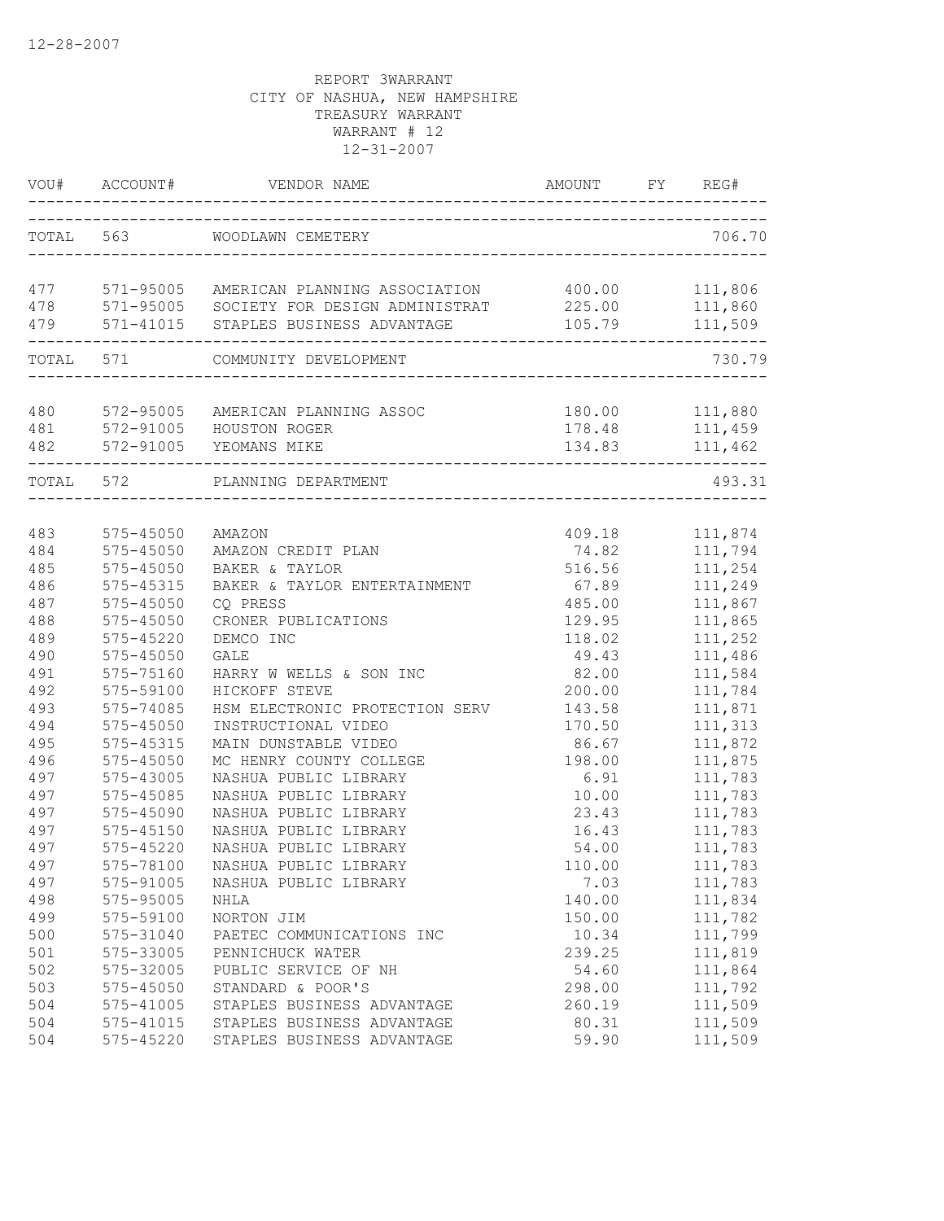12-28-2007

REPORT 3WARRANT
CITY OF NASHUA, NEW HAMPSHIRE
TREASURY WARRANT
WARRANT # 12
12-31-2007

| VOU# | ACCOUNT# | VENDOR NAME | AMOUNT | FY | REG# |
|---|---|---|---|---|---|
| TOTAL | 563 | WOODLAWN CEMETERY | | | 706.70 |
| 477 | 571-95005 | AMERICAN PLANNING ASSOCIATION | 400.00 | | 111,806 |
| 478 | 571-95005 | SOCIETY FOR DESIGN ADMINISTRAT | 225.00 | | 111,860 |
| 479 | 571-41015 | STAPLES BUSINESS ADVANTAGE | 105.79 | | 111,509 |
| TOTAL | 571 | COMMUNITY DEVELOPMENT | | | 730.79 |
| 480 | 572-95005 | AMERICAN PLANNING ASSOC | 180.00 | | 111,880 |
| 481 | 572-91005 | HOUSTON ROGER | 178.48 | | 111,459 |
| 482 | 572-91005 | YEOMANS MIKE | 134.83 | | 111,462 |
| TOTAL | 572 | PLANNING DEPARTMENT | | | 493.31 |
| 483 | 575-45050 | AMAZON | 409.18 | | 111,874 |
| 484 | 575-45050 | AMAZON CREDIT PLAN | 74.82 | | 111,794 |
| 485 | 575-45050 | BAKER & TAYLOR | 516.56 | | 111,254 |
| 486 | 575-45315 | BAKER & TAYLOR ENTERTAINMENT | 67.89 | | 111,249 |
| 487 | 575-45050 | CQ PRESS | 485.00 | | 111,867 |
| 488 | 575-45050 | CRONER PUBLICATIONS | 129.95 | | 111,865 |
| 489 | 575-45220 | DEMCO INC | 118.02 | | 111,252 |
| 490 | 575-45050 | GALE | 49.43 | | 111,486 |
| 491 | 575-75160 | HARRY W WELLS & SON INC | 82.00 | | 111,584 |
| 492 | 575-59100 | HICKOFF STEVE | 200.00 | | 111,784 |
| 493 | 575-74085 | HSM ELECTRONIC PROTECTION SERV | 143.58 | | 111,871 |
| 494 | 575-45050 | INSTRUCTIONAL VIDEO | 170.50 | | 111,313 |
| 495 | 575-45315 | MAIN DUNSTABLE VIDEO | 86.67 | | 111,872 |
| 496 | 575-45050 | MC HENRY COUNTY COLLEGE | 198.00 | | 111,875 |
| 497 | 575-43005 | NASHUA PUBLIC LIBRARY | 6.91 | | 111,783 |
| 497 | 575-45085 | NASHUA PUBLIC LIBRARY | 10.00 | | 111,783 |
| 497 | 575-45090 | NASHUA PUBLIC LIBRARY | 23.43 | | 111,783 |
| 497 | 575-45150 | NASHUA PUBLIC LIBRARY | 16.43 | | 111,783 |
| 497 | 575-45220 | NASHUA PUBLIC LIBRARY | 54.00 | | 111,783 |
| 497 | 575-78100 | NASHUA PUBLIC LIBRARY | 110.00 | | 111,783 |
| 497 | 575-91005 | NASHUA PUBLIC LIBRARY | 7.03 | | 111,783 |
| 498 | 575-95005 | NHLA | 140.00 | | 111,834 |
| 499 | 575-59100 | NORTON JIM | 150.00 | | 111,782 |
| 500 | 575-31040 | PAETEC COMMUNICATIONS INC | 10.34 | | 111,799 |
| 501 | 575-33005 | PENNICHUCK WATER | 239.25 | | 111,819 |
| 502 | 575-32005 | PUBLIC SERVICE OF NH | 54.60 | | 111,864 |
| 503 | 575-45050 | STANDARD & POOR'S | 298.00 | | 111,792 |
| 504 | 575-41005 | STAPLES BUSINESS ADVANTAGE | 260.19 | | 111,509 |
| 504 | 575-41015 | STAPLES BUSINESS ADVANTAGE | 80.31 | | 111,509 |
| 504 | 575-45220 | STAPLES BUSINESS ADVANTAGE | 59.90 | | 111,509 |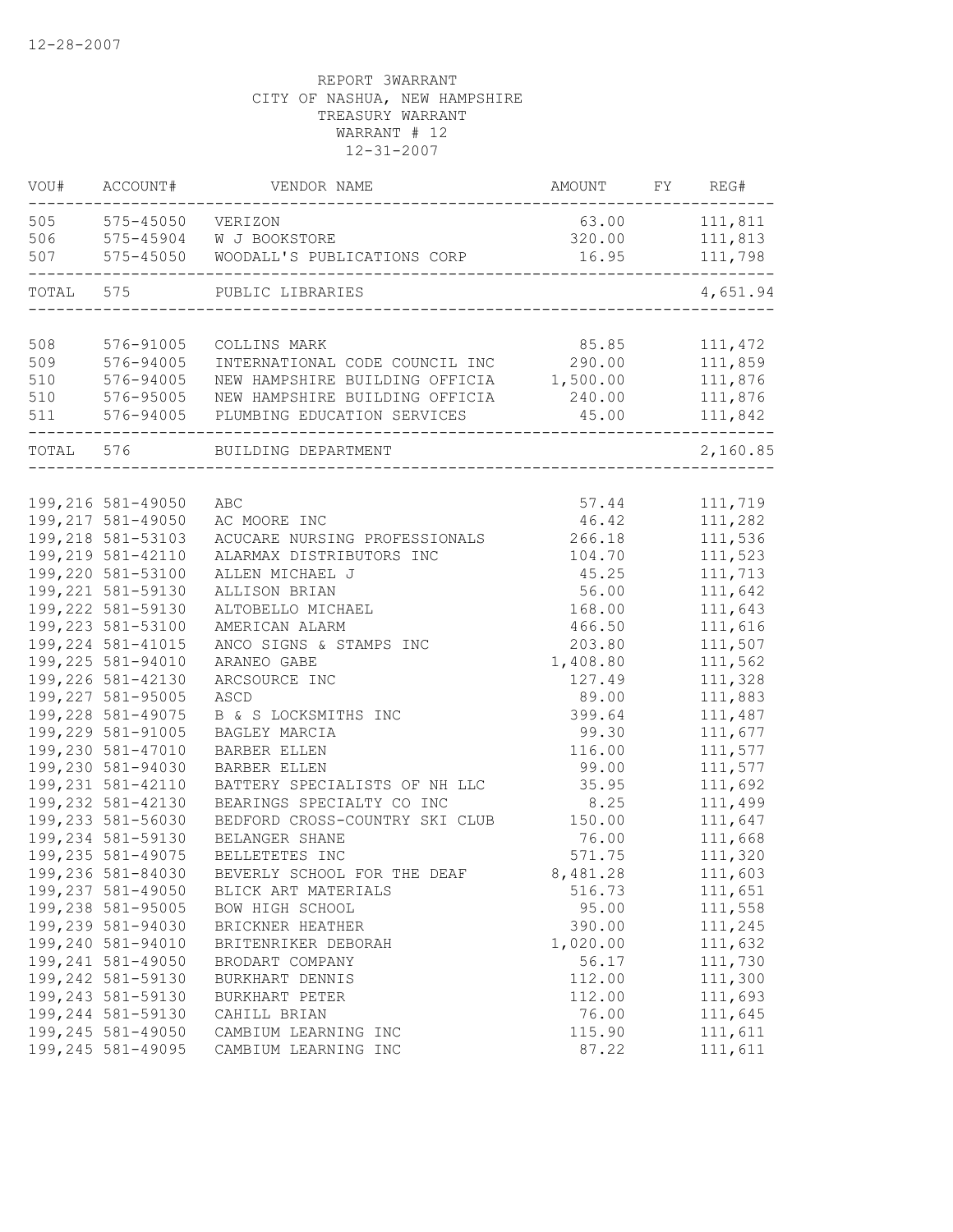12-28-2007

REPORT 3WARRANT
CITY OF NASHUA, NEW HAMPSHIRE
TREASURY WARRANT
WARRANT # 12
12-31-2007

| VOU# | ACCOUNT# | VENDOR NAME | AMOUNT | FY | REG# |
|---|---|---|---|---|---|
| 505 | 575-45050 | VERIZON | 63.00 | | 111,811 |
| 506 | 575-45904 | W J BOOKSTORE | 320.00 | | 111,813 |
| 507 | 575-45050 | WOODALL'S PUBLICATIONS CORP | 16.95 | | 111,798 |
| TOTAL | 575 | PUBLIC LIBRARIES | | | 4,651.94 |
| 508 | 576-91005 | COLLINS MARK | 85.85 | | 111,472 |
| 509 | 576-94005 | INTERNATIONAL CODE COUNCIL INC | 290.00 | | 111,859 |
| 510 | 576-94005 | NEW HAMPSHIRE BUILDING OFFICIA | 1,500.00 | | 111,876 |
| 510 | 576-95005 | NEW HAMPSHIRE BUILDING OFFICIA | 240.00 | | 111,876 |
| 511 | 576-94005 | PLUMBING EDUCATION SERVICES | 45.00 | | 111,842 |
| TOTAL | 576 | BUILDING DEPARTMENT | | | 2,160.85 |
| 199,216 | 581-49050 | ABC | 57.44 | | 111,719 |
| 199,217 | 581-49050 | AC MOORE INC | 46.42 | | 111,282 |
| 199,218 | 581-53103 | ACUCARE NURSING PROFESSIONALS | 266.18 | | 111,536 |
| 199,219 | 581-42110 | ALARMAX DISTRIBUTORS INC | 104.70 | | 111,523 |
| 199,220 | 581-53100 | ALLEN MICHAEL J | 45.25 | | 111,713 |
| 199,221 | 581-59130 | ALLISON BRIAN | 56.00 | | 111,642 |
| 199,222 | 581-59130 | ALTOBELLO MICHAEL | 168.00 | | 111,643 |
| 199,223 | 581-53100 | AMERICAN ALARM | 466.50 | | 111,616 |
| 199,224 | 581-41015 | ANCO SIGNS & STAMPS INC | 203.80 | | 111,507 |
| 199,225 | 581-94010 | ARANEO GABE | 1,408.80 | | 111,562 |
| 199,226 | 581-42130 | ARCSOURCE INC | 127.49 | | 111,328 |
| 199,227 | 581-95005 | ASCD | 89.00 | | 111,883 |
| 199,228 | 581-49075 | B & S LOCKSMITHS INC | 399.64 | | 111,487 |
| 199,229 | 581-91005 | BAGLEY MARCIA | 99.30 | | 111,677 |
| 199,230 | 581-47010 | BARBER ELLEN | 116.00 | | 111,577 |
| 199,230 | 581-94030 | BARBER ELLEN | 99.00 | | 111,577 |
| 199,231 | 581-42110 | BATTERY SPECIALISTS OF NH LLC | 35.95 | | 111,692 |
| 199,232 | 581-42130 | BEARINGS SPECIALTY CO INC | 8.25 | | 111,499 |
| 199,233 | 581-56030 | BEDFORD CROSS-COUNTRY SKI CLUB | 150.00 | | 111,647 |
| 199,234 | 581-59130 | BELANGER SHANE | 76.00 | | 111,668 |
| 199,235 | 581-49075 | BELLETETES INC | 571.75 | | 111,320 |
| 199,236 | 581-84030 | BEVERLY SCHOOL FOR THE DEAF | 8,481.28 | | 111,603 |
| 199,237 | 581-49050 | BLICK ART MATERIALS | 516.73 | | 111,651 |
| 199,238 | 581-95005 | BOW HIGH SCHOOL | 95.00 | | 111,558 |
| 199,239 | 581-94030 | BRICKNER HEATHER | 390.00 | | 111,245 |
| 199,240 | 581-94010 | BRITENRIKER DEBORAH | 1,020.00 | | 111,632 |
| 199,241 | 581-49050 | BRODART COMPANY | 56.17 | | 111,730 |
| 199,242 | 581-59130 | BURKHART DENNIS | 112.00 | | 111,300 |
| 199,243 | 581-59130 | BURKHART PETER | 112.00 | | 111,693 |
| 199,244 | 581-59130 | CAHILL BRIAN | 76.00 | | 111,645 |
| 199,245 | 581-49050 | CAMBIUM LEARNING INC | 115.90 | | 111,611 |
| 199,245 | 581-49095 | CAMBIUM LEARNING INC | 87.22 | | 111,611 |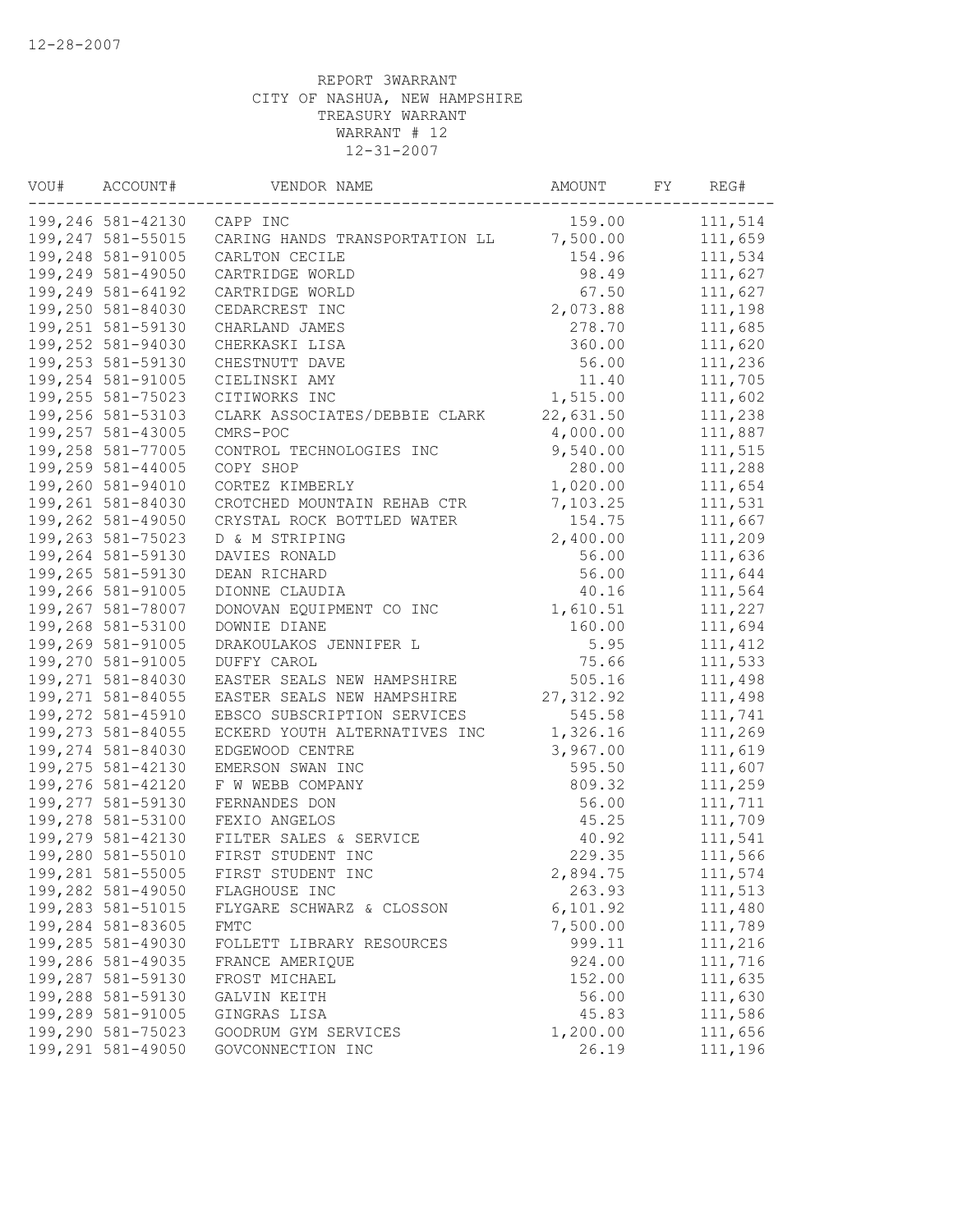12-28-2007

REPORT 3WARRANT
CITY OF NASHUA, NEW HAMPSHIRE
TREASURY WARRANT
WARRANT # 12
12-31-2007

| VOU# | ACCOUNT# | VENDOR NAME | AMOUNT | FY | REG# |
|---|---|---|---|---|---|
| 199,246 | 581-42130 | CAPP INC | 159.00 | | 111,514 |
| 199,247 | 581-55015 | CARING HANDS TRANSPORTATION LL | 7,500.00 | | 111,659 |
| 199,248 | 581-91005 | CARLTON CECILE | 154.96 | | 111,534 |
| 199,249 | 581-49050 | CARTRIDGE WORLD | 98.49 | | 111,627 |
| 199,249 | 581-64192 | CARTRIDGE WORLD | 67.50 | | 111,627 |
| 199,250 | 581-84030 | CEDARCREST INC | 2,073.88 | | 111,198 |
| 199,251 | 581-59130 | CHARLAND JAMES | 278.70 | | 111,685 |
| 199,252 | 581-94030 | CHERKASKI LISA | 360.00 | | 111,620 |
| 199,253 | 581-59130 | CHESTNUTT DAVE | 56.00 | | 111,236 |
| 199,254 | 581-91005 | CIELINSKI AMY | 11.40 | | 111,705 |
| 199,255 | 581-75023 | CITIWORKS INC | 1,515.00 | | 111,602 |
| 199,256 | 581-53103 | CLARK ASSOCIATES/DEBBIE CLARK | 22,631.50 | | 111,238 |
| 199,257 | 581-43005 | CMRS-POC | 4,000.00 | | 111,887 |
| 199,258 | 581-77005 | CONTROL TECHNOLOGIES INC | 9,540.00 | | 111,515 |
| 199,259 | 581-44005 | COPY SHOP | 280.00 | | 111,288 |
| 199,260 | 581-94010 | CORTEZ KIMBERLY | 1,020.00 | | 111,654 |
| 199,261 | 581-84030 | CROTCHED MOUNTAIN REHAB CTR | 7,103.25 | | 111,531 |
| 199,262 | 581-49050 | CRYSTAL ROCK BOTTLED WATER | 154.75 | | 111,667 |
| 199,263 | 581-75023 | D & M STRIPING | 2,400.00 | | 111,209 |
| 199,264 | 581-59130 | DAVIES RONALD | 56.00 | | 111,636 |
| 199,265 | 581-59130 | DEAN RICHARD | 56.00 | | 111,644 |
| 199,266 | 581-91005 | DIONNE CLAUDIA | 40.16 | | 111,564 |
| 199,267 | 581-78007 | DONOVAN EQUIPMENT CO INC | 1,610.51 | | 111,227 |
| 199,268 | 581-53100 | DOWNIE DIANE | 160.00 | | 111,694 |
| 199,269 | 581-91005 | DRAKOULAKOS JENNIFER L | 5.95 | | 111,412 |
| 199,270 | 581-91005 | DUFFY CAROL | 75.66 | | 111,533 |
| 199,271 | 581-84030 | EASTER SEALS NEW HAMPSHIRE | 505.16 | | 111,498 |
| 199,271 | 581-84055 | EASTER SEALS NEW HAMPSHIRE | 27,312.92 | | 111,498 |
| 199,272 | 581-45910 | EBSCO SUBSCRIPTION SERVICES | 545.58 | | 111,741 |
| 199,273 | 581-84055 | ECKERD YOUTH ALTERNATIVES INC | 1,326.16 | | 111,269 |
| 199,274 | 581-84030 | EDGEWOOD CENTRE | 3,967.00 | | 111,619 |
| 199,275 | 581-42130 | EMERSON SWAN INC | 595.50 | | 111,607 |
| 199,276 | 581-42120 | F W WEBB COMPANY | 809.32 | | 111,259 |
| 199,277 | 581-59130 | FERNANDES DON | 56.00 | | 111,711 |
| 199,278 | 581-53100 | FEXIO ANGELOS | 45.25 | | 111,709 |
| 199,279 | 581-42130 | FILTER SALES & SERVICE | 40.92 | | 111,541 |
| 199,280 | 581-55010 | FIRST STUDENT INC | 229.35 | | 111,566 |
| 199,281 | 581-55005 | FIRST STUDENT INC | 2,894.75 | | 111,574 |
| 199,282 | 581-49050 | FLAGHOUSE INC | 263.93 | | 111,513 |
| 199,283 | 581-51015 | FLYGARE SCHWARZ & CLOSSON | 6,101.92 | | 111,480 |
| 199,284 | 581-83605 | FMTC | 7,500.00 | | 111,789 |
| 199,285 | 581-49030 | FOLLETT LIBRARY RESOURCES | 999.11 | | 111,216 |
| 199,286 | 581-49035 | FRANCE AMERIQUE | 924.00 | | 111,716 |
| 199,287 | 581-59130 | FROST MICHAEL | 152.00 | | 111,635 |
| 199,288 | 581-59130 | GALVIN KEITH | 56.00 | | 111,630 |
| 199,289 | 581-91005 | GINGRAS LISA | 45.83 | | 111,586 |
| 199,290 | 581-75023 | GOODRUM GYM SERVICES | 1,200.00 | | 111,656 |
| 199,291 | 581-49050 | GOVCONNECTION INC | 26.19 | | 111,196 |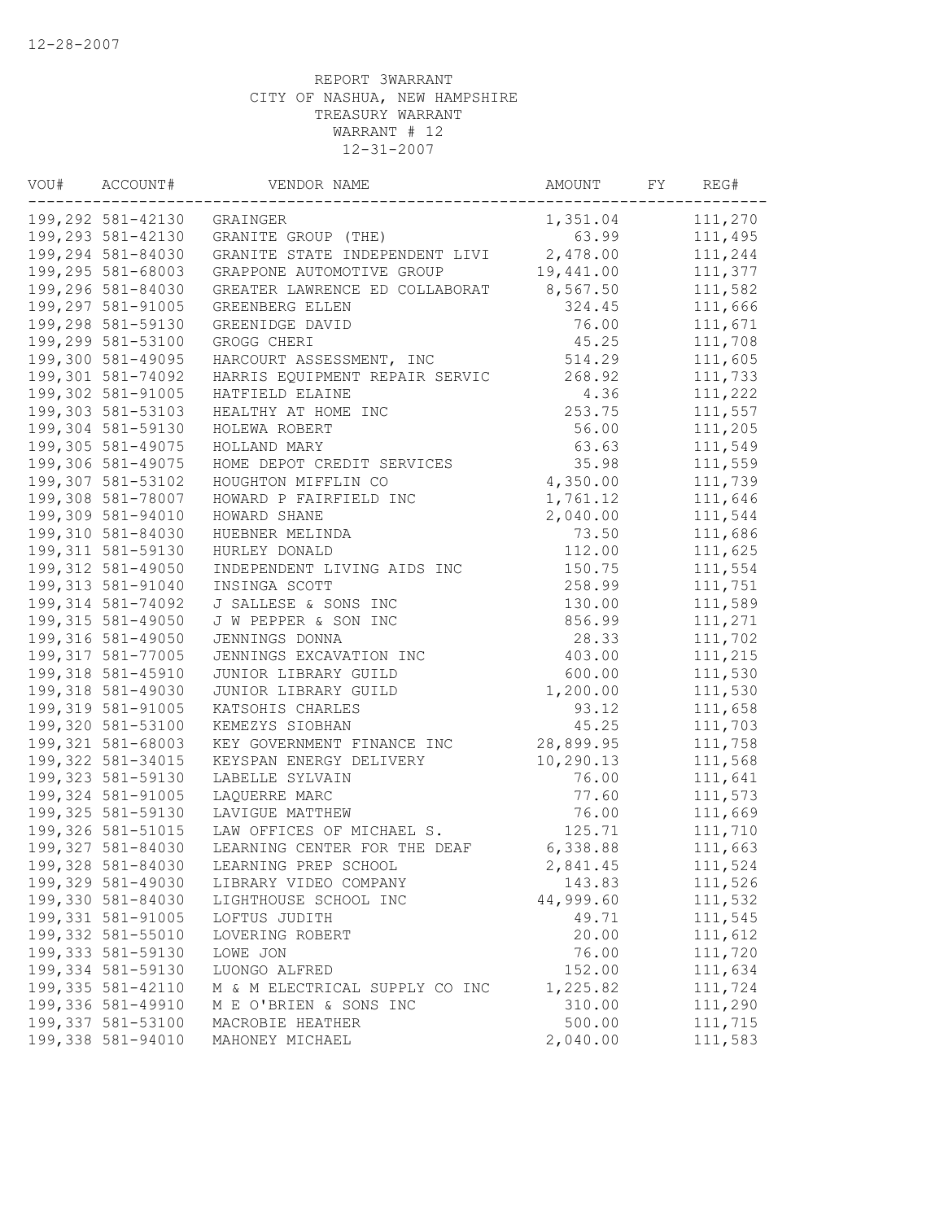12-28-2007

REPORT 3WARRANT
CITY OF NASHUA, NEW HAMPSHIRE
TREASURY WARRANT
WARRANT # 12
12-31-2007

| VOU# | ACCOUNT# | VENDOR NAME | AMOUNT | FY | REG# |
|---|---|---|---|---|---|
| 199,292 | 581-42130 | GRAINGER | 1,351.04 | | 111,270 |
| 199,293 | 581-42130 | GRANITE GROUP (THE) | 63.99 | | 111,495 |
| 199,294 | 581-84030 | GRANITE STATE INDEPENDENT LIVI | 2,478.00 | | 111,244 |
| 199,295 | 581-68003 | GRAPPONE AUTOMOTIVE GROUP | 19,441.00 | | 111,377 |
| 199,296 | 581-84030 | GREATER LAWRENCE ED COLLABORAT | 8,567.50 | | 111,582 |
| 199,297 | 581-91005 | GREENBERG ELLEN | 324.45 | | 111,666 |
| 199,298 | 581-59130 | GREENIDGE DAVID | 76.00 | | 111,671 |
| 199,299 | 581-53100 | GROGG CHERI | 45.25 | | 111,708 |
| 199,300 | 581-49095 | HARCOURT ASSESSMENT, INC | 514.29 | | 111,605 |
| 199,301 | 581-74092 | HARRIS EQUIPMENT REPAIR SERVIC | 268.92 | | 111,733 |
| 199,302 | 581-91005 | HATFIELD ELAINE | 4.36 | | 111,222 |
| 199,303 | 581-53103 | HEALTHY AT HOME INC | 253.75 | | 111,557 |
| 199,304 | 581-59130 | HOLEWA ROBERT | 56.00 | | 111,205 |
| 199,305 | 581-49075 | HOLLAND MARY | 63.63 | | 111,549 |
| 199,306 | 581-49075 | HOME DEPOT CREDIT SERVICES | 35.98 | | 111,559 |
| 199,307 | 581-53102 | HOUGHTON MIFFLIN CO | 4,350.00 | | 111,739 |
| 199,308 | 581-78007 | HOWARD P FAIRFIELD INC | 1,761.12 | | 111,646 |
| 199,309 | 581-94010 | HOWARD SHANE | 2,040.00 | | 111,544 |
| 199,310 | 581-84030 | HUEBNER MELINDA | 73.50 | | 111,686 |
| 199,311 | 581-59130 | HURLEY DONALD | 112.00 | | 111,625 |
| 199,312 | 581-49050 | INDEPENDENT LIVING AIDS INC | 150.75 | | 111,554 |
| 199,313 | 581-91040 | INSINGA SCOTT | 258.99 | | 111,751 |
| 199,314 | 581-74092 | J SALLESE & SONS INC | 130.00 | | 111,589 |
| 199,315 | 581-49050 | J W PEPPER & SON INC | 856.99 | | 111,271 |
| 199,316 | 581-49050 | JENNINGS DONNA | 28.33 | | 111,702 |
| 199,317 | 581-77005 | JENNINGS EXCAVATION INC | 403.00 | | 111,215 |
| 199,318 | 581-45910 | JUNIOR LIBRARY GUILD | 600.00 | | 111,530 |
| 199,318 | 581-49030 | JUNIOR LIBRARY GUILD | 1,200.00 | | 111,530 |
| 199,319 | 581-91005 | KATSOHIS CHARLES | 93.12 | | 111,658 |
| 199,320 | 581-53100 | KEMEZYS SIOBHAN | 45.25 | | 111,703 |
| 199,321 | 581-68003 | KEY GOVERNMENT FINANCE INC | 28,899.95 | | 111,758 |
| 199,322 | 581-34015 | KEYSPAN ENERGY DELIVERY | 10,290.13 | | 111,568 |
| 199,323 | 581-59130 | LABELLE SYLVAIN | 76.00 | | 111,641 |
| 199,324 | 581-91005 | LAQUERRE MARC | 77.60 | | 111,573 |
| 199,325 | 581-59130 | LAVIGUE MATTHEW | 76.00 | | 111,669 |
| 199,326 | 581-51015 | LAW OFFICES OF MICHAEL S. | 125.71 | | 111,710 |
| 199,327 | 581-84030 | LEARNING CENTER FOR THE DEAF | 6,338.88 | | 111,663 |
| 199,328 | 581-84030 | LEARNING PREP SCHOOL | 2,841.45 | | 111,524 |
| 199,329 | 581-49030 | LIBRARY VIDEO COMPANY | 143.83 | | 111,526 |
| 199,330 | 581-84030 | LIGHTHOUSE SCHOOL INC | 44,999.60 | | 111,532 |
| 199,331 | 581-91005 | LOFTUS JUDITH | 49.71 | | 111,545 |
| 199,332 | 581-55010 | LOVERING ROBERT | 20.00 | | 111,612 |
| 199,333 | 581-59130 | LOWE JON | 76.00 | | 111,720 |
| 199,334 | 581-59130 | LUONGO ALFRED | 152.00 | | 111,634 |
| 199,335 | 581-42110 | M & M ELECTRICAL SUPPLY CO INC | 1,225.82 | | 111,724 |
| 199,336 | 581-49910 | M E O'BRIEN & SONS INC | 310.00 | | 111,290 |
| 199,337 | 581-53100 | MACROBIE HEATHER | 500.00 | | 111,715 |
| 199,338 | 581-94010 | MAHONEY MICHAEL | 2,040.00 | | 111,583 |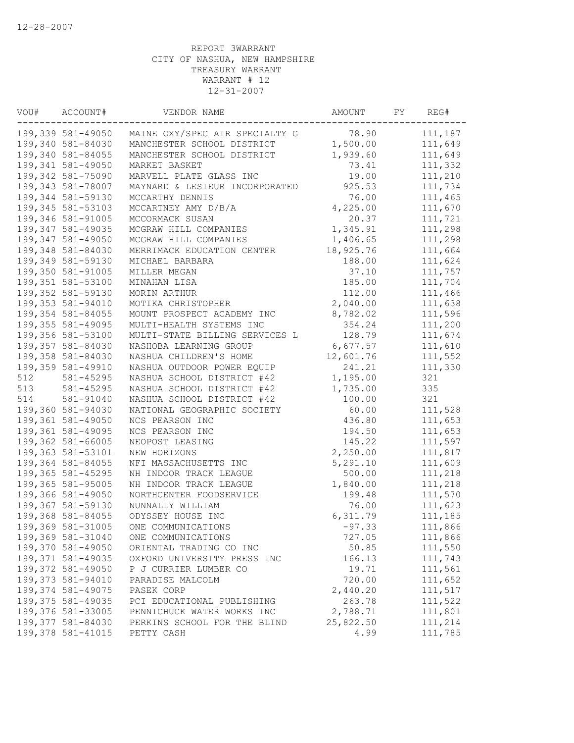12-28-2007

REPORT 3WARRANT
CITY OF NASHUA, NEW HAMPSHIRE
TREASURY WARRANT
WARRANT # 12
12-31-2007

| VOU# | ACCOUNT# | VENDOR NAME | AMOUNT | FY | REG# |
|---|---|---|---|---|---|
| 199,339 | 581-49050 | MAINE OXY/SPEC AIR SPECIALTY G | 78.90 | | 111,187 |
| 199,340 | 581-84030 | MANCHESTER SCHOOL DISTRICT | 1,500.00 | | 111,649 |
| 199,340 | 581-84055 | MANCHESTER SCHOOL DISTRICT | 1,939.60 | | 111,649 |
| 199,341 | 581-49050 | MARKET BASKET | 73.41 | | 111,332 |
| 199,342 | 581-75090 | MARVELL PLATE GLASS INC | 19.00 | | 111,210 |
| 199,343 | 581-78007 | MAYNARD & LESIEUR INCORPORATED | 925.53 | | 111,734 |
| 199,344 | 581-59130 | MCCARTHY DENNIS | 76.00 | | 111,465 |
| 199,345 | 581-53103 | MCCARTNEY AMY D/B/A | 4,225.00 | | 111,670 |
| 199,346 | 581-91005 | MCCORMACK SUSAN | 20.37 | | 111,721 |
| 199,347 | 581-49035 | MCGRAW HILL COMPANIES | 1,345.91 | | 111,298 |
| 199,347 | 581-49050 | MCGRAW HILL COMPANIES | 1,406.65 | | 111,298 |
| 199,348 | 581-84030 | MERRIMACK EDUCATION CENTER | 18,925.76 | | 111,664 |
| 199,349 | 581-59130 | MICHAEL BARBARA | 188.00 | | 111,624 |
| 199,350 | 581-91005 | MILLER MEGAN | 37.10 | | 111,757 |
| 199,351 | 581-53100 | MINAHAN LISA | 185.00 | | 111,704 |
| 199,352 | 581-59130 | MORIN ARTHUR | 112.00 | | 111,466 |
| 199,353 | 581-94010 | MOTIKA CHRISTOPHER | 2,040.00 | | 111,638 |
| 199,354 | 581-84055 | MOUNT PROSPECT ACADEMY INC | 8,782.02 | | 111,596 |
| 199,355 | 581-49095 | MULTI-HEALTH SYSTEMS INC | 354.24 | | 111,200 |
| 199,356 | 581-53100 | MULTI-STATE BILLING SERVICES L | 128.79 | | 111,674 |
| 199,357 | 581-84030 | NASHOBA LEARNING GROUP | 6,677.57 | | 111,610 |
| 199,358 | 581-84030 | NASHUA CHILDREN'S HOME | 12,601.76 | | 111,552 |
| 199,359 | 581-49910 | NASHUA OUTDOOR POWER EQUIP | 241.21 | | 111,330 |
| 512 | 581-45295 | NASHUA SCHOOL DISTRICT #42 | 1,195.00 | | 321 |
| 513 | 581-45295 | NASHUA SCHOOL DISTRICT #42 | 1,735.00 | | 335 |
| 514 | 581-91040 | NASHUA SCHOOL DISTRICT #42 | 100.00 | | 321 |
| 199,360 | 581-94030 | NATIONAL GEOGRAPHIC SOCIETY | 60.00 | | 111,528 |
| 199,361 | 581-49050 | NCS PEARSON INC | 436.80 | | 111,653 |
| 199,361 | 581-49095 | NCS PEARSON INC | 194.50 | | 111,653 |
| 199,362 | 581-66005 | NEOPOST LEASING | 145.22 | | 111,597 |
| 199,363 | 581-53101 | NEW HORIZONS | 2,250.00 | | 111,817 |
| 199,364 | 581-84055 | NFI MASSACHUSETTS INC | 5,291.10 | | 111,609 |
| 199,365 | 581-45295 | NH INDOOR TRACK LEAGUE | 500.00 | | 111,218 |
| 199,365 | 581-95005 | NH INDOOR TRACK LEAGUE | 1,840.00 | | 111,218 |
| 199,366 | 581-49050 | NORTHCENTER FOODSERVICE | 199.48 | | 111,570 |
| 199,367 | 581-59130 | NUNNALLY WILLIAM | 76.00 | | 111,623 |
| 199,368 | 581-84055 | ODYSSEY HOUSE INC | 6,311.79 | | 111,185 |
| 199,369 | 581-31005 | ONE COMMUNICATIONS | -97.33 | | 111,866 |
| 199,369 | 581-31040 | ONE COMMUNICATIONS | 727.05 | | 111,866 |
| 199,370 | 581-49050 | ORIENTAL TRADING CO INC | 50.85 | | 111,550 |
| 199,371 | 581-49035 | OXFORD UNIVERSITY PRESS INC | 166.13 | | 111,743 |
| 199,372 | 581-49050 | P J CURRIER LUMBER CO | 19.71 | | 111,561 |
| 199,373 | 581-94010 | PARADISE MALCOLM | 720.00 | | 111,652 |
| 199,374 | 581-49075 | PASEK CORP | 2,440.20 | | 111,517 |
| 199,375 | 581-49035 | PCI EDUCATIONAL PUBLISHING | 263.78 | | 111,522 |
| 199,376 | 581-33005 | PENNICHUCK WATER WORKS INC | 2,788.71 | | 111,801 |
| 199,377 | 581-84030 | PERKINS SCHOOL FOR THE BLIND | 25,822.50 | | 111,214 |
| 199,378 | 581-41015 | PETTY CASH | 4.99 | | 111,785 |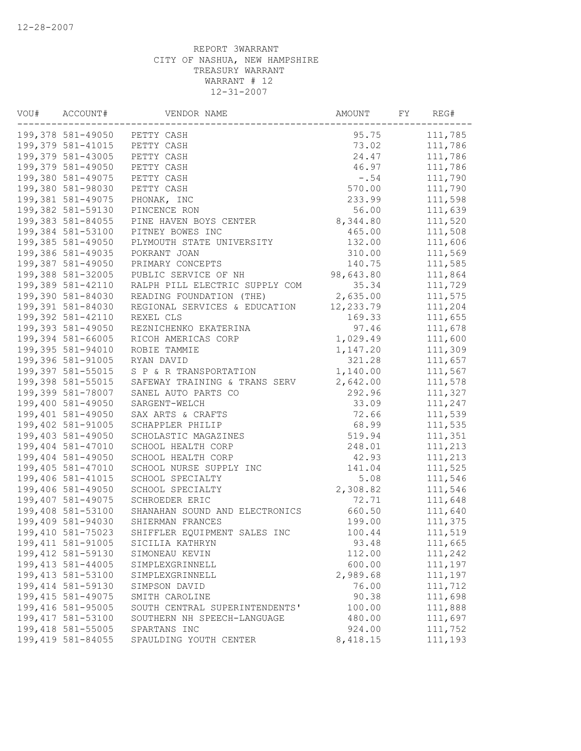12-28-2007

REPORT 3WARRANT
CITY OF NASHUA, NEW HAMPSHIRE
TREASURY WARRANT
WARRANT # 12
12-31-2007

| VOU# | ACCOUNT# | VENDOR NAME | AMOUNT | FY | REG# |
|---|---|---|---|---|---|
| 199,378 | 581-49050 | PETTY CASH | 95.75 | | 111,785 |
| 199,379 | 581-41015 | PETTY CASH | 73.02 | | 111,786 |
| 199,379 | 581-43005 | PETTY CASH | 24.47 | | 111,786 |
| 199,379 | 581-49050 | PETTY CASH | 46.97 | | 111,786 |
| 199,380 | 581-49075 | PETTY CASH | -.54 | | 111,790 |
| 199,380 | 581-98030 | PETTY CASH | 570.00 | | 111,790 |
| 199,381 | 581-49075 | PHONAK, INC | 233.99 | | 111,598 |
| 199,382 | 581-59130 | PINCENCE RON | 56.00 | | 111,639 |
| 199,383 | 581-84055 | PINE HAVEN BOYS CENTER | 8,344.80 | | 111,520 |
| 199,384 | 581-53100 | PITNEY BOWES INC | 465.00 | | 111,508 |
| 199,385 | 581-49050 | PLYMOUTH STATE UNIVERSITY | 132.00 | | 111,606 |
| 199,386 | 581-49035 | POKRANT JOAN | 310.00 | | 111,569 |
| 199,387 | 581-49050 | PRIMARY CONCEPTS | 140.75 | | 111,585 |
| 199,388 | 581-32005 | PUBLIC SERVICE OF NH | 98,643.80 | | 111,864 |
| 199,389 | 581-42110 | RALPH PILL ELECTRIC SUPPLY COM | 35.34 | | 111,729 |
| 199,390 | 581-84030 | READING FOUNDATION (THE) | 2,635.00 | | 111,575 |
| 199,391 | 581-84030 | REGIONAL SERVICES & EDUCATION | 12,233.79 | | 111,204 |
| 199,392 | 581-42110 | REXEL CLS | 169.33 | | 111,655 |
| 199,393 | 581-49050 | REZNICHENKO EKATERINA | 97.46 | | 111,678 |
| 199,394 | 581-66005 | RICOH AMERICAS CORP | 1,029.49 | | 111,600 |
| 199,395 | 581-94010 | ROBIE TAMMIE | 1,147.20 | | 111,309 |
| 199,396 | 581-91005 | RYAN DAVID | 321.28 | | 111,657 |
| 199,397 | 581-55015 | S P & R TRANSPORTATION | 1,140.00 | | 111,567 |
| 199,398 | 581-55015 | SAFEWAY TRAINING & TRANS SERV | 2,642.00 | | 111,578 |
| 199,399 | 581-78007 | SANEL AUTO PARTS CO | 292.96 | | 111,327 |
| 199,400 | 581-49050 | SARGENT-WELCH | 33.09 | | 111,247 |
| 199,401 | 581-49050 | SAX ARTS & CRAFTS | 72.66 | | 111,539 |
| 199,402 | 581-91005 | SCHAPPLER PHILIP | 68.99 | | 111,535 |
| 199,403 | 581-49050 | SCHOLASTIC MAGAZINES | 519.94 | | 111,351 |
| 199,404 | 581-47010 | SCHOOL HEALTH CORP | 248.01 | | 111,213 |
| 199,404 | 581-49050 | SCHOOL HEALTH CORP | 42.93 | | 111,213 |
| 199,405 | 581-47010 | SCHOOL NURSE SUPPLY INC | 141.04 | | 111,525 |
| 199,406 | 581-41015 | SCHOOL SPECIALTY | 5.08 | | 111,546 |
| 199,406 | 581-49050 | SCHOOL SPECIALTY | 2,308.82 | | 111,546 |
| 199,407 | 581-49075 | SCHROEDER ERIC | 72.71 | | 111,648 |
| 199,408 | 581-53100 | SHANAHAN SOUND AND ELECTRONICS | 660.50 | | 111,640 |
| 199,409 | 581-94030 | SHIERMAN FRANCES | 199.00 | | 111,375 |
| 199,410 | 581-75023 | SHIFFLER EQUIPMENT SALES INC | 100.44 | | 111,519 |
| 199,411 | 581-91005 | SICILIA KATHRYN | 93.48 | | 111,665 |
| 199,412 | 581-59130 | SIMONEAU KEVIN | 112.00 | | 111,242 |
| 199,413 | 581-44005 | SIMPLEXGRINNELL | 600.00 | | 111,197 |
| 199,413 | 581-53100 | SIMPLEXGRINNELL | 2,989.68 | | 111,197 |
| 199,414 | 581-59130 | SIMPSON DAVID | 76.00 | | 111,712 |
| 199,415 | 581-49075 | SMITH CAROLINE | 90.38 | | 111,698 |
| 199,416 | 581-95005 | SOUTH CENTRAL SUPERINTENDENTS' | 100.00 | | 111,888 |
| 199,417 | 581-53100 | SOUTHERN NH SPEECH-LANGUAGE | 480.00 | | 111,697 |
| 199,418 | 581-55005 | SPARTANS INC | 924.00 | | 111,752 |
| 199,419 | 581-84055 | SPAULDING YOUTH CENTER | 8,418.15 | | 111,193 |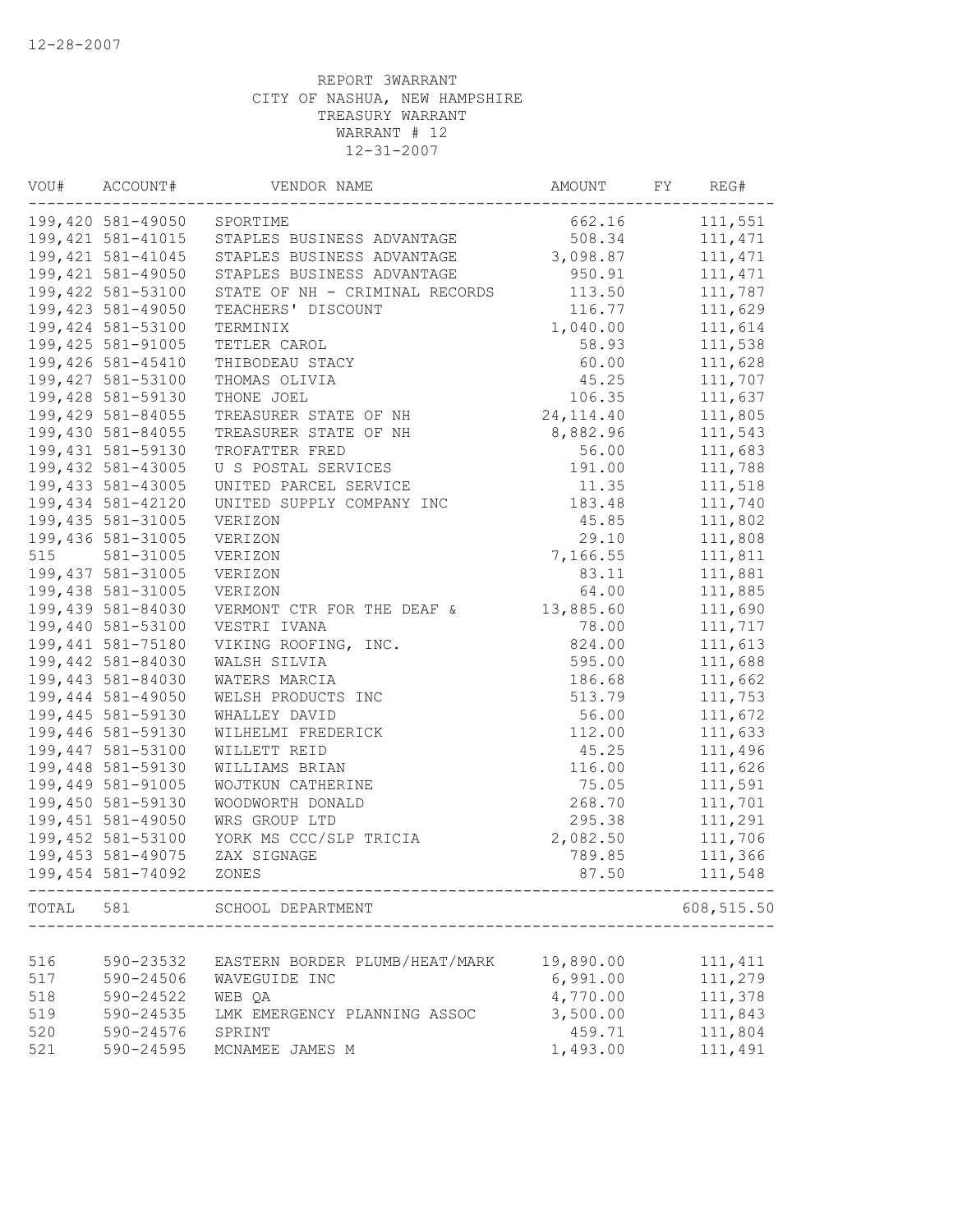12-28-2007

REPORT 3WARRANT
CITY OF NASHUA, NEW HAMPSHIRE
TREASURY WARRANT
WARRANT # 12
12-31-2007

| VOU# | ACCOUNT# | VENDOR NAME | AMOUNT | FY | REG# |
|---|---|---|---|---|---|
| 199,420 | 581-49050 | SPORTIME | 662.16 | | 111,551 |
| 199,421 | 581-41015 | STAPLES BUSINESS ADVANTAGE | 508.34 | | 111,471 |
| 199,421 | 581-41045 | STAPLES BUSINESS ADVANTAGE | 3,098.87 | | 111,471 |
| 199,421 | 581-49050 | STAPLES BUSINESS ADVANTAGE | 950.91 | | 111,471 |
| 199,422 | 581-53100 | STATE OF NH - CRIMINAL RECORDS | 113.50 | | 111,787 |
| 199,423 | 581-49050 | TEACHERS' DISCOUNT | 116.77 | | 111,629 |
| 199,424 | 581-53100 | TERMINIX | 1,040.00 | | 111,614 |
| 199,425 | 581-91005 | TETLER CAROL | 58.93 | | 111,538 |
| 199,426 | 581-45410 | THIBODEAU STACY | 60.00 | | 111,628 |
| 199,427 | 581-53100 | THOMAS OLIVIA | 45.25 | | 111,707 |
| 199,428 | 581-59130 | THONE JOEL | 106.35 | | 111,637 |
| 199,429 | 581-84055 | TREASURER STATE OF NH | 24,114.40 | | 111,805 |
| 199,430 | 581-84055 | TREASURER STATE OF NH | 8,882.96 | | 111,543 |
| 199,431 | 581-59130 | TROFATTER FRED | 56.00 | | 111,683 |
| 199,432 | 581-43005 | U S POSTAL SERVICES | 191.00 | | 111,788 |
| 199,433 | 581-43005 | UNITED PARCEL SERVICE | 11.35 | | 111,518 |
| 199,434 | 581-42120 | UNITED SUPPLY COMPANY INC | 183.48 | | 111,740 |
| 199,435 | 581-31005 | VERIZON | 45.85 | | 111,802 |
| 199,436 | 581-31005 | VERIZON | 29.10 | | 111,808 |
| 515 | 581-31005 | VERIZON | 7,166.55 | | 111,811 |
| 199,437 | 581-31005 | VERIZON | 83.11 | | 111,881 |
| 199,438 | 581-31005 | VERIZON | 64.00 | | 111,885 |
| 199,439 | 581-84030 | VERMONT CTR FOR THE DEAF & | 13,885.60 | | 111,690 |
| 199,440 | 581-53100 | VESTRI IVANA | 78.00 | | 111,717 |
| 199,441 | 581-75180 | VIKING ROOFING, INC. | 824.00 | | 111,613 |
| 199,442 | 581-84030 | WALSH SILVIA | 595.00 | | 111,688 |
| 199,443 | 581-84030 | WATERS MARCIA | 186.68 | | 111,662 |
| 199,444 | 581-49050 | WELSH PRODUCTS INC | 513.79 | | 111,753 |
| 199,445 | 581-59130 | WHALLEY DAVID | 56.00 | | 111,672 |
| 199,446 | 581-59130 | WILHELMI FREDERICK | 112.00 | | 111,633 |
| 199,447 | 581-53100 | WILLETT REID | 45.25 | | 111,496 |
| 199,448 | 581-59130 | WILLIAMS BRIAN | 116.00 | | 111,626 |
| 199,449 | 581-91005 | WOJTKUN CATHERINE | 75.05 | | 111,591 |
| 199,450 | 581-59130 | WOODWORTH DONALD | 268.70 | | 111,701 |
| 199,451 | 581-49050 | WRS GROUP LTD | 295.38 | | 111,291 |
| 199,452 | 581-53100 | YORK MS CCC/SLP TRICIA | 2,082.50 | | 111,706 |
| 199,453 | 581-49075 | ZAX SIGNAGE | 789.85 | | 111,366 |
| 199,454 | 581-74092 | ZONES | 87.50 | | 111,548 |
| TOTAL | 581 | SCHOOL DEPARTMENT | | | 608,515.50 |
| 516 | 590-23532 | EASTERN BORDER PLUMB/HEAT/MARK | 19,890.00 | | 111,411 |
| 517 | 590-24506 | WAVEGUIDE INC | 6,991.00 | | 111,279 |
| 518 | 590-24522 | WEB QA | 4,770.00 | | 111,378 |
| 519 | 590-24535 | LMK EMERGENCY PLANNING ASSOC | 3,500.00 | | 111,843 |
| 520 | 590-24576 | SPRINT | 459.71 | | 111,804 |
| 521 | 590-24595 | MCNAMEE JAMES M | 1,493.00 | | 111,491 |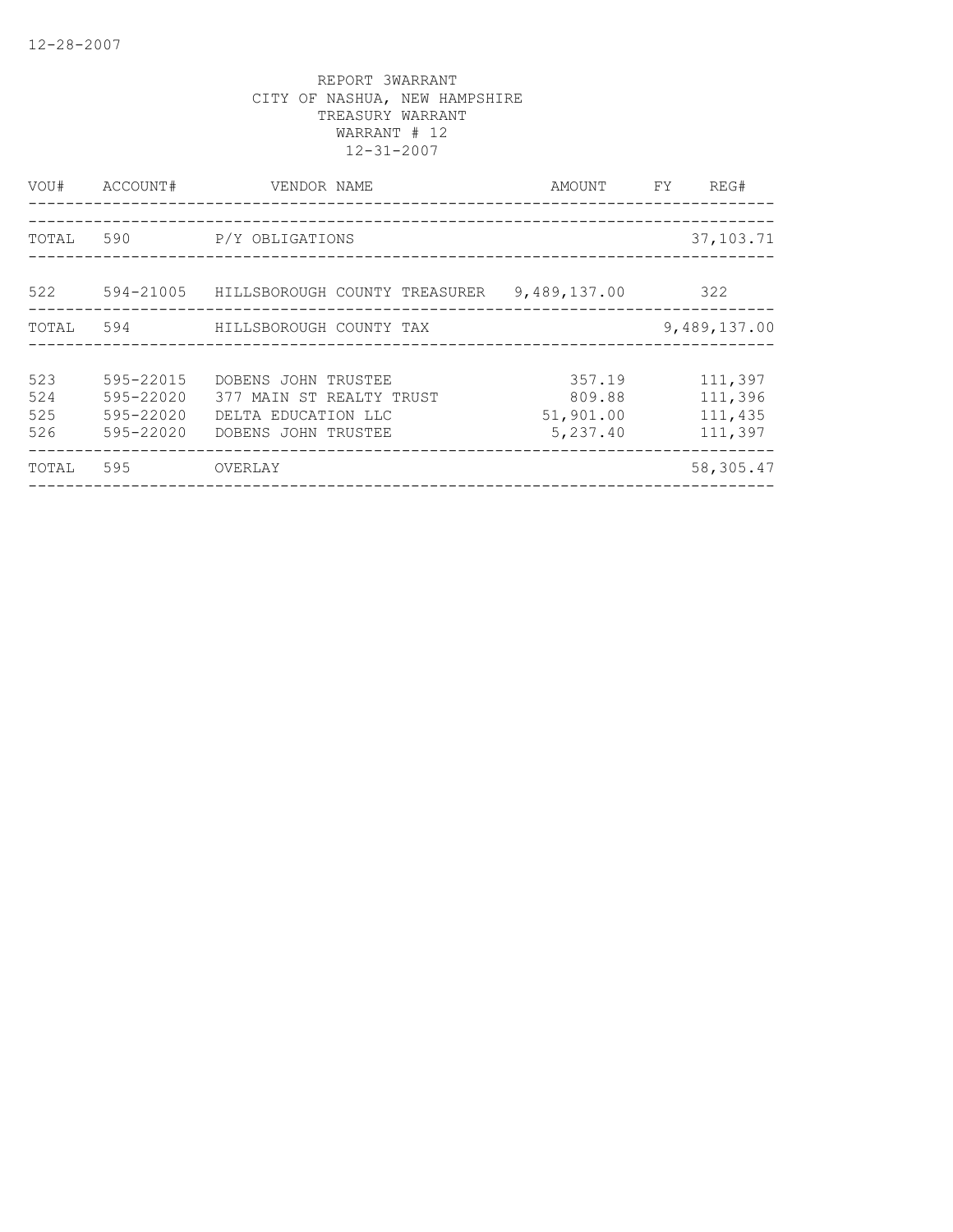12-28-2007

REPORT 3WARRANT
CITY OF NASHUA, NEW HAMPSHIRE
TREASURY WARRANT
WARRANT # 12
12-31-2007

| VOU# | ACCOUNT# | VENDOR NAME | AMOUNT | FY | REG# |
|---|---|---|---|---|---|
| TOTAL | 590 | P/Y OBLIGATIONS | | | 37,103.71 |
| 522 | 594-21005 | HILLSBOROUGH COUNTY TREASURER | 9,489,137.00 | | 322 |
| TOTAL | 594 | HILLSBOROUGH COUNTY TAX | | | 9,489,137.00 |
| 523 | 595-22015 | DOBENS JOHN TRUSTEE | 357.19 | | 111,397 |
| 524 | 595-22020 | 377 MAIN ST REALTY TRUST | 809.88 | | 111,396 |
| 525 | 595-22020 | DELTA EDUCATION LLC | 51,901.00 | | 111,435 |
| 526 | 595-22020 | DOBENS JOHN TRUSTEE | 5,237.40 | | 111,397 |
| TOTAL | 595 | OVERLAY | | | 58,305.47 |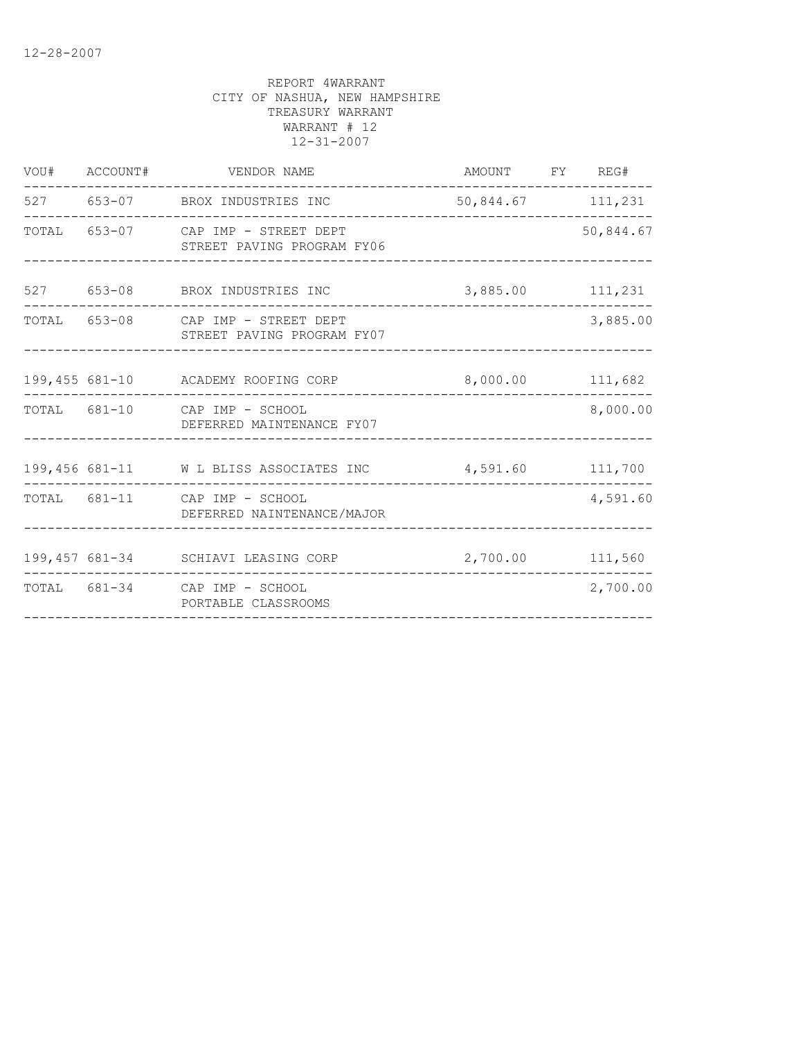REPORT 4WARRANT
CITY OF NASHUA, NEW HAMPSHIRE
TREASURY WARRANT
WARRANT # 12
12-31-2007

| VOU# | ACCOUNT# | VENDOR NAME | AMOUNT | FY | REG# |
|---|---|---|---|---|---|
| 527 | 653-07 | BROX INDUSTRIES INC | 50,844.67 | | 111,231 |
| TOTAL | 653-07 | CAP IMP - STREET DEPT<br>STREET PAVING PROGRAM FY06 | | | 50,844.67 |
| 527 | 653-08 | BROX INDUSTRIES INC | 3,885.00 | | 111,231 |
| TOTAL | 653-08 | CAP IMP - STREET DEPT<br>STREET PAVING PROGRAM FY07 | | | 3,885.00 |
| 199,455 | 681-10 | ACADEMY ROOFING CORP | 8,000.00 | | 111,682 |
| TOTAL | 681-10 | CAP IMP - SCHOOL<br>DEFERRED MAINTENANCE FY07 | | | 8,000.00 |
| 199,456 | 681-11 | W L BLISS ASSOCIATES INC | 4,591.60 | | 111,700 |
| TOTAL | 681-11 | CAP IMP - SCHOOL<br>DEFERRED NAINTENANCE/MAJOR | | | 4,591.60 |
| 199,457 | 681-34 | SCHIAVI LEASING CORP | 2,700.00 | | 111,560 |
| TOTAL | 681-34 | CAP IMP - SCHOOL<br>PORTABLE CLASSROOMS | | | 2,700.00 |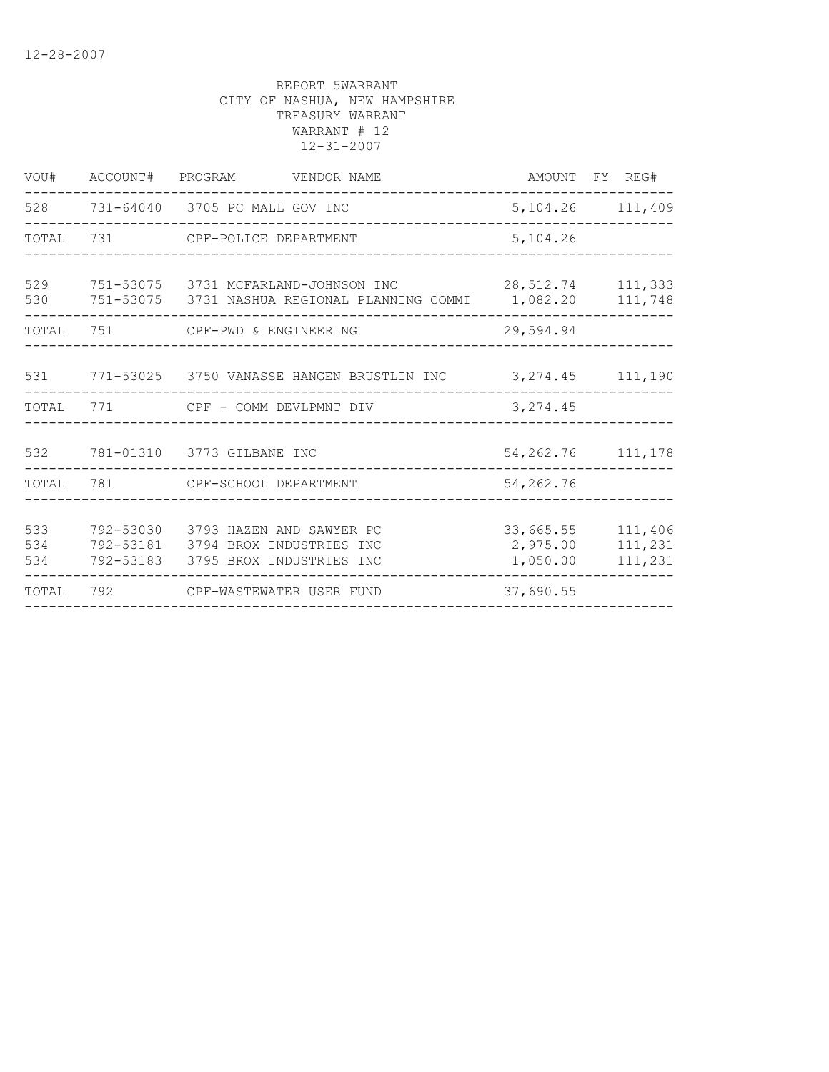12-28-2007

REPORT 5WARRANT
CITY OF NASHUA, NEW HAMPSHIRE
TREASURY WARRANT
WARRANT # 12
12-31-2007

| VOU# | ACCOUNT# | PROGRAM | VENDOR NAME | AMOUNT | FY | REG# |
|---|---|---|---|---|---|---|
| 528 | 731-64040 | 3705 | PC MALL GOV INC | 5,104.26 | | 111,409 |
| TOTAL | 731 | | CPF-POLICE DEPARTMENT | 5,104.26 | | |
| 529 | 751-53075 | 3731 | MCFARLAND-JOHNSON INC | 28,512.74 | | 111,333 |
| 530 | 751-53075 | 3731 | NASHUA REGIONAL PLANNING COMMI | 1,082.20 | | 111,748 |
| TOTAL | 751 | | CPF-PWD & ENGINEERING | 29,594.94 | | |
| 531 | 771-53025 | 3750 | VANASSE HANGEN BRUSTLIN INC | 3,274.45 | | 111,190 |
| TOTAL | 771 | | CPF - COMM DEVLPMNT DIV | 3,274.45 | | |
| 532 | 781-01310 | 3773 | GILBANE INC | 54,262.76 | | 111,178 |
| TOTAL | 781 | | CPF-SCHOOL DEPARTMENT | 54,262.76 | | |
| 533 | 792-53030 | 3793 | HAZEN AND SAWYER PC | 33,665.55 | | 111,406 |
| 534 | 792-53181 | 3794 | BROX INDUSTRIES INC | 2,975.00 | | 111,231 |
| 534 | 792-53183 | 3795 | BROX INDUSTRIES INC | 1,050.00 | | 111,231 |
| TOTAL | 792 | | CPF-WASTEWATER USER FUND | 37,690.55 | | |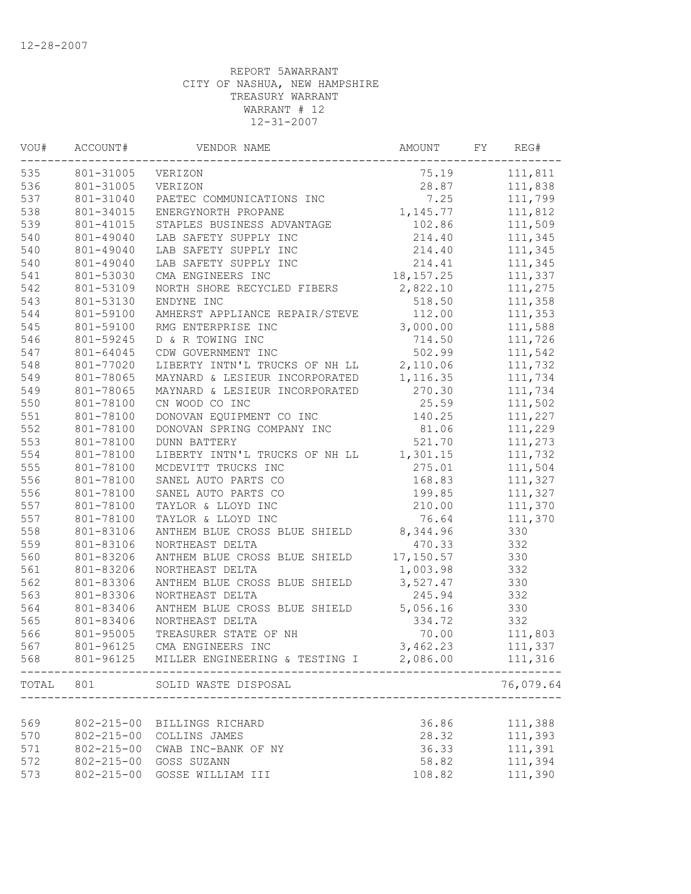12-28-2007

REPORT 5AWARRANT
CITY OF NASHUA, NEW HAMPSHIRE
TREASURY WARRANT
WARRANT # 12
12-31-2007

| VOU# | ACCOUNT# | VENDOR NAME | AMOUNT | FY | REG# |
|---|---|---|---|---|---|
| 535 | 801-31005 | VERIZON | 75.19 | | 111,811 |
| 536 | 801-31005 | VERIZON | 28.87 | | 111,838 |
| 537 | 801-31040 | PAETEC COMMUNICATIONS INC | 7.25 | | 111,799 |
| 538 | 801-34015 | ENERGYNORTH PROPANE | 1,145.77 | | 111,812 |
| 539 | 801-41015 | STAPLES BUSINESS ADVANTAGE | 102.86 | | 111,509 |
| 540 | 801-49040 | LAB SAFETY SUPPLY INC | 214.40 | | 111,345 |
| 540 | 801-49040 | LAB SAFETY SUPPLY INC | 214.40 | | 111,345 |
| 540 | 801-49040 | LAB SAFETY SUPPLY INC | 214.41 | | 111,345 |
| 541 | 801-53030 | CMA ENGINEERS INC | 18,157.25 | | 111,337 |
| 542 | 801-53109 | NORTH SHORE RECYCLED FIBERS | 2,822.10 | | 111,275 |
| 543 | 801-53130 | ENDYNE INC | 518.50 | | 111,358 |
| 544 | 801-59100 | AMHERST APPLIANCE REPAIR/STEVE | 112.00 | | 111,353 |
| 545 | 801-59100 | RMG ENTERPRISE INC | 3,000.00 | | 111,588 |
| 546 | 801-59245 | D & R TOWING INC | 714.50 | | 111,726 |
| 547 | 801-64045 | CDW GOVERNMENT INC | 502.99 | | 111,542 |
| 548 | 801-77020 | LIBERTY INTN'L TRUCKS OF NH LL | 2,110.06 | | 111,732 |
| 549 | 801-78065 | MAYNARD & LESIEUR INCORPORATED | 1,116.35 | | 111,734 |
| 549 | 801-78065 | MAYNARD & LESIEUR INCORPORATED | 270.30 | | 111,734 |
| 550 | 801-78100 | CN WOOD CO INC | 25.59 | | 111,502 |
| 551 | 801-78100 | DONOVAN EQUIPMENT CO INC | 140.25 | | 111,227 |
| 552 | 801-78100 | DONOVAN SPRING COMPANY INC | 81.06 | | 111,229 |
| 553 | 801-78100 | DUNN BATTERY | 521.70 | | 111,273 |
| 554 | 801-78100 | LIBERTY INTN'L TRUCKS OF NH LL | 1,301.15 | | 111,732 |
| 555 | 801-78100 | MCDEVITT TRUCKS INC | 275.01 | | 111,504 |
| 556 | 801-78100 | SANEL AUTO PARTS CO | 168.83 | | 111,327 |
| 556 | 801-78100 | SANEL AUTO PARTS CO | 199.85 | | 111,327 |
| 557 | 801-78100 | TAYLOR & LLOYD INC | 210.00 | | 111,370 |
| 557 | 801-78100 | TAYLOR & LLOYD INC | 76.64 | | 111,370 |
| 558 | 801-83106 | ANTHEM BLUE CROSS BLUE SHIELD | 8,344.96 | | 330 |
| 559 | 801-83106 | NORTHEAST DELTA | 470.33 | | 332 |
| 560 | 801-83206 | ANTHEM BLUE CROSS BLUE SHIELD | 17,150.57 | | 330 |
| 561 | 801-83206 | NORTHEAST DELTA | 1,003.98 | | 332 |
| 562 | 801-83306 | ANTHEM BLUE CROSS BLUE SHIELD | 3,527.47 | | 330 |
| 563 | 801-83306 | NORTHEAST DELTA | 245.94 | | 332 |
| 564 | 801-83406 | ANTHEM BLUE CROSS BLUE SHIELD | 5,056.16 | | 330 |
| 565 | 801-83406 | NORTHEAST DELTA | 334.72 | | 332 |
| 566 | 801-95005 | TREASURER STATE OF NH | 70.00 | | 111,803 |
| 567 | 801-96125 | CMA ENGINEERS INC | 3,462.23 | | 111,337 |
| 568 | 801-96125 | MILLER ENGINEERING & TESTING I | 2,086.00 | | 111,316 |
| TOTAL | 801 | SOLID WASTE DISPOSAL | | | 76,079.64 |
| 569 | 802-215-00 | BILLINGS RICHARD | 36.86 | | 111,388 |
| 570 | 802-215-00 | COLLINS JAMES | 28.32 | | 111,393 |
| 571 | 802-215-00 | CWAB INC-BANK OF NY | 36.33 | | 111,391 |
| 572 | 802-215-00 | GOSS SUZANN | 58.82 | | 111,394 |
| 573 | 802-215-00 | GOSSE WILLIAM III | 108.82 | | 111,390 |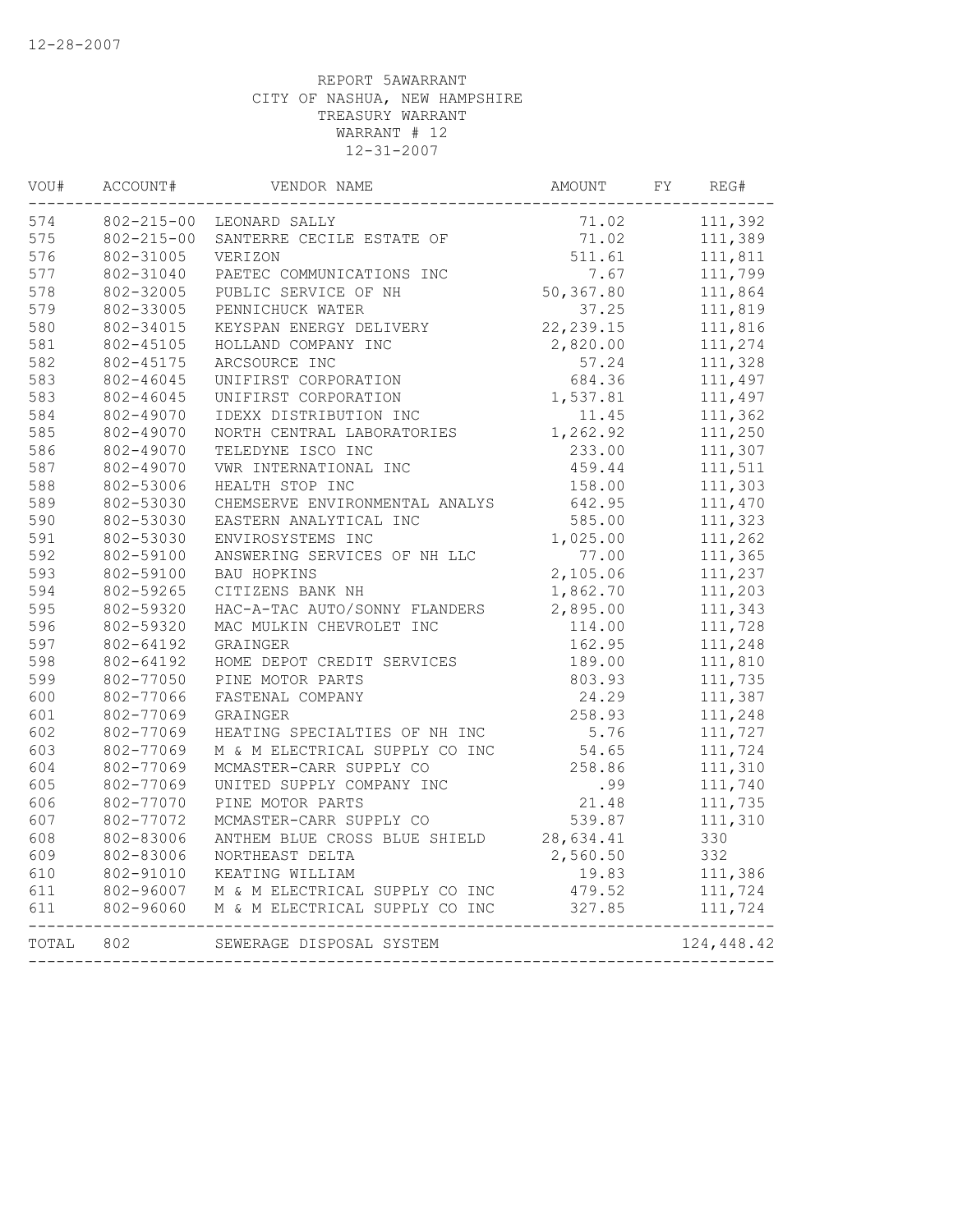12-28-2007

REPORT 5AWARRANT
CITY OF NASHUA, NEW HAMPSHIRE
TREASURY WARRANT
WARRANT # 12
12-31-2007

| VOU# | ACCOUNT# | VENDOR NAME | AMOUNT | FY | REG# |
|---|---|---|---|---|---|
| 574 | 802-215-00 | LEONARD SALLY | 71.02 | | 111,392 |
| 575 | 802-215-00 | SANTERRE CECILE ESTATE OF | 71.02 | | 111,389 |
| 576 | 802-31005 | VERIZON | 511.61 | | 111,811 |
| 577 | 802-31040 | PAETEC COMMUNICATIONS INC | 7.67 | | 111,799 |
| 578 | 802-32005 | PUBLIC SERVICE OF NH | 50,367.80 | | 111,864 |
| 579 | 802-33005 | PENNICHUCK WATER | 37.25 | | 111,819 |
| 580 | 802-34015 | KEYSPAN ENERGY DELIVERY | 22,239.15 | | 111,816 |
| 581 | 802-45105 | HOLLAND COMPANY INC | 2,820.00 | | 111,274 |
| 582 | 802-45175 | ARCSOURCE INC | 57.24 | | 111,328 |
| 583 | 802-46045 | UNIFIRST CORPORATION | 684.36 | | 111,497 |
| 583 | 802-46045 | UNIFIRST CORPORATION | 1,537.81 | | 111,497 |
| 584 | 802-49070 | IDEXX DISTRIBUTION INC | 11.45 | | 111,362 |
| 585 | 802-49070 | NORTH CENTRAL LABORATORIES | 1,262.92 | | 111,250 |
| 586 | 802-49070 | TELEDYNE ISCO INC | 233.00 | | 111,307 |
| 587 | 802-49070 | VWR INTERNATIONAL INC | 459.44 | | 111,511 |
| 588 | 802-53006 | HEALTH STOP INC | 158.00 | | 111,303 |
| 589 | 802-53030 | CHEMSERVE ENVIRONMENTAL ANALYS | 642.95 | | 111,470 |
| 590 | 802-53030 | EASTERN ANALYTICAL INC | 585.00 | | 111,323 |
| 591 | 802-53030 | ENVIROSYSTEMS INC | 1,025.00 | | 111,262 |
| 592 | 802-59100 | ANSWERING SERVICES OF NH LLC | 77.00 | | 111,365 |
| 593 | 802-59100 | BAU HOPKINS | 2,105.06 | | 111,237 |
| 594 | 802-59265 | CITIZENS BANK NH | 1,862.70 | | 111,203 |
| 595 | 802-59320 | HAC-A-TAC AUTO/SONNY FLANDERS | 2,895.00 | | 111,343 |
| 596 | 802-59320 | MAC MULKIN CHEVROLET INC | 114.00 | | 111,728 |
| 597 | 802-64192 | GRAINGER | 162.95 | | 111,248 |
| 598 | 802-64192 | HOME DEPOT CREDIT SERVICES | 189.00 | | 111,810 |
| 599 | 802-77050 | PINE MOTOR PARTS | 803.93 | | 111,735 |
| 600 | 802-77066 | FASTENAL COMPANY | 24.29 | | 111,387 |
| 601 | 802-77069 | GRAINGER | 258.93 | | 111,248 |
| 602 | 802-77069 | HEATING SPECIALTIES OF NH INC | 5.76 | | 111,727 |
| 603 | 802-77069 | M & M ELECTRICAL SUPPLY CO INC | 54.65 | | 111,724 |
| 604 | 802-77069 | MCMASTER-CARR SUPPLY CO | 258.86 | | 111,310 |
| 605 | 802-77069 | UNITED SUPPLY COMPANY INC | .99 | | 111,740 |
| 606 | 802-77070 | PINE MOTOR PARTS | 21.48 | | 111,735 |
| 607 | 802-77072 | MCMASTER-CARR SUPPLY CO | 539.87 | | 111,310 |
| 608 | 802-83006 | ANTHEM BLUE CROSS BLUE SHIELD | 28,634.41 | | 330 |
| 609 | 802-83006 | NORTHEAST DELTA | 2,560.50 | | 332 |
| 610 | 802-91010 | KEATING WILLIAM | 19.83 | | 111,386 |
| 611 | 802-96007 | M & M ELECTRICAL SUPPLY CO INC | 479.52 | | 111,724 |
| 611 | 802-96060 | M & M ELECTRICAL SUPPLY CO INC | 327.85 | | 111,724 |
| TOTAL | 802 | SEWERAGE DISPOSAL SYSTEM | | | 124,448.42 |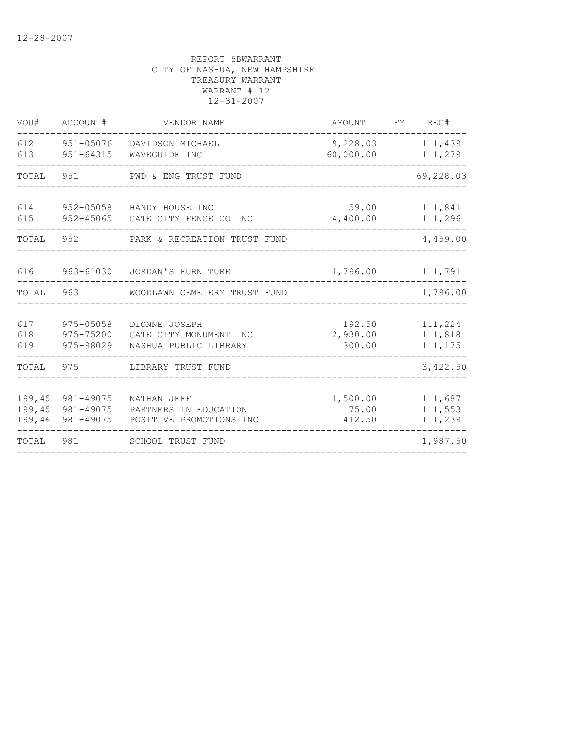REPORT 5BWARRANT
CITY OF NASHUA, NEW HAMPSHIRE
TREASURY WARRANT
WARRANT # 12
12-31-2007

| VOU# | ACCOUNT# | VENDOR NAME | AMOUNT | FY | REG# |
|---|---|---|---|---|---|
| 612 | 951-05076 | DAVIDSON MICHAEL | 9,228.03 | | 111,439 |
| 613 | 951-64315 | WAVEGUIDE INC | 60,000.00 | | 111,279 |
| TOTAL | 951 | PWD & ENG TRUST FUND | | | 69,228.03 |
| 614 | 952-05058 | HANDY HOUSE INC | 59.00 | | 111,841 |
| 615 | 952-45065 | GATE CITY FENCE CO INC | 4,400.00 | | 111,296 |
| TOTAL | 952 | PARK & RECREATION TRUST FUND | | | 4,459.00 |
| 616 | 963-61030 | JORDAN'S FURNITURE | 1,796.00 | | 111,791 |
| TOTAL | 963 | WOODLAWN CEMETERY TRUST FUND | | | 1,796.00 |
| 617 | 975-05058 | DIONNE JOSEPH | 192.50 | | 111,224 |
| 618 | 975-75200 | GATE CITY MONUMENT INC | 2,930.00 | | 111,818 |
| 619 | 975-98029 | NASHUA PUBLIC LIBRARY | 300.00 | | 111,175 |
| TOTAL | 975 | LIBRARY TRUST FUND | | | 3,422.50 |
| 199,45 | 981-49075 | NATHAN JEFF | 1,500.00 | | 111,687 |
| 199,45 | 981-49075 | PARTNERS IN EDUCATION | 75.00 | | 111,553 |
| 199,46 | 981-49075 | POSITIVE PROMOTIONS INC | 412.50 | | 111,239 |
| TOTAL | 981 | SCHOOL TRUST FUND | | | 1,987.50 |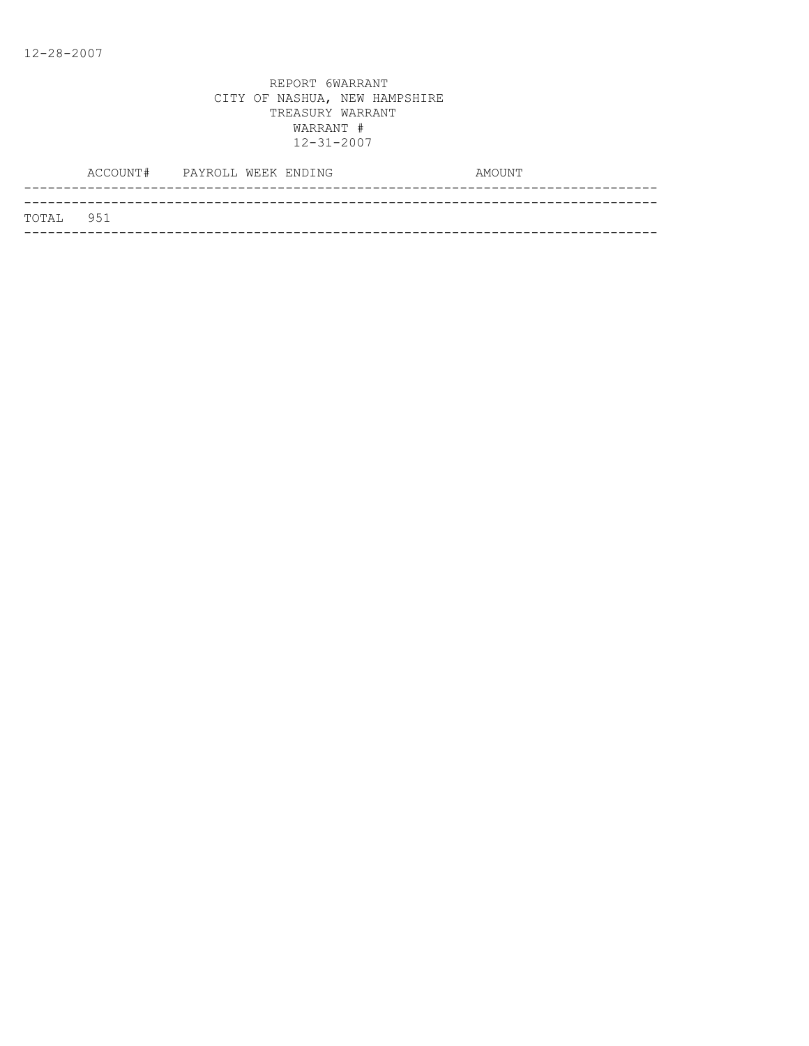12-28-2007

REPORT 6WARRANT
CITY OF NASHUA, NEW HAMPSHIRE
TREASURY WARRANT
WARRANT #
12-31-2007

| ACCOUNT# | PAYROLL WEEK ENDING | AMOUNT |
|---|---|---|
| TOTAL 951 | | |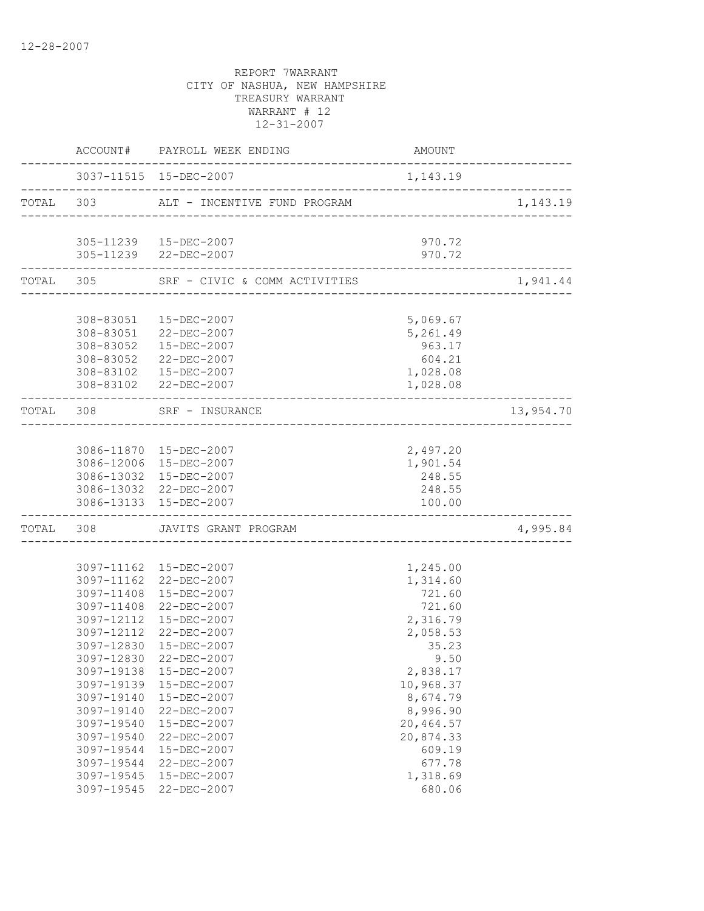12-28-2007

REPORT 7WARRANT
CITY OF NASHUA, NEW HAMPSHIRE
TREASURY WARRANT
WARRANT # 12
12-31-2007

| | ACCOUNT# | PAYROLL WEEK ENDING | AMOUNT | |
|---|---|---|---|---|
| | 3037-11515 | 15-DEC-2007 | 1,143.19 | |
| TOTAL | 303 | ALT - INCENTIVE FUND PROGRAM | | 1,143.19 |
| | 305-11239 | 15-DEC-2007 | 970.72 | |
| | 305-11239 | 22-DEC-2007 | 970.72 | |
| TOTAL | 305 | SRF - CIVIC & COMM ACTIVITIES | | 1,941.44 |
| | 308-83051 | 15-DEC-2007 | 5,069.67 | |
| | 308-83051 | 22-DEC-2007 | 5,261.49 | |
| | 308-83052 | 15-DEC-2007 | 963.17 | |
| | 308-83052 | 22-DEC-2007 | 604.21 | |
| | 308-83102 | 15-DEC-2007 | 1,028.08 | |
| | 308-83102 | 22-DEC-2007 | 1,028.08 | |
| TOTAL | 308 | SRF - INSURANCE | | 13,954.70 |
| | 3086-11870 | 15-DEC-2007 | 2,497.20 | |
| | 3086-12006 | 15-DEC-2007 | 1,901.54 | |
| | 3086-13032 | 15-DEC-2007 | 248.55 | |
| | 3086-13032 | 22-DEC-2007 | 248.55 | |
| | 3086-13133 | 15-DEC-2007 | 100.00 | |
| TOTAL | 308 | JAVITS GRANT PROGRAM | | 4,995.84 |
| | 3097-11162 | 15-DEC-2007 | 1,245.00 | |
| | 3097-11162 | 22-DEC-2007 | 1,314.60 | |
| | 3097-11408 | 15-DEC-2007 | 721.60 | |
| | 3097-11408 | 22-DEC-2007 | 721.60 | |
| | 3097-12112 | 15-DEC-2007 | 2,316.79 | |
| | 3097-12112 | 22-DEC-2007 | 2,058.53 | |
| | 3097-12830 | 15-DEC-2007 | 35.23 | |
| | 3097-12830 | 22-DEC-2007 | 9.50 | |
| | 3097-19138 | 15-DEC-2007 | 2,838.17 | |
| | 3097-19139 | 15-DEC-2007 | 10,968.37 | |
| | 3097-19140 | 15-DEC-2007 | 8,674.79 | |
| | 3097-19140 | 22-DEC-2007 | 8,996.90 | |
| | 3097-19540 | 15-DEC-2007 | 20,464.57 | |
| | 3097-19540 | 22-DEC-2007 | 20,874.33 | |
| | 3097-19544 | 15-DEC-2007 | 609.19 | |
| | 3097-19544 | 22-DEC-2007 | 677.78 | |
| | 3097-19545 | 15-DEC-2007 | 1,318.69 | |
| | 3097-19545 | 22-DEC-2007 | 680.06 | |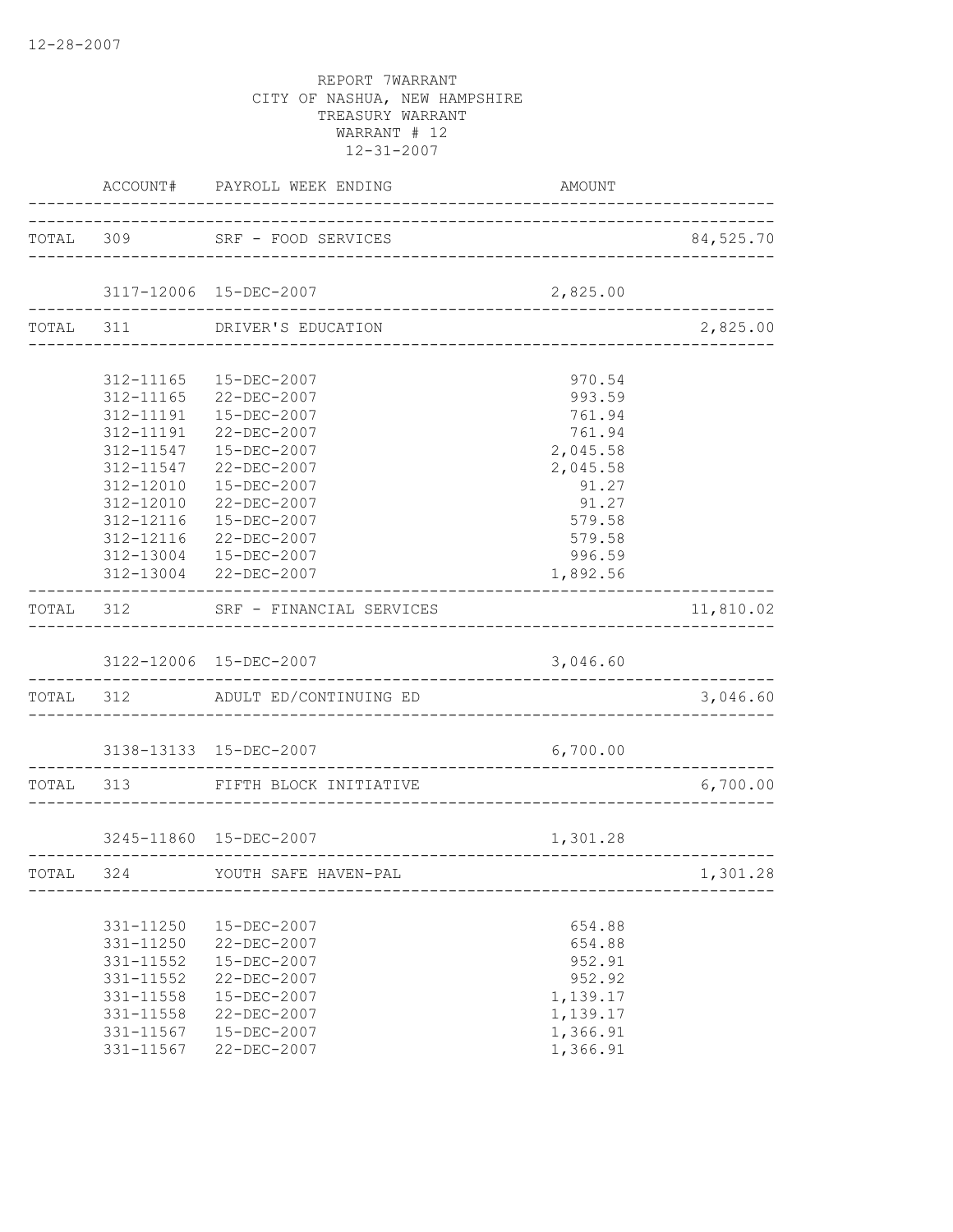12-28-2007

REPORT 7WARRANT
CITY OF NASHUA, NEW HAMPSHIRE
TREASURY WARRANT
WARRANT # 12
12-31-2007

| | ACCOUNT# | PAYROLL WEEK ENDING | AMOUNT | |
|---|---|---|---|---|
| TOTAL | 309 | SRF - FOOD SERVICES | | 84,525.70 |
| | 3117-12006 | 15-DEC-2007 | 2,825.00 | |
| TOTAL | 311 | DRIVER'S EDUCATION | | 2,825.00 |
| | 312-11165 | 15-DEC-2007 | 970.54 | |
| | 312-11165 | 22-DEC-2007 | 993.59 | |
| | 312-11191 | 15-DEC-2007 | 761.94 | |
| | 312-11191 | 22-DEC-2007 | 761.94 | |
| | 312-11547 | 15-DEC-2007 | 2,045.58 | |
| | 312-11547 | 22-DEC-2007 | 2,045.58 | |
| | 312-12010 | 15-DEC-2007 | 91.27 | |
| | 312-12010 | 22-DEC-2007 | 91.27 | |
| | 312-12116 | 15-DEC-2007 | 579.58 | |
| | 312-12116 | 22-DEC-2007 | 579.58 | |
| | 312-13004 | 15-DEC-2007 | 996.59 | |
| | 312-13004 | 22-DEC-2007 | 1,892.56 | |
| TOTAL | 312 | SRF - FINANCIAL SERVICES | | 11,810.02 |
| | 3122-12006 | 15-DEC-2007 | 3,046.60 | |
| TOTAL | 312 | ADULT ED/CONTINUING ED | | 3,046.60 |
| | 3138-13133 | 15-DEC-2007 | 6,700.00 | |
| TOTAL | 313 | FIFTH BLOCK INITIATIVE | | 6,700.00 |
| | 3245-11860 | 15-DEC-2007 | 1,301.28 | |
| TOTAL | 324 | YOUTH SAFE HAVEN-PAL | | 1,301.28 |
| | 331-11250 | 15-DEC-2007 | 654.88 | |
| | 331-11250 | 22-DEC-2007 | 654.88 | |
| | 331-11552 | 15-DEC-2007 | 952.91 | |
| | 331-11552 | 22-DEC-2007 | 952.92 | |
| | 331-11558 | 15-DEC-2007 | 1,139.17 | |
| | 331-11558 | 22-DEC-2007 | 1,139.17 | |
| | 331-11567 | 15-DEC-2007 | 1,366.91 | |
| | 331-11567 | 22-DEC-2007 | 1,366.91 | |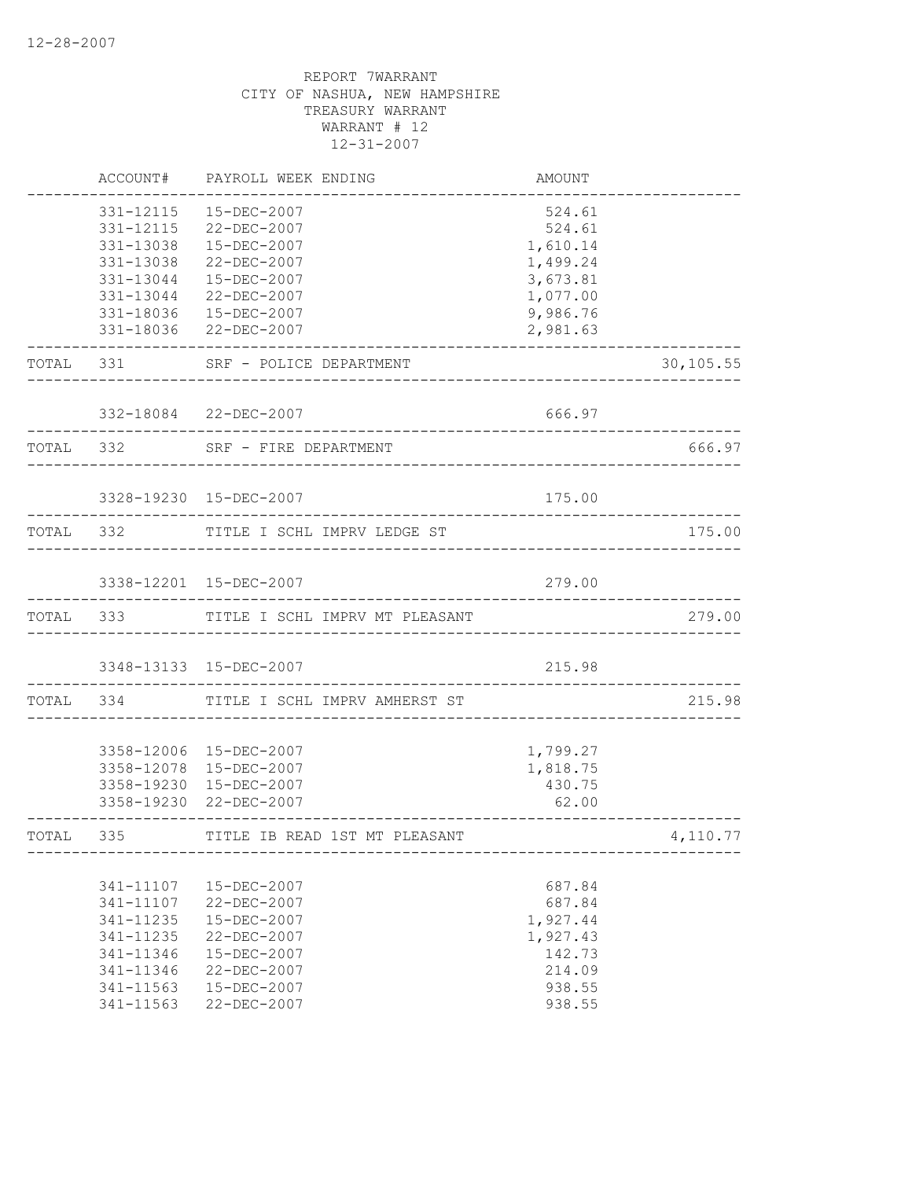12-28-2007

REPORT 7WARRANT
CITY OF NASHUA, NEW HAMPSHIRE
TREASURY WARRANT
WARRANT # 12
12-31-2007

| | ACCOUNT# | PAYROLL WEEK ENDING | AMOUNT | |
|---|---|---|---|---|
| | 331-12115 | 15-DEC-2007 | 524.61 | |
| | 331-12115 | 22-DEC-2007 | 524.61 | |
| | 331-13038 | 15-DEC-2007 | 1,610.14 | |
| | 331-13038 | 22-DEC-2007 | 1,499.24 | |
| | 331-13044 | 15-DEC-2007 | 3,673.81 | |
| | 331-13044 | 22-DEC-2007 | 1,077.00 | |
| | 331-18036 | 15-DEC-2007 | 9,986.76 | |
| | 331-18036 | 22-DEC-2007 | 2,981.63 | |
| TOTAL | 331 | SRF - POLICE DEPARTMENT | | 30,105.55 |
| | 332-18084 | 22-DEC-2007 | 666.97 | |
| TOTAL | 332 | SRF - FIRE DEPARTMENT | | 666.97 |
| | 3328-19230 | 15-DEC-2007 | 175.00 | |
| TOTAL | 332 | TITLE I SCHL IMPRV LEDGE ST | | 175.00 |
| | 3338-12201 | 15-DEC-2007 | 279.00 | |
| TOTAL | 333 | TITLE I SCHL IMPRV MT PLEASANT | | 279.00 |
| | 3348-13133 | 15-DEC-2007 | 215.98 | |
| TOTAL | 334 | TITLE I SCHL IMPRV AMHERST ST | | 215.98 |
| | 3358-12006 | 15-DEC-2007 | 1,799.27 | |
| | 3358-12078 | 15-DEC-2007 | 1,818.75 | |
| | 3358-19230 | 15-DEC-2007 | 430.75 | |
| | 3358-19230 | 22-DEC-2007 | 62.00 | |
| TOTAL | 335 | TITLE IB READ 1ST MT PLEASANT | | 4,110.77 |
| | 341-11107 | 15-DEC-2007 | 687.84 | |
| | 341-11107 | 22-DEC-2007 | 687.84 | |
| | 341-11235 | 15-DEC-2007 | 1,927.44 | |
| | 341-11235 | 22-DEC-2007 | 1,927.43 | |
| | 341-11346 | 15-DEC-2007 | 142.73 | |
| | 341-11346 | 22-DEC-2007 | 214.09 | |
| | 341-11563 | 15-DEC-2007 | 938.55 | |
| | 341-11563 | 22-DEC-2007 | 938.55 | |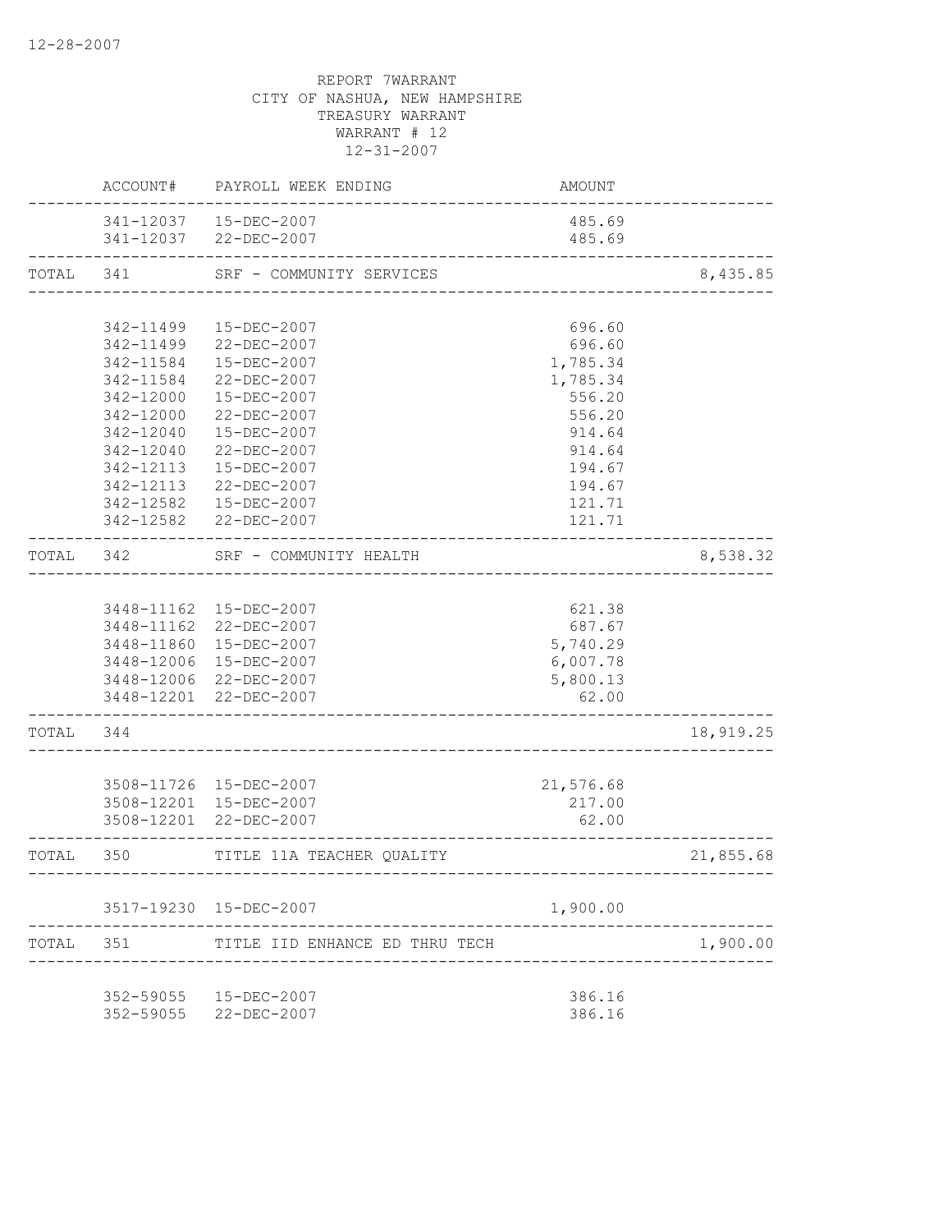REPORT 7WARRANT
CITY OF NASHUA, NEW HAMPSHIRE
TREASURY WARRANT
WARRANT # 12
12-31-2007

| | ACCOUNT# | PAYROLL WEEK ENDING | AMOUNT | |
|---|---|---|---|---|
| | 341-12037 | 15-DEC-2007 | 485.69 | |
| | 341-12037 | 22-DEC-2007 | 485.69 | |
| TOTAL | 341 | SRF - COMMUNITY SERVICES | | 8,435.85 |
| | 342-11499 | 15-DEC-2007 | 696.60 | |
| | 342-11499 | 22-DEC-2007 | 696.60 | |
| | 342-11584 | 15-DEC-2007 | 1,785.34 | |
| | 342-11584 | 22-DEC-2007 | 1,785.34 | |
| | 342-12000 | 15-DEC-2007 | 556.20 | |
| | 342-12000 | 22-DEC-2007 | 556.20 | |
| | 342-12040 | 15-DEC-2007 | 914.64 | |
| | 342-12040 | 22-DEC-2007 | 914.64 | |
| | 342-12113 | 15-DEC-2007 | 194.67 | |
| | 342-12113 | 22-DEC-2007 | 194.67 | |
| | 342-12582 | 15-DEC-2007 | 121.71 | |
| | 342-12582 | 22-DEC-2007 | 121.71 | |
| TOTAL | 342 | SRF - COMMUNITY HEALTH | | 8,538.32 |
| | 3448-11162 | 15-DEC-2007 | 621.38 | |
| | 3448-11162 | 22-DEC-2007 | 687.67 | |
| | 3448-11860 | 15-DEC-2007 | 5,740.29 | |
| | 3448-12006 | 15-DEC-2007 | 6,007.78 | |
| | 3448-12006 | 22-DEC-2007 | 5,800.13 | |
| | 3448-12201 | 22-DEC-2007 | 62.00 | |
| TOTAL | 344 | | | 18,919.25 |
| | 3508-11726 | 15-DEC-2007 | 21,576.68 | |
| | 3508-12201 | 15-DEC-2007 | 217.00 | |
| | 3508-12201 | 22-DEC-2007 | 62.00 | |
| TOTAL | 350 | TITLE 11A TEACHER QUALITY | | 21,855.68 |
| | 3517-19230 | 15-DEC-2007 | 1,900.00 | |
| TOTAL | 351 | TITLE IID ENHANCE ED THRU TECH | | 1,900.00 |
| | 352-59055 | 15-DEC-2007 | 386.16 | |
| | 352-59055 | 22-DEC-2007 | 386.16 | |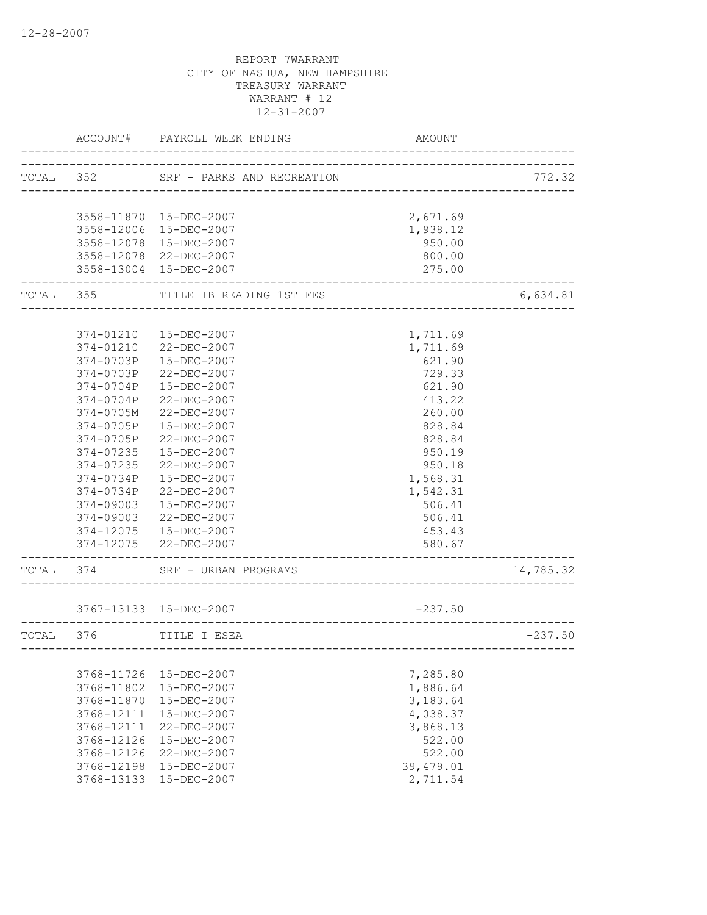12-28-2007

REPORT 7WARRANT
CITY OF NASHUA, NEW HAMPSHIRE
TREASURY WARRANT
WARRANT # 12
12-31-2007

| | ACCOUNT# | PAYROLL WEEK ENDING | AMOUNT | |
|---|---|---|---|---|
| TOTAL | 352 | SRF - PARKS AND RECREATION | | 772.32 |
| | 3558-11870 | 15-DEC-2007 | 2,671.69 | |
| | 3558-12006 | 15-DEC-2007 | 1,938.12 | |
| | 3558-12078 | 15-DEC-2007 | 950.00 | |
| | 3558-12078 | 22-DEC-2007 | 800.00 | |
| | 3558-13004 | 15-DEC-2007 | 275.00 | |
| TOTAL | 355 | TITLE IB READING 1ST FES | | 6,634.81 |
| | 374-01210 | 15-DEC-2007 | 1,711.69 | |
| | 374-01210 | 22-DEC-2007 | 1,711.69 | |
| | 374-0703P | 15-DEC-2007 | 621.90 | |
| | 374-0703P | 22-DEC-2007 | 729.33 | |
| | 374-0704P | 15-DEC-2007 | 621.90 | |
| | 374-0704P | 22-DEC-2007 | 413.22 | |
| | 374-0705M | 22-DEC-2007 | 260.00 | |
| | 374-0705P | 15-DEC-2007 | 828.84 | |
| | 374-0705P | 22-DEC-2007 | 828.84 | |
| | 374-07235 | 15-DEC-2007 | 950.19 | |
| | 374-07235 | 22-DEC-2007 | 950.18 | |
| | 374-0734P | 15-DEC-2007 | 1,568.31 | |
| | 374-0734P | 22-DEC-2007 | 1,542.31 | |
| | 374-09003 | 15-DEC-2007 | 506.41 | |
| | 374-09003 | 22-DEC-2007 | 506.41 | |
| | 374-12075 | 15-DEC-2007 | 453.43 | |
| | 374-12075 | 22-DEC-2007 | 580.67 | |
| TOTAL | 374 | SRF - URBAN PROGRAMS | | 14,785.32 |
| | 3767-13133 | 15-DEC-2007 | -237.50 | |
| TOTAL | 376 | TITLE I ESEA | | -237.50 |
| | 3768-11726 | 15-DEC-2007 | 7,285.80 | |
| | 3768-11802 | 15-DEC-2007 | 1,886.64 | |
| | 3768-11870 | 15-DEC-2007 | 3,183.64 | |
| | 3768-12111 | 15-DEC-2007 | 4,038.37 | |
| | 3768-12111 | 22-DEC-2007 | 3,868.13 | |
| | 3768-12126 | 15-DEC-2007 | 522.00 | |
| | 3768-12126 | 22-DEC-2007 | 522.00 | |
| | 3768-12198 | 15-DEC-2007 | 39,479.01 | |
| | 3768-13133 | 15-DEC-2007 | 2,711.54 | |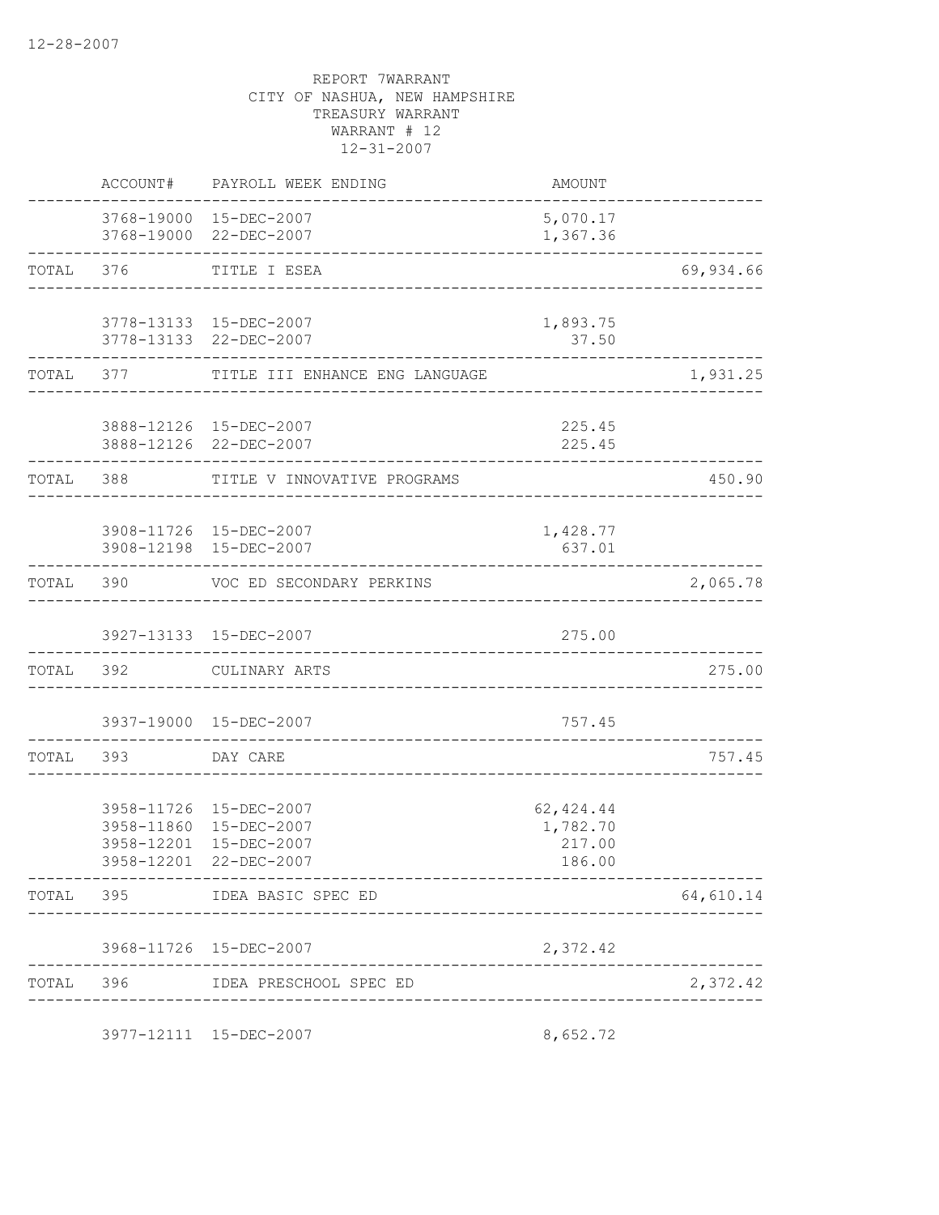12-28-2007

REPORT 7WARRANT
CITY OF NASHUA, NEW HAMPSHIRE
TREASURY WARRANT
WARRANT # 12
12-31-2007

| | ACCOUNT# | PAYROLL WEEK ENDING | AMOUNT | |
|---|---|---|---|---|
| | 3768-19000 | 15-DEC-2007 | 5,070.17 | |
| | 3768-19000 | 22-DEC-2007 | 1,367.36 | |
| TOTAL | 376 | TITLE I ESEA | | 69,934.66 |
| | 3778-13133 | 15-DEC-2007 | 1,893.75 | |
| | 3778-13133 | 22-DEC-2007 | 37.50 | |
| TOTAL | 377 | TITLE III ENHANCE ENG LANGUAGE | | 1,931.25 |
| | 3888-12126 | 15-DEC-2007 | 225.45 | |
| | 3888-12126 | 22-DEC-2007 | 225.45 | |
| TOTAL | 388 | TITLE V INNOVATIVE PROGRAMS | | 450.90 |
| | 3908-11726 | 15-DEC-2007 | 1,428.77 | |
| | 3908-12198 | 15-DEC-2007 | 637.01 | |
| TOTAL | 390 | VOC ED SECONDARY PERKINS | | 2,065.78 |
| | 3927-13133 | 15-DEC-2007 | 275.00 | |
| TOTAL | 392 | CULINARY ARTS | | 275.00 |
| | 3937-19000 | 15-DEC-2007 | 757.45 | |
| TOTAL | 393 | DAY CARE | | 757.45 |
| | 3958-11726 | 15-DEC-2007 | 62,424.44 | |
| | 3958-11860 | 15-DEC-2007 | 1,782.70 | |
| | 3958-12201 | 15-DEC-2007 | 217.00 | |
| | 3958-12201 | 22-DEC-2007 | 186.00 | |
| TOTAL | 395 | IDEA BASIC SPEC ED | | 64,610.14 |
| | 3968-11726 | 15-DEC-2007 | 2,372.42 | |
| TOTAL | 396 | IDEA PRESCHOOL SPEC ED | | 2,372.42 |
| | 3977-12111 | 15-DEC-2007 | 8,652.72 | |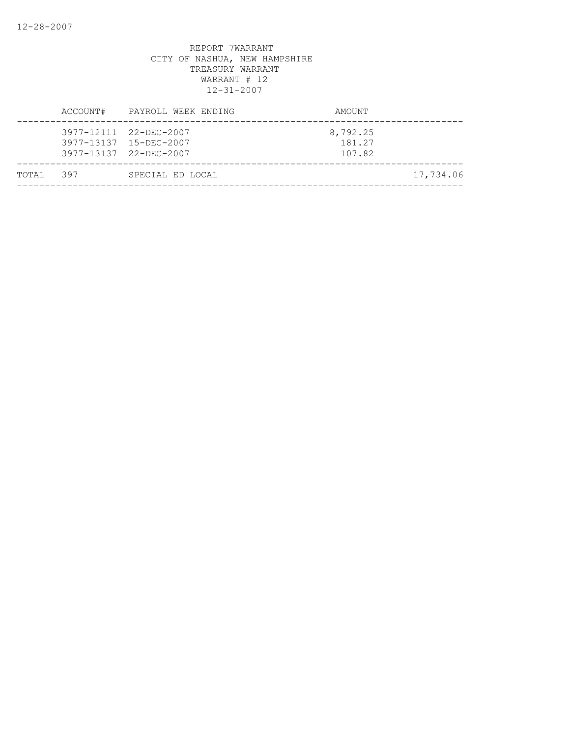REPORT 7WARRANT
CITY OF NASHUA, NEW HAMPSHIRE
TREASURY WARRANT
WARRANT # 12
12-31-2007

| | ACCOUNT# | PAYROLL WEEK ENDING | AMOUNT | |
|---|---|---|---|---|
| | 3977-12111 | 22-DEC-2007 | 8,792.25 | |
| | 3977-13137 | 15-DEC-2007 | 181.27 | |
| | 3977-13137 | 22-DEC-2007 | 107.82 | |
| TOTAL | 397 | SPECIAL ED LOCAL | | 17,734.06 |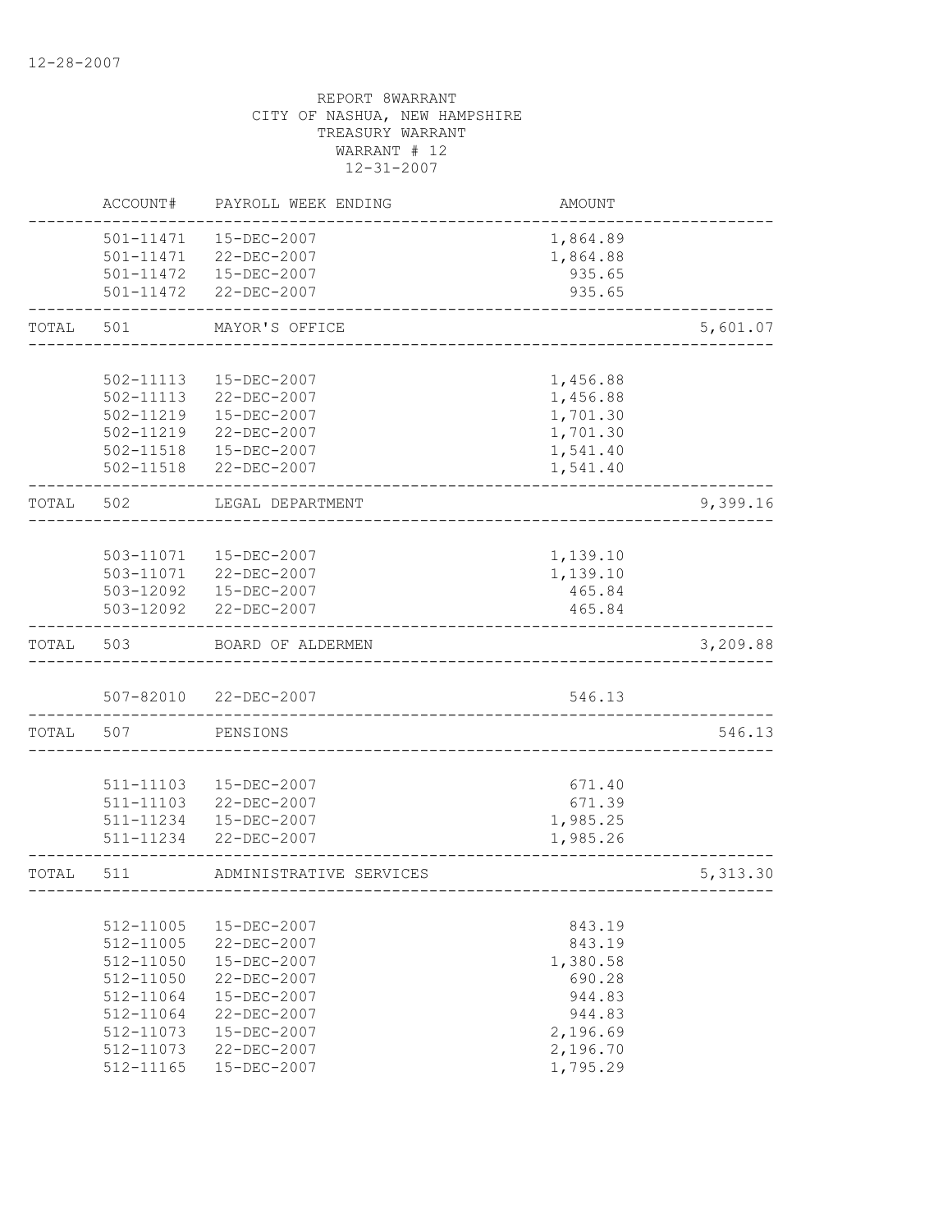12-28-2007

REPORT 8WARRANT
CITY OF NASHUA, NEW HAMPSHIRE
TREASURY WARRANT
WARRANT # 12
12-31-2007

| | ACCOUNT# | PAYROLL WEEK ENDING | AMOUNT | |
|---|---|---|---|---|
| | 501-11471 | 15-DEC-2007 | 1,864.89 | |
| | 501-11471 | 22-DEC-2007 | 1,864.88 | |
| | 501-11472 | 15-DEC-2007 | 935.65 | |
| | 501-11472 | 22-DEC-2007 | 935.65 | |
| TOTAL | 501 | MAYOR'S OFFICE | | 5,601.07 |
| | 502-11113 | 15-DEC-2007 | 1,456.88 | |
| | 502-11113 | 22-DEC-2007 | 1,456.88 | |
| | 502-11219 | 15-DEC-2007 | 1,701.30 | |
| | 502-11219 | 22-DEC-2007 | 1,701.30 | |
| | 502-11518 | 15-DEC-2007 | 1,541.40 | |
| | 502-11518 | 22-DEC-2007 | 1,541.40 | |
| TOTAL | 502 | LEGAL DEPARTMENT | | 9,399.16 |
| | 503-11071 | 15-DEC-2007 | 1,139.10 | |
| | 503-11071 | 22-DEC-2007 | 1,139.10 | |
| | 503-12092 | 15-DEC-2007 | 465.84 | |
| | 503-12092 | 22-DEC-2007 | 465.84 | |
| TOTAL | 503 | BOARD OF ALDERMEN | | 3,209.88 |
| | 507-82010 | 22-DEC-2007 | 546.13 | |
| TOTAL | 507 | PENSIONS | | 546.13 |
| | 511-11103 | 15-DEC-2007 | 671.40 | |
| | 511-11103 | 22-DEC-2007 | 671.39 | |
| | 511-11234 | 15-DEC-2007 | 1,985.25 | |
| | 511-11234 | 22-DEC-2007 | 1,985.26 | |
| TOTAL | 511 | ADMINISTRATIVE SERVICES | | 5,313.30 |
| | 512-11005 | 15-DEC-2007 | 843.19 | |
| | 512-11005 | 22-DEC-2007 | 843.19 | |
| | 512-11050 | 15-DEC-2007 | 1,380.58 | |
| | 512-11050 | 22-DEC-2007 | 690.28 | |
| | 512-11064 | 15-DEC-2007 | 944.83 | |
| | 512-11064 | 22-DEC-2007 | 944.83 | |
| | 512-11073 | 15-DEC-2007 | 2,196.69 | |
| | 512-11073 | 22-DEC-2007 | 2,196.70 | |
| | 512-11165 | 15-DEC-2007 | 1,795.29 | |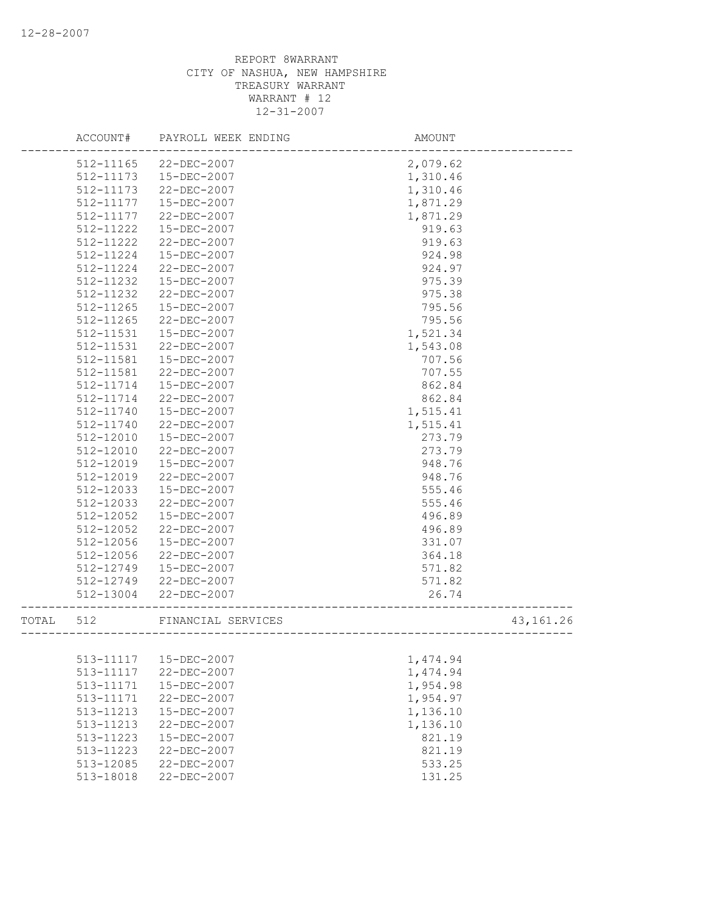12-28-2007

REPORT 8WARRANT
CITY OF NASHUA, NEW HAMPSHIRE
TREASURY WARRANT
WARRANT # 12
12-31-2007

| | ACCOUNT# | PAYROLL WEEK ENDING | AMOUNT | |
|---|---|---|---|---|
| | 512-11165 | 22-DEC-2007 | 2,079.62 | |
| | 512-11173 | 15-DEC-2007 | 1,310.46 | |
| | 512-11173 | 22-DEC-2007 | 1,310.46 | |
| | 512-11177 | 15-DEC-2007 | 1,871.29 | |
| | 512-11177 | 22-DEC-2007 | 1,871.29 | |
| | 512-11222 | 15-DEC-2007 | 919.63 | |
| | 512-11222 | 22-DEC-2007 | 919.63 | |
| | 512-11224 | 15-DEC-2007 | 924.98 | |
| | 512-11224 | 22-DEC-2007 | 924.97 | |
| | 512-11232 | 15-DEC-2007 | 975.39 | |
| | 512-11232 | 22-DEC-2007 | 975.38 | |
| | 512-11265 | 15-DEC-2007 | 795.56 | |
| | 512-11265 | 22-DEC-2007 | 795.56 | |
| | 512-11531 | 15-DEC-2007 | 1,521.34 | |
| | 512-11531 | 22-DEC-2007 | 1,543.08 | |
| | 512-11581 | 15-DEC-2007 | 707.56 | |
| | 512-11581 | 22-DEC-2007 | 707.55 | |
| | 512-11714 | 15-DEC-2007 | 862.84 | |
| | 512-11714 | 22-DEC-2007 | 862.84 | |
| | 512-11740 | 15-DEC-2007 | 1,515.41 | |
| | 512-11740 | 22-DEC-2007 | 1,515.41 | |
| | 512-12010 | 15-DEC-2007 | 273.79 | |
| | 512-12010 | 22-DEC-2007 | 273.79 | |
| | 512-12019 | 15-DEC-2007 | 948.76 | |
| | 512-12019 | 22-DEC-2007 | 948.76 | |
| | 512-12033 | 15-DEC-2007 | 555.46 | |
| | 512-12033 | 22-DEC-2007 | 555.46 | |
| | 512-12052 | 15-DEC-2007 | 496.89 | |
| | 512-12052 | 22-DEC-2007 | 496.89 | |
| | 512-12056 | 15-DEC-2007 | 331.07 | |
| | 512-12056 | 22-DEC-2007 | 364.18 | |
| | 512-12749 | 15-DEC-2007 | 571.82 | |
| | 512-12749 | 22-DEC-2007 | 571.82 | |
| | 512-13004 | 22-DEC-2007 | 26.74 | |
| TOTAL | 512 | FINANCIAL SERVICES | | 43,161.26 |
| | 513-11117 | 15-DEC-2007 | 1,474.94 | |
| | 513-11117 | 22-DEC-2007 | 1,474.94 | |
| | 513-11171 | 15-DEC-2007 | 1,954.98 | |
| | 513-11171 | 22-DEC-2007 | 1,954.97 | |
| | 513-11213 | 15-DEC-2007 | 1,136.10 | |
| | 513-11213 | 22-DEC-2007 | 1,136.10 | |
| | 513-11223 | 15-DEC-2007 | 821.19 | |
| | 513-11223 | 22-DEC-2007 | 821.19 | |
| | 513-12085 | 22-DEC-2007 | 533.25 | |
| | 513-18018 | 22-DEC-2007 | 131.25 | |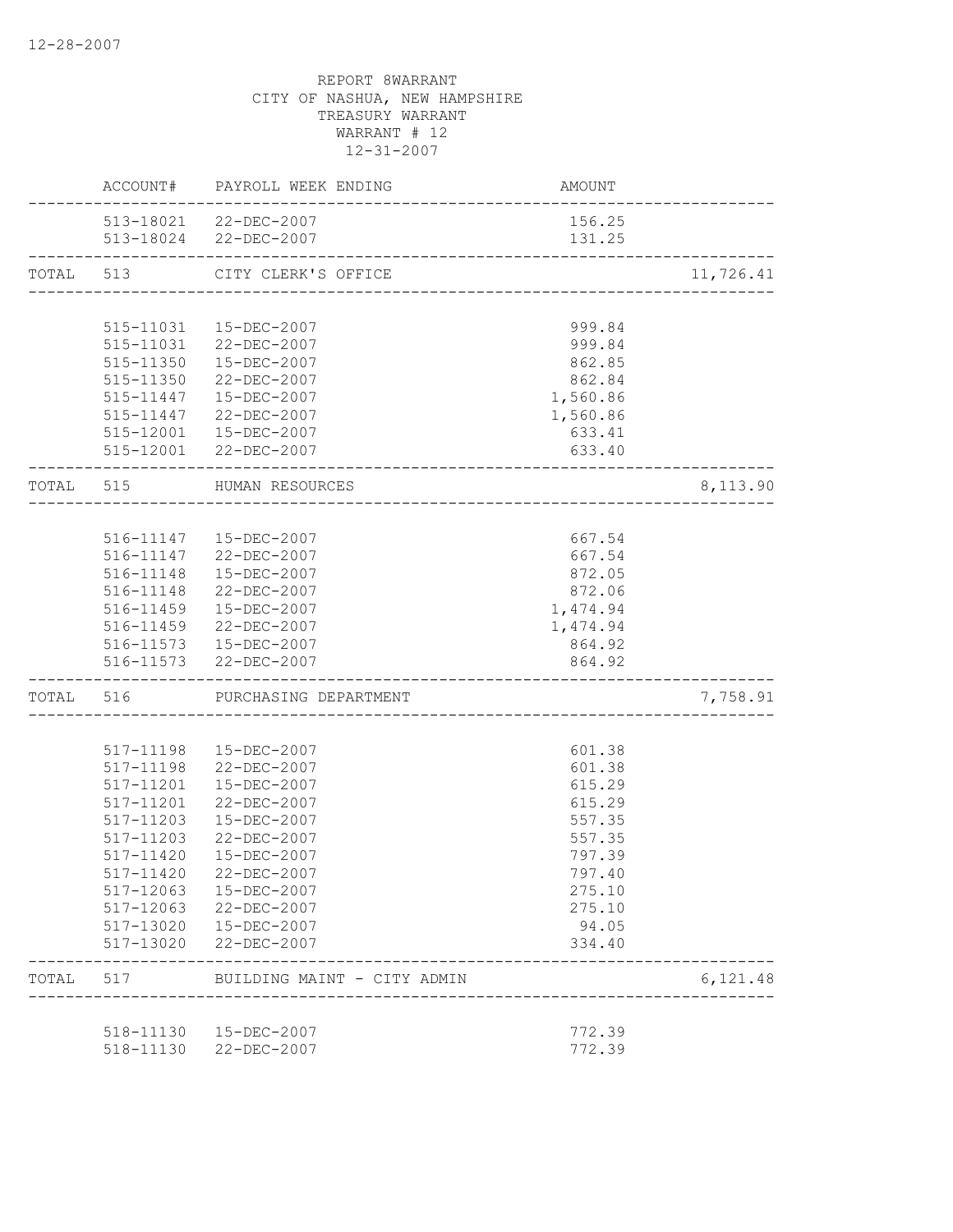12-28-2007

REPORT 8WARRANT
CITY OF NASHUA, NEW HAMPSHIRE
TREASURY WARRANT
WARRANT # 12
12-31-2007

| | ACCOUNT# | PAYROLL WEEK ENDING | AMOUNT | |
|---|---|---|---|---|
| | 513-18021 | 22-DEC-2007 | 156.25 | |
| | 513-18024 | 22-DEC-2007 | 131.25 | |
| TOTAL | 513 | CITY CLERK'S OFFICE | | 11,726.41 |
| | 515-11031 | 15-DEC-2007 | 999.84 | |
| | 515-11031 | 22-DEC-2007 | 999.84 | |
| | 515-11350 | 15-DEC-2007 | 862.85 | |
| | 515-11350 | 22-DEC-2007 | 862.84 | |
| | 515-11447 | 15-DEC-2007 | 1,560.86 | |
| | 515-11447 | 22-DEC-2007 | 1,560.86 | |
| | 515-12001 | 15-DEC-2007 | 633.41 | |
| | 515-12001 | 22-DEC-2007 | 633.40 | |
| TOTAL | 515 | HUMAN RESOURCES | | 8,113.90 |
| | 516-11147 | 15-DEC-2007 | 667.54 | |
| | 516-11147 | 22-DEC-2007 | 667.54 | |
| | 516-11148 | 15-DEC-2007 | 872.05 | |
| | 516-11148 | 22-DEC-2007 | 872.06 | |
| | 516-11459 | 15-DEC-2007 | 1,474.94 | |
| | 516-11459 | 22-DEC-2007 | 1,474.94 | |
| | 516-11573 | 15-DEC-2007 | 864.92 | |
| | 516-11573 | 22-DEC-2007 | 864.92 | |
| TOTAL | 516 | PURCHASING DEPARTMENT | | 7,758.91 |
| | 517-11198 | 15-DEC-2007 | 601.38 | |
| | 517-11198 | 22-DEC-2007 | 601.38 | |
| | 517-11201 | 15-DEC-2007 | 615.29 | |
| | 517-11201 | 22-DEC-2007 | 615.29 | |
| | 517-11203 | 15-DEC-2007 | 557.35 | |
| | 517-11203 | 22-DEC-2007 | 557.35 | |
| | 517-11420 | 15-DEC-2007 | 797.39 | |
| | 517-11420 | 22-DEC-2007 | 797.40 | |
| | 517-12063 | 15-DEC-2007 | 275.10 | |
| | 517-12063 | 22-DEC-2007 | 275.10 | |
| | 517-13020 | 15-DEC-2007 | 94.05 | |
| | 517-13020 | 22-DEC-2007 | 334.40 | |
| TOTAL | 517 | BUILDING MAINT - CITY ADMIN | | 6,121.48 |
| | 518-11130 | 15-DEC-2007 | 772.39 | |
| | 518-11130 | 22-DEC-2007 | 772.39 | |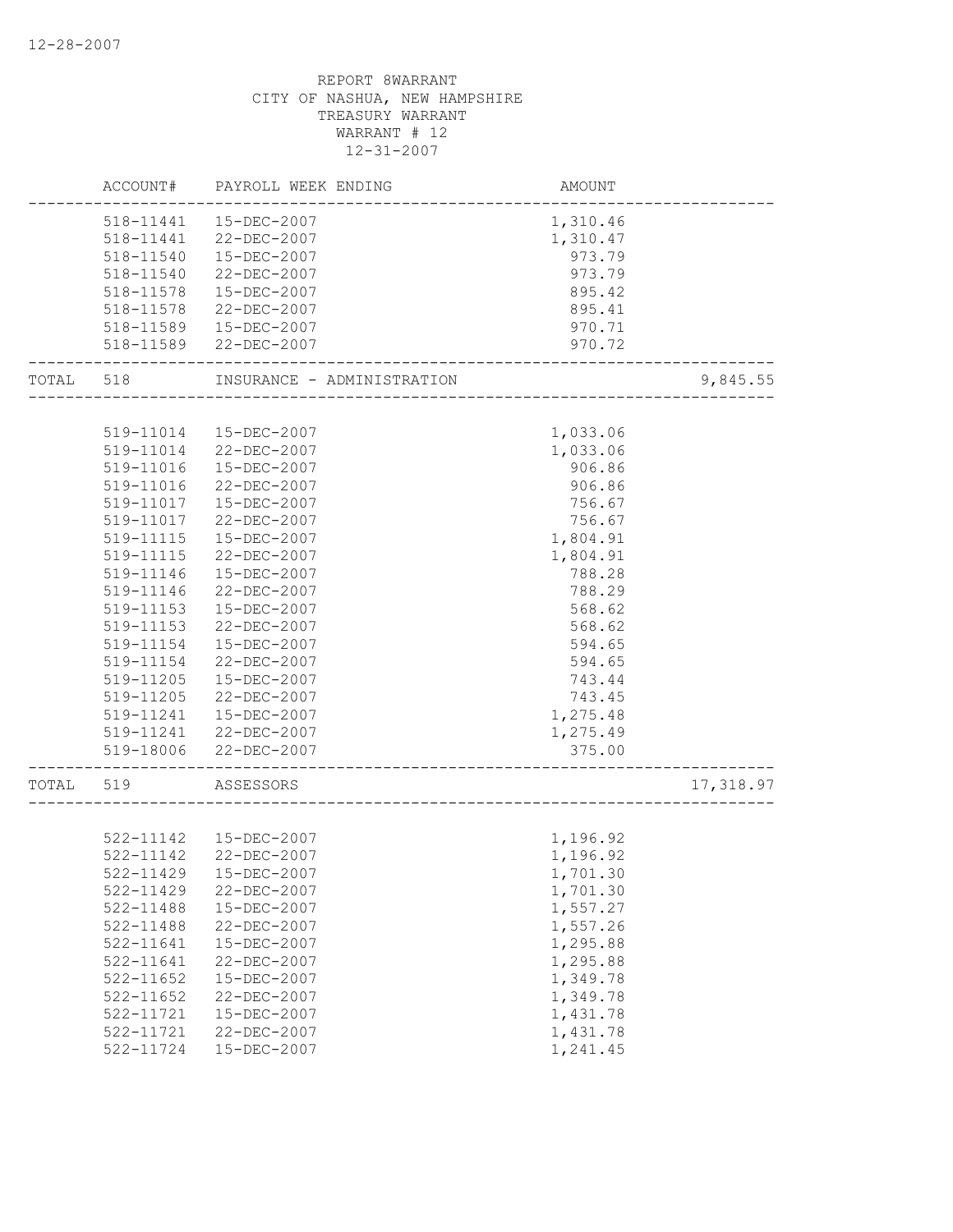12-28-2007

REPORT 8WARRANT
CITY OF NASHUA, NEW HAMPSHIRE
TREASURY WARRANT
WARRANT # 12
12-31-2007

| | ACCOUNT# | PAYROLL WEEK ENDING | AMOUNT | |
|---|---|---|---|---|
| | 518-11441 | 15-DEC-2007 | 1,310.46 | |
| | 518-11441 | 22-DEC-2007 | 1,310.47 | |
| | 518-11540 | 15-DEC-2007 | 973.79 | |
| | 518-11540 | 22-DEC-2007 | 973.79 | |
| | 518-11578 | 15-DEC-2007 | 895.42 | |
| | 518-11578 | 22-DEC-2007 | 895.41 | |
| | 518-11589 | 15-DEC-2007 | 970.71 | |
| | 518-11589 | 22-DEC-2007 | 970.72 | |
| TOTAL | 518 | INSURANCE - ADMINISTRATION | | 9,845.55 |
| | 519-11014 | 15-DEC-2007 | 1,033.06 | |
| | 519-11014 | 22-DEC-2007 | 1,033.06 | |
| | 519-11016 | 15-DEC-2007 | 906.86 | |
| | 519-11016 | 22-DEC-2007 | 906.86 | |
| | 519-11017 | 15-DEC-2007 | 756.67 | |
| | 519-11017 | 22-DEC-2007 | 756.67 | |
| | 519-11115 | 15-DEC-2007 | 1,804.91 | |
| | 519-11115 | 22-DEC-2007 | 1,804.91 | |
| | 519-11146 | 15-DEC-2007 | 788.28 | |
| | 519-11146 | 22-DEC-2007 | 788.29 | |
| | 519-11153 | 15-DEC-2007 | 568.62 | |
| | 519-11153 | 22-DEC-2007 | 568.62 | |
| | 519-11154 | 15-DEC-2007 | 594.65 | |
| | 519-11154 | 22-DEC-2007 | 594.65 | |
| | 519-11205 | 15-DEC-2007 | 743.44 | |
| | 519-11205 | 22-DEC-2007 | 743.45 | |
| | 519-11241 | 15-DEC-2007 | 1,275.48 | |
| | 519-11241 | 22-DEC-2007 | 1,275.49 | |
| | 519-18006 | 22-DEC-2007 | 375.00 | |
| TOTAL | 519 | ASSESSORS | | 17,318.97 |
| | 522-11142 | 15-DEC-2007 | 1,196.92 | |
| | 522-11142 | 22-DEC-2007 | 1,196.92 | |
| | 522-11429 | 15-DEC-2007 | 1,701.30 | |
| | 522-11429 | 22-DEC-2007 | 1,701.30 | |
| | 522-11488 | 15-DEC-2007 | 1,557.27 | |
| | 522-11488 | 22-DEC-2007 | 1,557.26 | |
| | 522-11641 | 15-DEC-2007 | 1,295.88 | |
| | 522-11641 | 22-DEC-2007 | 1,295.88 | |
| | 522-11652 | 15-DEC-2007 | 1,349.78 | |
| | 522-11652 | 22-DEC-2007 | 1,349.78 | |
| | 522-11721 | 15-DEC-2007 | 1,431.78 | |
| | 522-11721 | 22-DEC-2007 | 1,431.78 | |
| | 522-11724 | 15-DEC-2007 | 1,241.45 | |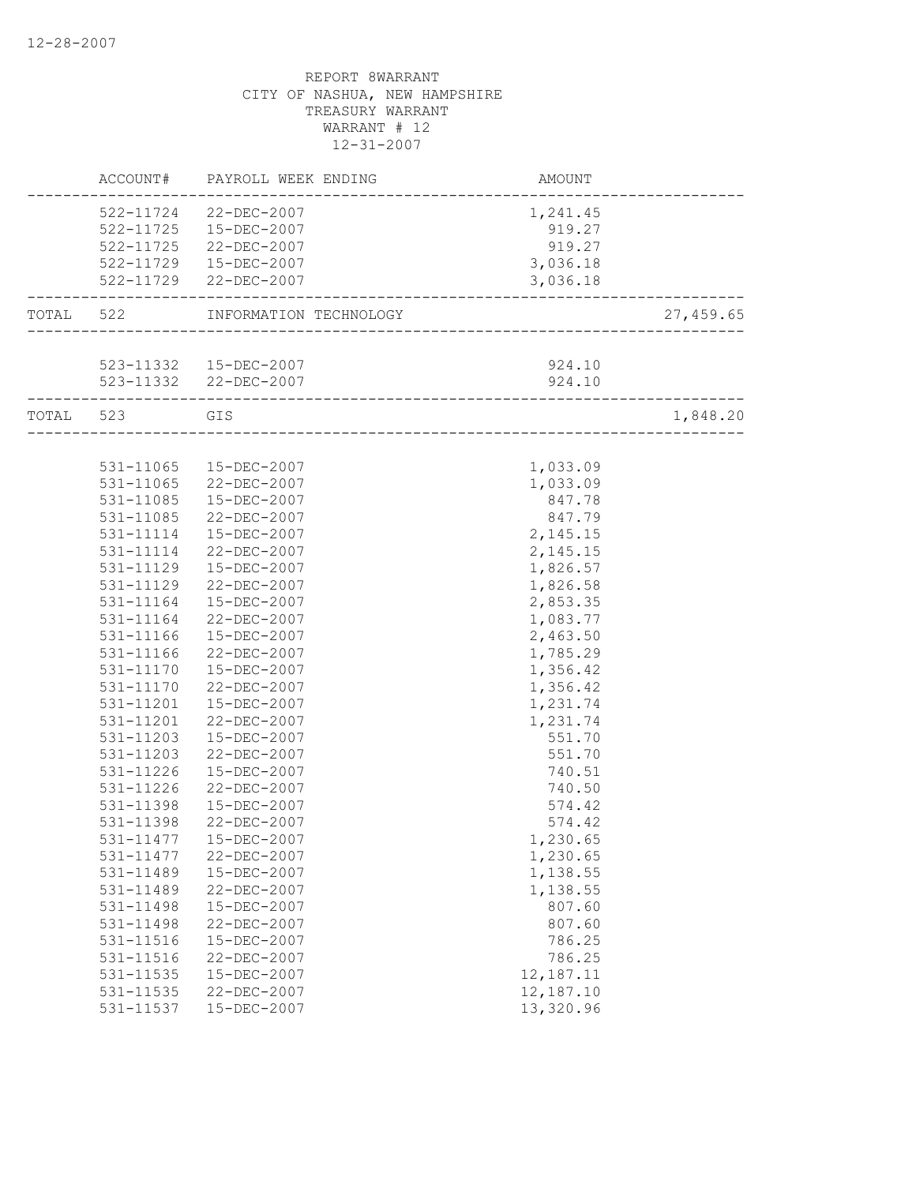REPORT 8WARRANT
CITY OF NASHUA, NEW HAMPSHIRE
TREASURY WARRANT
WARRANT # 12
12-31-2007

| | ACCOUNT# | PAYROLL WEEK ENDING | AMOUNT | |
|---|---|---|---|---|
| | 522-11724 | 22-DEC-2007 | 1,241.45 | |
| | 522-11725 | 15-DEC-2007 | 919.27 | |
| | 522-11725 | 22-DEC-2007 | 919.27 | |
| | 522-11729 | 15-DEC-2007 | 3,036.18 | |
| | 522-11729 | 22-DEC-2007 | 3,036.18 | |
| TOTAL | 522 | INFORMATION TECHNOLOGY | | 27,459.65 |
| | 523-11332 | 15-DEC-2007 | 924.10 | |
| | 523-11332 | 22-DEC-2007 | 924.10 | |
| TOTAL | 523 | GIS | | 1,848.20 |
| | 531-11065 | 15-DEC-2007 | 1,033.09 | |
| | 531-11065 | 22-DEC-2007 | 1,033.09 | |
| | 531-11085 | 15-DEC-2007 | 847.78 | |
| | 531-11085 | 22-DEC-2007 | 847.79 | |
| | 531-11114 | 15-DEC-2007 | 2,145.15 | |
| | 531-11114 | 22-DEC-2007 | 2,145.15 | |
| | 531-11129 | 15-DEC-2007 | 1,826.57 | |
| | 531-11129 | 22-DEC-2007 | 1,826.58 | |
| | 531-11164 | 15-DEC-2007 | 2,853.35 | |
| | 531-11164 | 22-DEC-2007 | 1,083.77 | |
| | 531-11166 | 15-DEC-2007 | 2,463.50 | |
| | 531-11166 | 22-DEC-2007 | 1,785.29 | |
| | 531-11170 | 15-DEC-2007 | 1,356.42 | |
| | 531-11170 | 22-DEC-2007 | 1,356.42 | |
| | 531-11201 | 15-DEC-2007 | 1,231.74 | |
| | 531-11201 | 22-DEC-2007 | 1,231.74 | |
| | 531-11203 | 15-DEC-2007 | 551.70 | |
| | 531-11203 | 22-DEC-2007 | 551.70 | |
| | 531-11226 | 15-DEC-2007 | 740.51 | |
| | 531-11226 | 22-DEC-2007 | 740.50 | |
| | 531-11398 | 15-DEC-2007 | 574.42 | |
| | 531-11398 | 22-DEC-2007 | 574.42 | |
| | 531-11477 | 15-DEC-2007 | 1,230.65 | |
| | 531-11477 | 22-DEC-2007 | 1,230.65 | |
| | 531-11489 | 15-DEC-2007 | 1,138.55 | |
| | 531-11489 | 22-DEC-2007 | 1,138.55 | |
| | 531-11498 | 15-DEC-2007 | 807.60 | |
| | 531-11498 | 22-DEC-2007 | 807.60 | |
| | 531-11516 | 15-DEC-2007 | 786.25 | |
| | 531-11516 | 22-DEC-2007 | 786.25 | |
| | 531-11535 | 15-DEC-2007 | 12,187.11 | |
| | 531-11535 | 22-DEC-2007 | 12,187.10 | |
| | 531-11537 | 15-DEC-2007 | 13,320.96 | |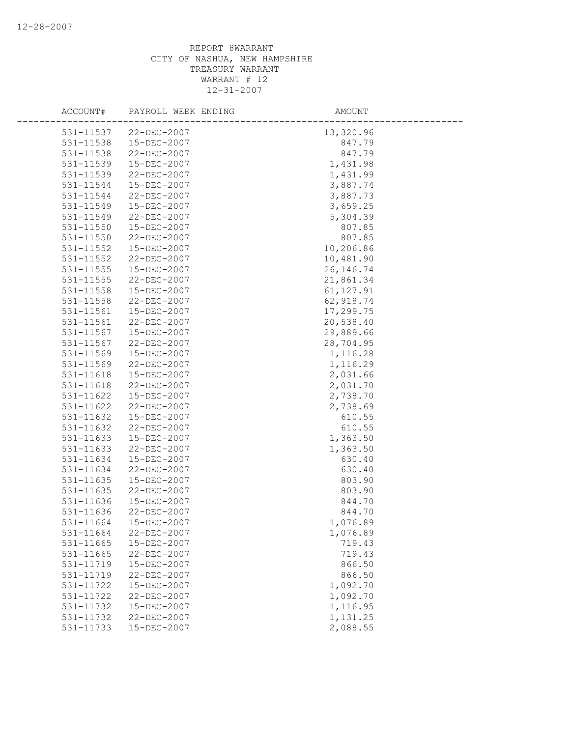REPORT 8WARRANT
CITY OF NASHUA, NEW HAMPSHIRE
TREASURY WARRANT
WARRANT # 12
12-31-2007

| ACCOUNT# | PAYROLL WEEK ENDING | AMOUNT |
|---|---|---|
| 531-11537 | 22-DEC-2007 | 13,320.96 |
| 531-11538 | 15-DEC-2007 | 847.79 |
| 531-11538 | 22-DEC-2007 | 847.79 |
| 531-11539 | 15-DEC-2007 | 1,431.98 |
| 531-11539 | 22-DEC-2007 | 1,431.99 |
| 531-11544 | 15-DEC-2007 | 3,887.74 |
| 531-11544 | 22-DEC-2007 | 3,887.73 |
| 531-11549 | 15-DEC-2007 | 3,659.25 |
| 531-11549 | 22-DEC-2007 | 5,304.39 |
| 531-11550 | 15-DEC-2007 | 807.85 |
| 531-11550 | 22-DEC-2007 | 807.85 |
| 531-11552 | 15-DEC-2007 | 10,206.86 |
| 531-11552 | 22-DEC-2007 | 10,481.90 |
| 531-11555 | 15-DEC-2007 | 26,146.74 |
| 531-11555 | 22-DEC-2007 | 21,861.34 |
| 531-11558 | 15-DEC-2007 | 61,127.91 |
| 531-11558 | 22-DEC-2007 | 62,918.74 |
| 531-11561 | 15-DEC-2007 | 17,299.75 |
| 531-11561 | 22-DEC-2007 | 20,538.40 |
| 531-11567 | 15-DEC-2007 | 29,889.66 |
| 531-11567 | 22-DEC-2007 | 28,704.95 |
| 531-11569 | 15-DEC-2007 | 1,116.28 |
| 531-11569 | 22-DEC-2007 | 1,116.29 |
| 531-11618 | 15-DEC-2007 | 2,031.66 |
| 531-11618 | 22-DEC-2007 | 2,031.70 |
| 531-11622 | 15-DEC-2007 | 2,738.70 |
| 531-11622 | 22-DEC-2007 | 2,738.69 |
| 531-11632 | 15-DEC-2007 | 610.55 |
| 531-11632 | 22-DEC-2007 | 610.55 |
| 531-11633 | 15-DEC-2007 | 1,363.50 |
| 531-11633 | 22-DEC-2007 | 1,363.50 |
| 531-11634 | 15-DEC-2007 | 630.40 |
| 531-11634 | 22-DEC-2007 | 630.40 |
| 531-11635 | 15-DEC-2007 | 803.90 |
| 531-11635 | 22-DEC-2007 | 803.90 |
| 531-11636 | 15-DEC-2007 | 844.70 |
| 531-11636 | 22-DEC-2007 | 844.70 |
| 531-11664 | 15-DEC-2007 | 1,076.89 |
| 531-11664 | 22-DEC-2007 | 1,076.89 |
| 531-11665 | 15-DEC-2007 | 719.43 |
| 531-11665 | 22-DEC-2007 | 719.43 |
| 531-11719 | 15-DEC-2007 | 866.50 |
| 531-11719 | 22-DEC-2007 | 866.50 |
| 531-11722 | 15-DEC-2007 | 1,092.70 |
| 531-11722 | 22-DEC-2007 | 1,092.70 |
| 531-11732 | 15-DEC-2007 | 1,116.95 |
| 531-11732 | 22-DEC-2007 | 1,131.25 |
| 531-11733 | 15-DEC-2007 | 2,088.55 |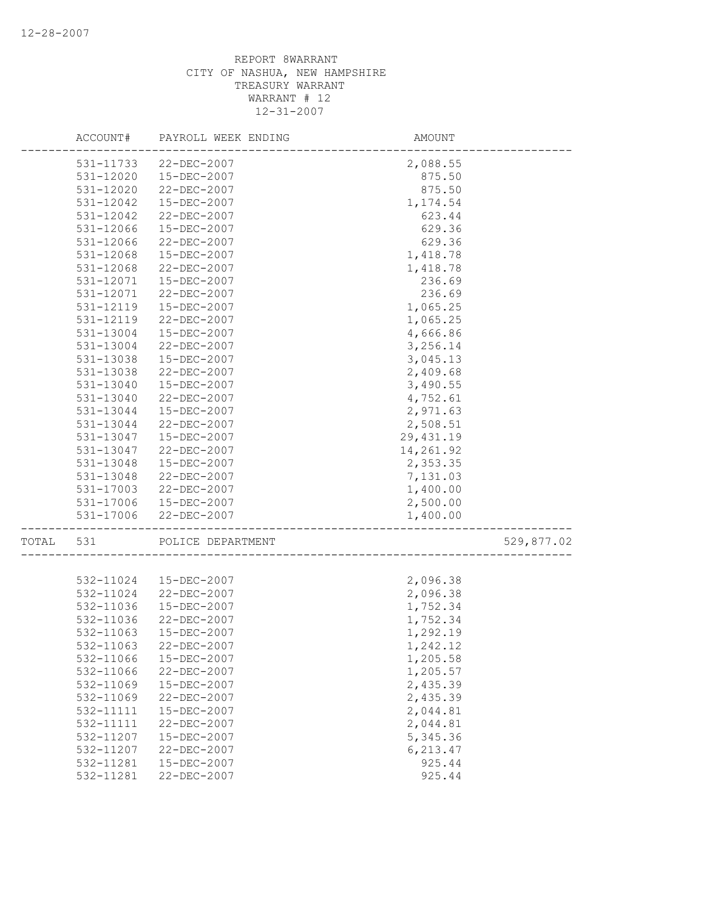REPORT 8WARRANT
CITY OF NASHUA, NEW HAMPSHIRE
TREASURY WARRANT
WARRANT # 12
12-31-2007

| ACCOUNT# | PAYROLL WEEK ENDING | AMOUNT | |
|---|---|---|---|
| 531-11733 | 22-DEC-2007 | 2,088.55 | |
| 531-12020 | 15-DEC-2007 | 875.50 | |
| 531-12020 | 22-DEC-2007 | 875.50 | |
| 531-12042 | 15-DEC-2007 | 1,174.54 | |
| 531-12042 | 22-DEC-2007 | 623.44 | |
| 531-12066 | 15-DEC-2007 | 629.36 | |
| 531-12066 | 22-DEC-2007 | 629.36 | |
| 531-12068 | 15-DEC-2007 | 1,418.78 | |
| 531-12068 | 22-DEC-2007 | 1,418.78 | |
| 531-12071 | 15-DEC-2007 | 236.69 | |
| 531-12071 | 22-DEC-2007 | 236.69 | |
| 531-12119 | 15-DEC-2007 | 1,065.25 | |
| 531-12119 | 22-DEC-2007 | 1,065.25 | |
| 531-13004 | 15-DEC-2007 | 4,666.86 | |
| 531-13004 | 22-DEC-2007 | 3,256.14 | |
| 531-13038 | 15-DEC-2007 | 3,045.13 | |
| 531-13038 | 22-DEC-2007 | 2,409.68 | |
| 531-13040 | 15-DEC-2007 | 3,490.55 | |
| 531-13040 | 22-DEC-2007 | 4,752.61 | |
| 531-13044 | 15-DEC-2007 | 2,971.63 | |
| 531-13044 | 22-DEC-2007 | 2,508.51 | |
| 531-13047 | 15-DEC-2007 | 29,431.19 | |
| 531-13047 | 22-DEC-2007 | 14,261.92 | |
| 531-13048 | 15-DEC-2007 | 2,353.35 | |
| 531-13048 | 22-DEC-2007 | 7,131.03 | |
| 531-17003 | 22-DEC-2007 | 1,400.00 | |
| 531-17006 | 15-DEC-2007 | 2,500.00 | |
| 531-17006 | 22-DEC-2007 | 1,400.00 | |
| TOTAL 531 | POLICE DEPARTMENT | | 529,877.02 |
| 532-11024 | 15-DEC-2007 | 2,096.38 | |
| 532-11024 | 22-DEC-2007 | 2,096.38 | |
| 532-11036 | 15-DEC-2007 | 1,752.34 | |
| 532-11036 | 22-DEC-2007 | 1,752.34 | |
| 532-11063 | 15-DEC-2007 | 1,292.19 | |
| 532-11063 | 22-DEC-2007 | 1,242.12 | |
| 532-11066 | 15-DEC-2007 | 1,205.58 | |
| 532-11066 | 22-DEC-2007 | 1,205.57 | |
| 532-11069 | 15-DEC-2007 | 2,435.39 | |
| 532-11069 | 22-DEC-2007 | 2,435.39 | |
| 532-11111 | 15-DEC-2007 | 2,044.81 | |
| 532-11111 | 22-DEC-2007 | 2,044.81 | |
| 532-11207 | 15-DEC-2007 | 5,345.36 | |
| 532-11207 | 22-DEC-2007 | 6,213.47 | |
| 532-11281 | 15-DEC-2007 | 925.44 | |
| 532-11281 | 22-DEC-2007 | 925.44 | |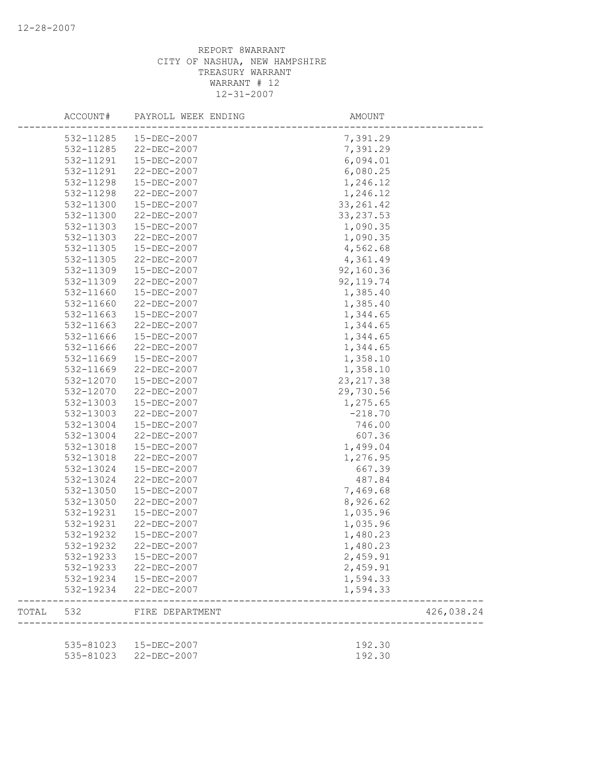REPORT 8WARRANT
CITY OF NASHUA, NEW HAMPSHIRE
TREASURY WARRANT
WARRANT # 12
12-31-2007

| | ACCOUNT# | PAYROLL WEEK ENDING | AMOUNT | |
|---|---|---|---|---|
| | 532-11285 | 15-DEC-2007 | 7,391.29 | |
| | 532-11285 | 22-DEC-2007 | 7,391.29 | |
| | 532-11291 | 15-DEC-2007 | 6,094.01 | |
| | 532-11291 | 22-DEC-2007 | 6,080.25 | |
| | 532-11298 | 15-DEC-2007 | 1,246.12 | |
| | 532-11298 | 22-DEC-2007 | 1,246.12 | |
| | 532-11300 | 15-DEC-2007 | 33,261.42 | |
| | 532-11300 | 22-DEC-2007 | 33,237.53 | |
| | 532-11303 | 15-DEC-2007 | 1,090.35 | |
| | 532-11303 | 22-DEC-2007 | 1,090.35 | |
| | 532-11305 | 15-DEC-2007 | 4,562.68 | |
| | 532-11305 | 22-DEC-2007 | 4,361.49 | |
| | 532-11309 | 15-DEC-2007 | 92,160.36 | |
| | 532-11309 | 22-DEC-2007 | 92,119.74 | |
| | 532-11660 | 15-DEC-2007 | 1,385.40 | |
| | 532-11660 | 22-DEC-2007 | 1,385.40 | |
| | 532-11663 | 15-DEC-2007 | 1,344.65 | |
| | 532-11663 | 22-DEC-2007 | 1,344.65 | |
| | 532-11666 | 15-DEC-2007 | 1,344.65 | |
| | 532-11666 | 22-DEC-2007 | 1,344.65 | |
| | 532-11669 | 15-DEC-2007 | 1,358.10 | |
| | 532-11669 | 22-DEC-2007 | 1,358.10 | |
| | 532-12070 | 15-DEC-2007 | 23,217.38 | |
| | 532-12070 | 22-DEC-2007 | 29,730.56 | |
| | 532-13003 | 15-DEC-2007 | 1,275.65 | |
| | 532-13003 | 22-DEC-2007 | -218.70 | |
| | 532-13004 | 15-DEC-2007 | 746.00 | |
| | 532-13004 | 22-DEC-2007 | 607.36 | |
| | 532-13018 | 15-DEC-2007 | 1,499.04 | |
| | 532-13018 | 22-DEC-2007 | 1,276.95 | |
| | 532-13024 | 15-DEC-2007 | 667.39 | |
| | 532-13024 | 22-DEC-2007 | 487.84 | |
| | 532-13050 | 15-DEC-2007 | 7,469.68 | |
| | 532-13050 | 22-DEC-2007 | 8,926.62 | |
| | 532-19231 | 15-DEC-2007 | 1,035.96 | |
| | 532-19231 | 22-DEC-2007 | 1,035.96 | |
| | 532-19232 | 15-DEC-2007 | 1,480.23 | |
| | 532-19232 | 22-DEC-2007 | 1,480.23 | |
| | 532-19233 | 15-DEC-2007 | 2,459.91 | |
| | 532-19233 | 22-DEC-2007 | 2,459.91 | |
| | 532-19234 | 15-DEC-2007 | 1,594.33 | |
| | 532-19234 | 22-DEC-2007 | 1,594.33 | |
| TOTAL | 532 | FIRE DEPARTMENT | | 426,038.24 |
| | 535-81023 | 15-DEC-2007 | 192.30 | |
| | 535-81023 | 22-DEC-2007 | 192.30 | |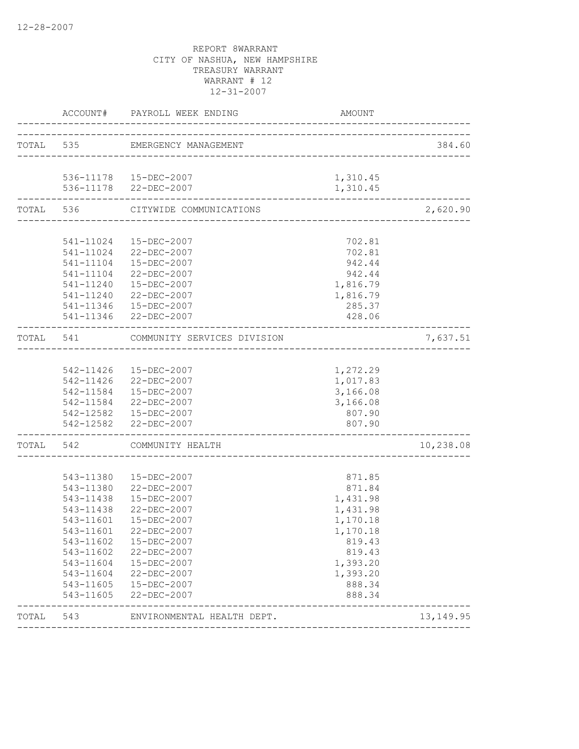12-28-2007

REPORT 8WARRANT
CITY OF NASHUA, NEW HAMPSHIRE
TREASURY WARRANT
WARRANT # 12
12-31-2007

| | ACCOUNT# | PAYROLL WEEK ENDING | AMOUNT | |
|---|---|---|---|---|
| TOTAL | 535 | EMERGENCY MANAGEMENT | | 384.60 |
| | 536-11178 | 15-DEC-2007 | 1,310.45 | |
| | 536-11178 | 22-DEC-2007 | 1,310.45 | |
| TOTAL | 536 | CITYWIDE COMMUNICATIONS | | 2,620.90 |
| | 541-11024 | 15-DEC-2007 | 702.81 | |
| | 541-11024 | 22-DEC-2007 | 702.81 | |
| | 541-11104 | 15-DEC-2007 | 942.44 | |
| | 541-11104 | 22-DEC-2007 | 942.44 | |
| | 541-11240 | 15-DEC-2007 | 1,816.79 | |
| | 541-11240 | 22-DEC-2007 | 1,816.79 | |
| | 541-11346 | 15-DEC-2007 | 285.37 | |
| | 541-11346 | 22-DEC-2007 | 428.06 | |
| TOTAL | 541 | COMMUNITY SERVICES DIVISION | | 7,637.51 |
| | 542-11426 | 15-DEC-2007 | 1,272.29 | |
| | 542-11426 | 22-DEC-2007 | 1,017.83 | |
| | 542-11584 | 15-DEC-2007 | 3,166.08 | |
| | 542-11584 | 22-DEC-2007 | 3,166.08 | |
| | 542-12582 | 15-DEC-2007 | 807.90 | |
| | 542-12582 | 22-DEC-2007 | 807.90 | |
| TOTAL | 542 | COMMUNITY HEALTH | | 10,238.08 |
| | 543-11380 | 15-DEC-2007 | 871.85 | |
| | 543-11380 | 22-DEC-2007 | 871.84 | |
| | 543-11438 | 15-DEC-2007 | 1,431.98 | |
| | 543-11438 | 22-DEC-2007 | 1,431.98 | |
| | 543-11601 | 15-DEC-2007 | 1,170.18 | |
| | 543-11601 | 22-DEC-2007 | 1,170.18 | |
| | 543-11602 | 15-DEC-2007 | 819.43 | |
| | 543-11602 | 22-DEC-2007 | 819.43 | |
| | 543-11604 | 15-DEC-2007 | 1,393.20 | |
| | 543-11604 | 22-DEC-2007 | 1,393.20 | |
| | 543-11605 | 15-DEC-2007 | 888.34 | |
| | 543-11605 | 22-DEC-2007 | 888.34 | |
| TOTAL | 543 | ENVIRONMENTAL HEALTH DEPT. | | 13,149.95 |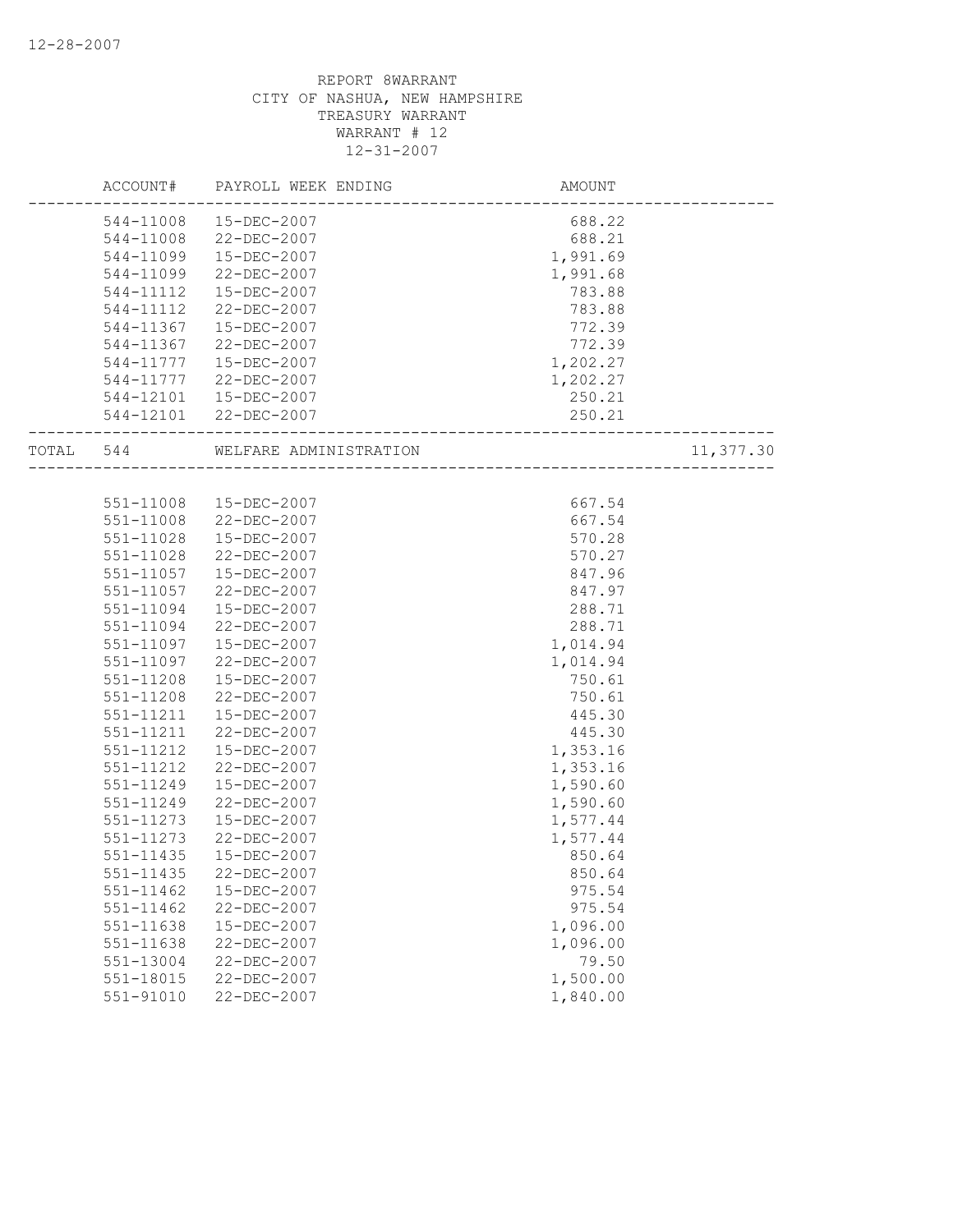REPORT 8WARRANT
CITY OF NASHUA, NEW HAMPSHIRE
TREASURY WARRANT
WARRANT # 12
12-31-2007

| ACCOUNT# | PAYROLL WEEK ENDING | AMOUNT | |
|---|---|---|---|
| 544-11008 | 15-DEC-2007 | 688.22 | |
| 544-11008 | 22-DEC-2007 | 688.21 | |
| 544-11099 | 15-DEC-2007 | 1,991.69 | |
| 544-11099 | 22-DEC-2007 | 1,991.68 | |
| 544-11112 | 15-DEC-2007 | 783.88 | |
| 544-11112 | 22-DEC-2007 | 783.88 | |
| 544-11367 | 15-DEC-2007 | 772.39 | |
| 544-11367 | 22-DEC-2007 | 772.39 | |
| 544-11777 | 15-DEC-2007 | 1,202.27 | |
| 544-11777 | 22-DEC-2007 | 1,202.27 | |
| 544-12101 | 15-DEC-2007 | 250.21 | |
| 544-12101 | 22-DEC-2007 | 250.21 | |
| TOTAL 544 | WELFARE ADMINISTRATION | | 11,377.30 |

| ACCOUNT# | PAYROLL WEEK ENDING | AMOUNT |
|---|---|---|
| 551-11008 | 15-DEC-2007 | 667.54 |
| 551-11008 | 22-DEC-2007 | 667.54 |
| 551-11028 | 15-DEC-2007 | 570.28 |
| 551-11028 | 22-DEC-2007 | 570.27 |
| 551-11057 | 15-DEC-2007 | 847.96 |
| 551-11057 | 22-DEC-2007 | 847.97 |
| 551-11094 | 15-DEC-2007 | 288.71 |
| 551-11094 | 22-DEC-2007 | 288.71 |
| 551-11097 | 15-DEC-2007 | 1,014.94 |
| 551-11097 | 22-DEC-2007 | 1,014.94 |
| 551-11208 | 15-DEC-2007 | 750.61 |
| 551-11208 | 22-DEC-2007 | 750.61 |
| 551-11211 | 15-DEC-2007 | 445.30 |
| 551-11211 | 22-DEC-2007 | 445.30 |
| 551-11212 | 15-DEC-2007 | 1,353.16 |
| 551-11212 | 22-DEC-2007 | 1,353.16 |
| 551-11249 | 15-DEC-2007 | 1,590.60 |
| 551-11249 | 22-DEC-2007 | 1,590.60 |
| 551-11273 | 15-DEC-2007 | 1,577.44 |
| 551-11273 | 22-DEC-2007 | 1,577.44 |
| 551-11435 | 15-DEC-2007 | 850.64 |
| 551-11435 | 22-DEC-2007 | 850.64 |
| 551-11462 | 15-DEC-2007 | 975.54 |
| 551-11462 | 22-DEC-2007 | 975.54 |
| 551-11638 | 15-DEC-2007 | 1,096.00 |
| 551-11638 | 22-DEC-2007 | 1,096.00 |
| 551-13004 | 22-DEC-2007 | 79.50 |
| 551-18015 | 22-DEC-2007 | 1,500.00 |
| 551-91010 | 22-DEC-2007 | 1,840.00 |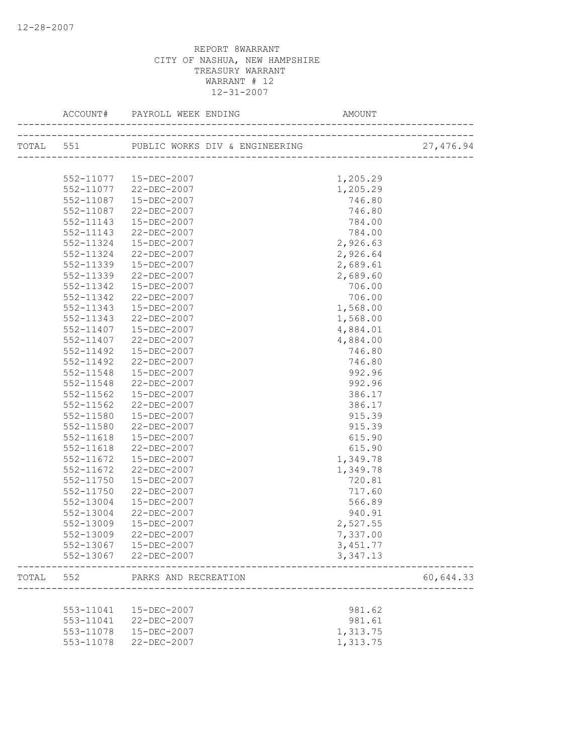REPORT 8WARRANT
CITY OF NASHUA, NEW HAMPSHIRE
TREASURY WARRANT
WARRANT # 12
12-31-2007

| | ACCOUNT# | PAYROLL WEEK ENDING | AMOUNT | |
|---|---|---|---|---|
| TOTAL | 551 | PUBLIC WORKS DIV & ENGINEERING | | 27,476.94 |
| | 552-11077 | 15-DEC-2007 | 1,205.29 | |
| | 552-11077 | 22-DEC-2007 | 1,205.29 | |
| | 552-11087 | 15-DEC-2007 | 746.80 | |
| | 552-11087 | 22-DEC-2007 | 746.80 | |
| | 552-11143 | 15-DEC-2007 | 784.00 | |
| | 552-11143 | 22-DEC-2007 | 784.00 | |
| | 552-11324 | 15-DEC-2007 | 2,926.63 | |
| | 552-11324 | 22-DEC-2007 | 2,926.64 | |
| | 552-11339 | 15-DEC-2007 | 2,689.61 | |
| | 552-11339 | 22-DEC-2007 | 2,689.60 | |
| | 552-11342 | 15-DEC-2007 | 706.00 | |
| | 552-11342 | 22-DEC-2007 | 706.00 | |
| | 552-11343 | 15-DEC-2007 | 1,568.00 | |
| | 552-11343 | 22-DEC-2007 | 1,568.00 | |
| | 552-11407 | 15-DEC-2007 | 4,884.01 | |
| | 552-11407 | 22-DEC-2007 | 4,884.00 | |
| | 552-11492 | 15-DEC-2007 | 746.80 | |
| | 552-11492 | 22-DEC-2007 | 746.80 | |
| | 552-11548 | 15-DEC-2007 | 992.96 | |
| | 552-11548 | 22-DEC-2007 | 992.96 | |
| | 552-11562 | 15-DEC-2007 | 386.17 | |
| | 552-11562 | 22-DEC-2007 | 386.17 | |
| | 552-11580 | 15-DEC-2007 | 915.39 | |
| | 552-11580 | 22-DEC-2007 | 915.39 | |
| | 552-11618 | 15-DEC-2007 | 615.90 | |
| | 552-11618 | 22-DEC-2007 | 615.90 | |
| | 552-11672 | 15-DEC-2007 | 1,349.78 | |
| | 552-11672 | 22-DEC-2007 | 1,349.78 | |
| | 552-11750 | 15-DEC-2007 | 720.81 | |
| | 552-11750 | 22-DEC-2007 | 717.60 | |
| | 552-13004 | 15-DEC-2007 | 566.89 | |
| | 552-13004 | 22-DEC-2007 | 940.91 | |
| | 552-13009 | 15-DEC-2007 | 2,527.55 | |
| | 552-13009 | 22-DEC-2007 | 7,337.00 | |
| | 552-13067 | 15-DEC-2007 | 3,451.77 | |
| | 552-13067 | 22-DEC-2007 | 3,347.13 | |
| TOTAL | 552 | PARKS AND RECREATION | | 60,644.33 |
| | 553-11041 | 15-DEC-2007 | 981.62 | |
| | 553-11041 | 22-DEC-2007 | 981.61 | |
| | 553-11078 | 15-DEC-2007 | 1,313.75 | |
| | 553-11078 | 22-DEC-2007 | 1,313.75 | |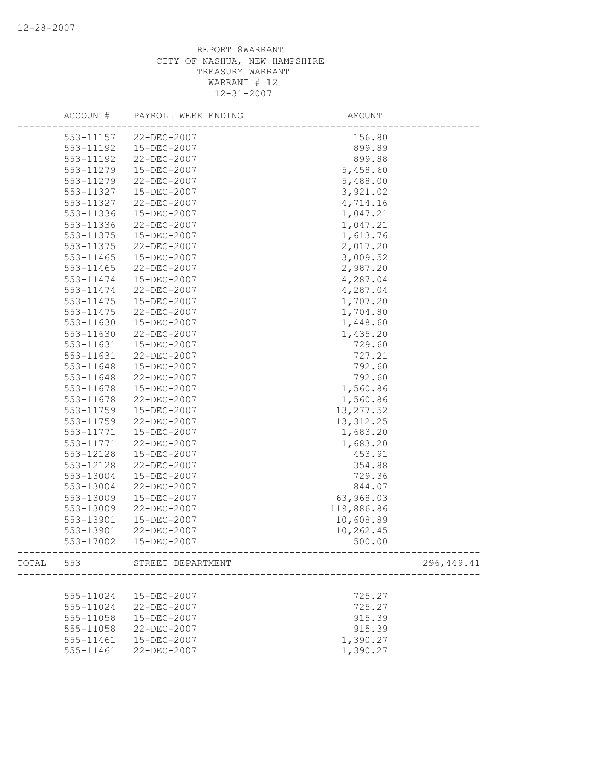REPORT 8WARRANT
CITY OF NASHUA, NEW HAMPSHIRE
TREASURY WARRANT
WARRANT # 12
12-31-2007

| | ACCOUNT# | PAYROLL WEEK ENDING | AMOUNT | |
|---|---|---|---|---|
| | 553-11157 | 22-DEC-2007 | 156.80 | |
| | 553-11192 | 15-DEC-2007 | 899.89 | |
| | 553-11192 | 22-DEC-2007 | 899.88 | |
| | 553-11279 | 15-DEC-2007 | 5,458.60 | |
| | 553-11279 | 22-DEC-2007 | 5,488.00 | |
| | 553-11327 | 15-DEC-2007 | 3,921.02 | |
| | 553-11327 | 22-DEC-2007 | 4,714.16 | |
| | 553-11336 | 15-DEC-2007 | 1,047.21 | |
| | 553-11336 | 22-DEC-2007 | 1,047.21 | |
| | 553-11375 | 15-DEC-2007 | 1,613.76 | |
| | 553-11375 | 22-DEC-2007 | 2,017.20 | |
| | 553-11465 | 15-DEC-2007 | 3,009.52 | |
| | 553-11465 | 22-DEC-2007 | 2,987.20 | |
| | 553-11474 | 15-DEC-2007 | 4,287.04 | |
| | 553-11474 | 22-DEC-2007 | 4,287.04 | |
| | 553-11475 | 15-DEC-2007 | 1,707.20 | |
| | 553-11475 | 22-DEC-2007 | 1,704.80 | |
| | 553-11630 | 15-DEC-2007 | 1,448.60 | |
| | 553-11630 | 22-DEC-2007 | 1,435.20 | |
| | 553-11631 | 15-DEC-2007 | 729.60 | |
| | 553-11631 | 22-DEC-2007 | 727.21 | |
| | 553-11648 | 15-DEC-2007 | 792.60 | |
| | 553-11648 | 22-DEC-2007 | 792.60 | |
| | 553-11678 | 15-DEC-2007 | 1,560.86 | |
| | 553-11678 | 22-DEC-2007 | 1,560.86 | |
| | 553-11759 | 15-DEC-2007 | 13,277.52 | |
| | 553-11759 | 22-DEC-2007 | 13,312.25 | |
| | 553-11771 | 15-DEC-2007 | 1,683.20 | |
| | 553-11771 | 22-DEC-2007 | 1,683.20 | |
| | 553-12128 | 15-DEC-2007 | 453.91 | |
| | 553-12128 | 22-DEC-2007 | 354.88 | |
| | 553-13004 | 15-DEC-2007 | 729.36 | |
| | 553-13004 | 22-DEC-2007 | 844.07 | |
| | 553-13009 | 15-DEC-2007 | 63,968.03 | |
| | 553-13009 | 22-DEC-2007 | 119,886.86 | |
| | 553-13901 | 15-DEC-2007 | 10,608.89 | |
| | 553-13901 | 22-DEC-2007 | 10,262.45 | |
| | 553-17002 | 15-DEC-2007 | 500.00 | |
| TOTAL | 553 | STREET DEPARTMENT | | 296,449.41 |
| | 555-11024 | 15-DEC-2007 | 725.27 | |
| | 555-11024 | 22-DEC-2007 | 725.27 | |
| | 555-11058 | 15-DEC-2007 | 915.39 | |
| | 555-11058 | 22-DEC-2007 | 915.39 | |
| | 555-11461 | 15-DEC-2007 | 1,390.27 | |
| | 555-11461 | 22-DEC-2007 | 1,390.27 | |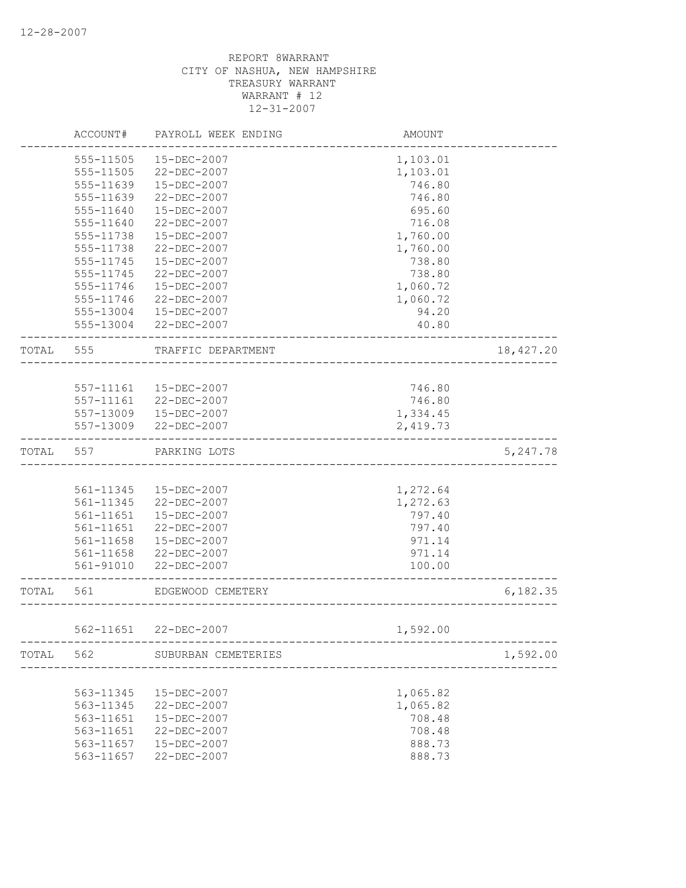12-28-2007

REPORT 8WARRANT
CITY OF NASHUA, NEW HAMPSHIRE
TREASURY WARRANT
WARRANT # 12
12-31-2007

| | ACCOUNT# | PAYROLL WEEK ENDING | AMOUNT | |
|---|---|---|---|---|
| | 555-11505 | 15-DEC-2007 | 1,103.01 | |
| | 555-11505 | 22-DEC-2007 | 1,103.01 | |
| | 555-11639 | 15-DEC-2007 | 746.80 | |
| | 555-11639 | 22-DEC-2007 | 746.80 | |
| | 555-11640 | 15-DEC-2007 | 695.60 | |
| | 555-11640 | 22-DEC-2007 | 716.08 | |
| | 555-11738 | 15-DEC-2007 | 1,760.00 | |
| | 555-11738 | 22-DEC-2007 | 1,760.00 | |
| | 555-11745 | 15-DEC-2007 | 738.80 | |
| | 555-11745 | 22-DEC-2007 | 738.80 | |
| | 555-11746 | 15-DEC-2007 | 1,060.72 | |
| | 555-11746 | 22-DEC-2007 | 1,060.72 | |
| | 555-13004 | 15-DEC-2007 | 94.20 | |
| | 555-13004 | 22-DEC-2007 | 40.80 | |
| TOTAL | 555 | TRAFFIC DEPARTMENT | | 18,427.20 |
| | 557-11161 | 15-DEC-2007 | 746.80 | |
| | 557-11161 | 22-DEC-2007 | 746.80 | |
| | 557-13009 | 15-DEC-2007 | 1,334.45 | |
| | 557-13009 | 22-DEC-2007 | 2,419.73 | |
| TOTAL | 557 | PARKING LOTS | | 5,247.78 |
| | 561-11345 | 15-DEC-2007 | 1,272.64 | |
| | 561-11345 | 22-DEC-2007 | 1,272.63 | |
| | 561-11651 | 15-DEC-2007 | 797.40 | |
| | 561-11651 | 22-DEC-2007 | 797.40 | |
| | 561-11658 | 15-DEC-2007 | 971.14 | |
| | 561-11658 | 22-DEC-2007 | 971.14 | |
| | 561-91010 | 22-DEC-2007 | 100.00 | |
| TOTAL | 561 | EDGEWOOD CEMETERY | | 6,182.35 |
| | 562-11651 | 22-DEC-2007 | 1,592.00 | |
| TOTAL | 562 | SUBURBAN CEMETERIES | | 1,592.00 |
| | 563-11345 | 15-DEC-2007 | 1,065.82 | |
| | 563-11345 | 22-DEC-2007 | 1,065.82 | |
| | 563-11651 | 15-DEC-2007 | 708.48 | |
| | 563-11651 | 22-DEC-2007 | 708.48 | |
| | 563-11657 | 15-DEC-2007 | 888.73 | |
| | 563-11657 | 22-DEC-2007 | 888.73 | |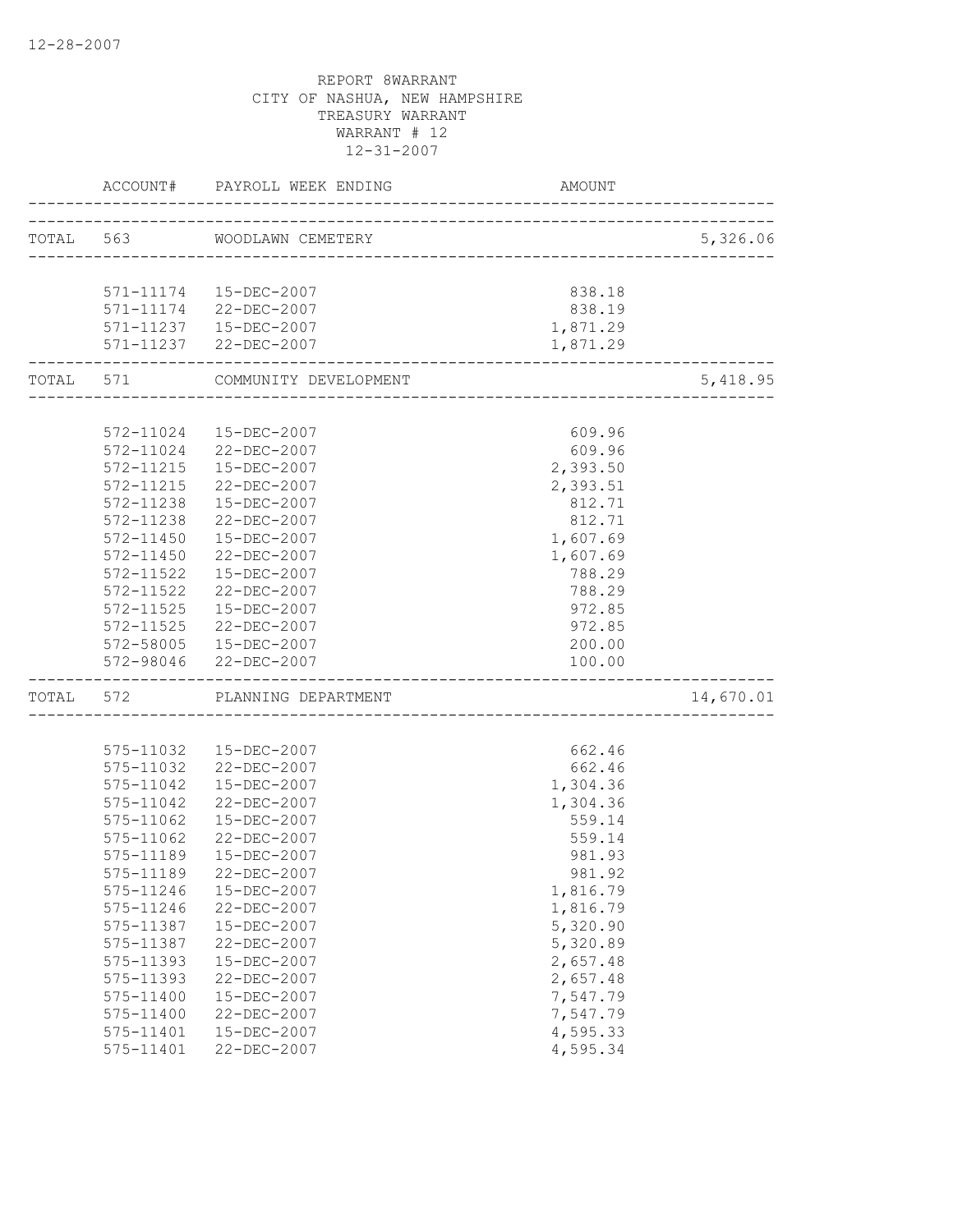REPORT 8WARRANT
CITY OF NASHUA, NEW HAMPSHIRE
TREASURY WARRANT
WARRANT # 12
12-31-2007

| | ACCOUNT# | PAYROLL WEEK ENDING | AMOUNT | |
|---|---|---|---|---|
| TOTAL | 563 | WOODLAWN CEMETERY | | 5,326.06 |
| | 571-11174 | 15-DEC-2007 | 838.18 | |
| | 571-11174 | 22-DEC-2007 | 838.19 | |
| | 571-11237 | 15-DEC-2007 | 1,871.29 | |
| | 571-11237 | 22-DEC-2007 | 1,871.29 | |
| TOTAL | 571 | COMMUNITY DEVELOPMENT | | 5,418.95 |
| | 572-11024 | 15-DEC-2007 | 609.96 | |
| | 572-11024 | 22-DEC-2007 | 609.96 | |
| | 572-11215 | 15-DEC-2007 | 2,393.50 | |
| | 572-11215 | 22-DEC-2007 | 2,393.51 | |
| | 572-11238 | 15-DEC-2007 | 812.71 | |
| | 572-11238 | 22-DEC-2007 | 812.71 | |
| | 572-11450 | 15-DEC-2007 | 1,607.69 | |
| | 572-11450 | 22-DEC-2007 | 1,607.69 | |
| | 572-11522 | 15-DEC-2007 | 788.29 | |
| | 572-11522 | 22-DEC-2007 | 788.29 | |
| | 572-11525 | 15-DEC-2007 | 972.85 | |
| | 572-11525 | 22-DEC-2007 | 972.85 | |
| | 572-58005 | 15-DEC-2007 | 200.00 | |
| | 572-98046 | 22-DEC-2007 | 100.00 | |
| TOTAL | 572 | PLANNING DEPARTMENT | | 14,670.01 |
| | 575-11032 | 15-DEC-2007 | 662.46 | |
| | 575-11032 | 22-DEC-2007 | 662.46 | |
| | 575-11042 | 15-DEC-2007 | 1,304.36 | |
| | 575-11042 | 22-DEC-2007 | 1,304.36 | |
| | 575-11062 | 15-DEC-2007 | 559.14 | |
| | 575-11062 | 22-DEC-2007 | 559.14 | |
| | 575-11189 | 15-DEC-2007 | 981.93 | |
| | 575-11189 | 22-DEC-2007 | 981.92 | |
| | 575-11246 | 15-DEC-2007 | 1,816.79 | |
| | 575-11246 | 22-DEC-2007 | 1,816.79 | |
| | 575-11387 | 15-DEC-2007 | 5,320.90 | |
| | 575-11387 | 22-DEC-2007 | 5,320.89 | |
| | 575-11393 | 15-DEC-2007 | 2,657.48 | |
| | 575-11393 | 22-DEC-2007 | 2,657.48 | |
| | 575-11400 | 15-DEC-2007 | 7,547.79 | |
| | 575-11400 | 22-DEC-2007 | 7,547.79 | |
| | 575-11401 | 15-DEC-2007 | 4,595.33 | |
| | 575-11401 | 22-DEC-2007 | 4,595.34 | |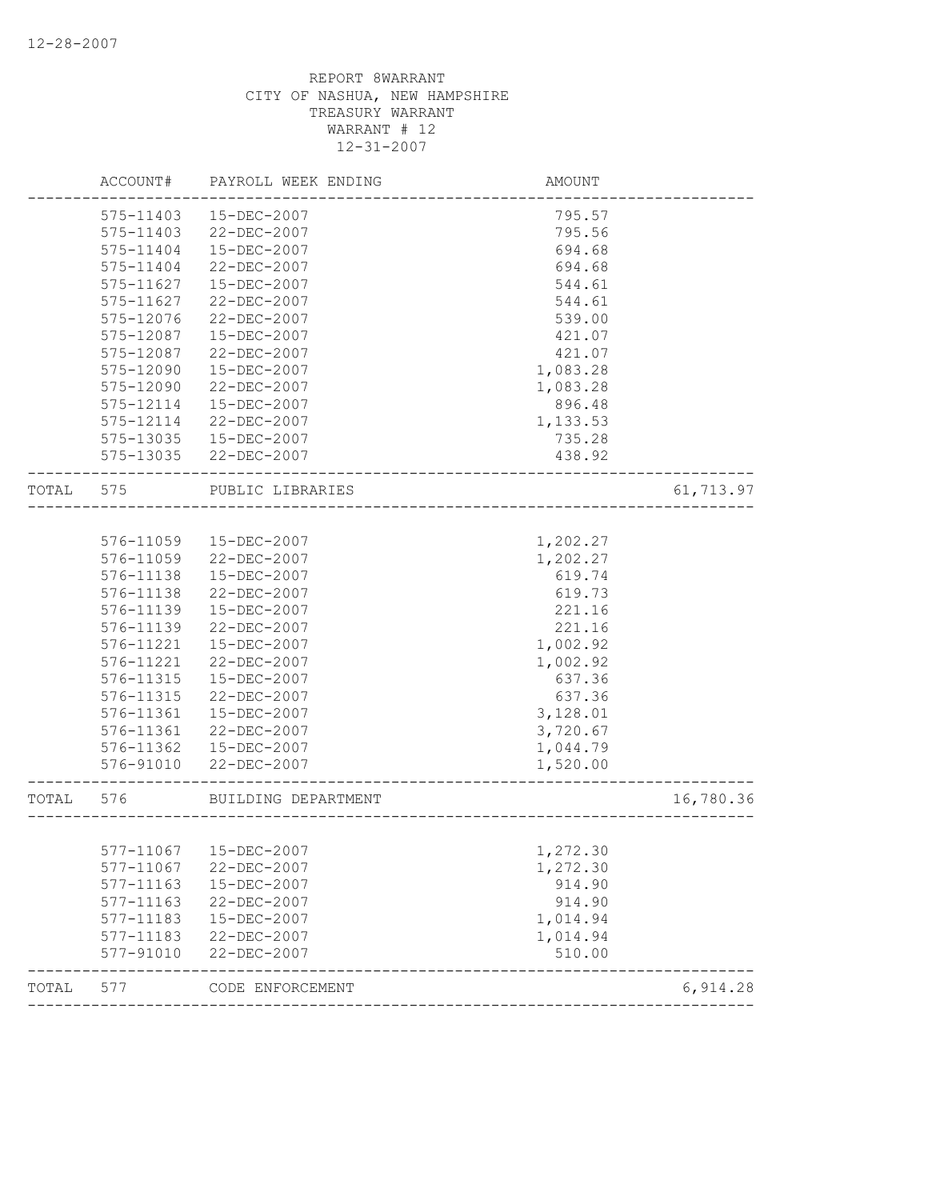REPORT 8WARRANT
CITY OF NASHUA, NEW HAMPSHIRE
TREASURY WARRANT
WARRANT # 12
12-31-2007

| | ACCOUNT# | PAYROLL WEEK ENDING | AMOUNT | |
|---|---|---|---|---|
| | 575-11403 | 15-DEC-2007 | 795.57 | |
| | 575-11403 | 22-DEC-2007 | 795.56 | |
| | 575-11404 | 15-DEC-2007 | 694.68 | |
| | 575-11404 | 22-DEC-2007 | 694.68 | |
| | 575-11627 | 15-DEC-2007 | 544.61 | |
| | 575-11627 | 22-DEC-2007 | 544.61 | |
| | 575-12076 | 22-DEC-2007 | 539.00 | |
| | 575-12087 | 15-DEC-2007 | 421.07 | |
| | 575-12087 | 22-DEC-2007 | 421.07 | |
| | 575-12090 | 15-DEC-2007 | 1,083.28 | |
| | 575-12090 | 22-DEC-2007 | 1,083.28 | |
| | 575-12114 | 15-DEC-2007 | 896.48 | |
| | 575-12114 | 22-DEC-2007 | 1,133.53 | |
| | 575-13035 | 15-DEC-2007 | 735.28 | |
| | 575-13035 | 22-DEC-2007 | 438.92 | |
| TOTAL | 575 | PUBLIC LIBRARIES | | 61,713.97 |
| | 576-11059 | 15-DEC-2007 | 1,202.27 | |
| | 576-11059 | 22-DEC-2007 | 1,202.27 | |
| | 576-11138 | 15-DEC-2007 | 619.74 | |
| | 576-11138 | 22-DEC-2007 | 619.73 | |
| | 576-11139 | 15-DEC-2007 | 221.16 | |
| | 576-11139 | 22-DEC-2007 | 221.16 | |
| | 576-11221 | 15-DEC-2007 | 1,002.92 | |
| | 576-11221 | 22-DEC-2007 | 1,002.92 | |
| | 576-11315 | 15-DEC-2007 | 637.36 | |
| | 576-11315 | 22-DEC-2007 | 637.36 | |
| | 576-11361 | 15-DEC-2007 | 3,128.01 | |
| | 576-11361 | 22-DEC-2007 | 3,720.67 | |
| | 576-11362 | 15-DEC-2007 | 1,044.79 | |
| | 576-91010 | 22-DEC-2007 | 1,520.00 | |
| TOTAL | 576 | BUILDING DEPARTMENT | | 16,780.36 |
| | 577-11067 | 15-DEC-2007 | 1,272.30 | |
| | 577-11067 | 22-DEC-2007 | 1,272.30 | |
| | 577-11163 | 15-DEC-2007 | 914.90 | |
| | 577-11163 | 22-DEC-2007 | 914.90 | |
| | 577-11183 | 15-DEC-2007 | 1,014.94 | |
| | 577-11183 | 22-DEC-2007 | 1,014.94 | |
| | 577-91010 | 22-DEC-2007 | 510.00 | |
| TOTAL | 577 | CODE ENFORCEMENT | | 6,914.28 |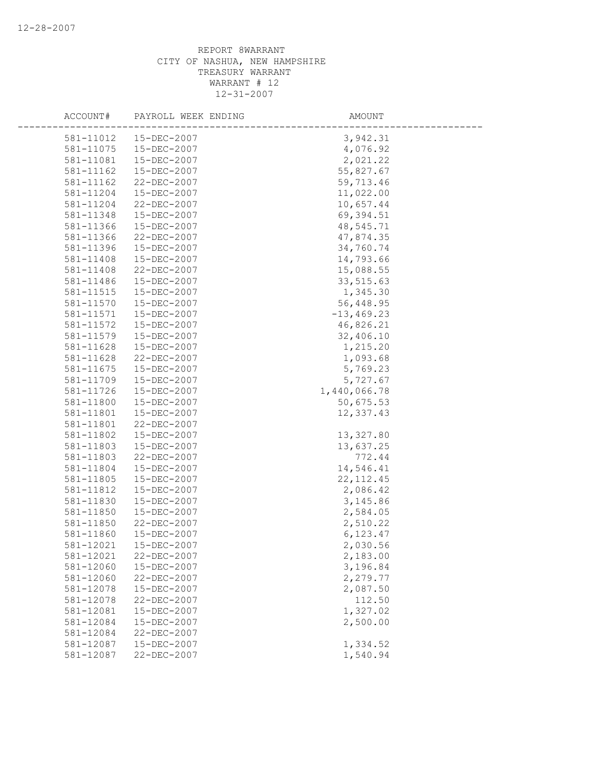12-28-2007

REPORT 8WARRANT
CITY OF NASHUA, NEW HAMPSHIRE
TREASURY WARRANT
WARRANT # 12
12-31-2007

| ACCOUNT# | PAYROLL WEEK ENDING | AMOUNT |
|---|---|---|
| 581-11012 | 15-DEC-2007 | 3,942.31 |
| 581-11075 | 15-DEC-2007 | 4,076.92 |
| 581-11081 | 15-DEC-2007 | 2,021.22 |
| 581-11162 | 15-DEC-2007 | 55,827.67 |
| 581-11162 | 22-DEC-2007 | 59,713.46 |
| 581-11204 | 15-DEC-2007 | 11,022.00 |
| 581-11204 | 22-DEC-2007 | 10,657.44 |
| 581-11348 | 15-DEC-2007 | 69,394.51 |
| 581-11366 | 15-DEC-2007 | 48,545.71 |
| 581-11366 | 22-DEC-2007 | 47,874.35 |
| 581-11396 | 15-DEC-2007 | 34,760.74 |
| 581-11408 | 15-DEC-2007 | 14,793.66 |
| 581-11408 | 22-DEC-2007 | 15,088.55 |
| 581-11486 | 15-DEC-2007 | 33,515.63 |
| 581-11515 | 15-DEC-2007 | 1,345.30 |
| 581-11570 | 15-DEC-2007 | 56,448.95 |
| 581-11571 | 15-DEC-2007 | -13,469.23 |
| 581-11572 | 15-DEC-2007 | 46,826.21 |
| 581-11579 | 15-DEC-2007 | 32,406.10 |
| 581-11628 | 15-DEC-2007 | 1,215.20 |
| 581-11628 | 22-DEC-2007 | 1,093.68 |
| 581-11675 | 15-DEC-2007 | 5,769.23 |
| 581-11709 | 15-DEC-2007 | 5,727.67 |
| 581-11726 | 15-DEC-2007 | 1,440,066.78 |
| 581-11800 | 15-DEC-2007 | 50,675.53 |
| 581-11801 | 15-DEC-2007 | 12,337.43 |
| 581-11801 | 22-DEC-2007 | |
| 581-11802 | 15-DEC-2007 | 13,327.80 |
| 581-11803 | 15-DEC-2007 | 13,637.25 |
| 581-11803 | 22-DEC-2007 | 772.44 |
| 581-11804 | 15-DEC-2007 | 14,546.41 |
| 581-11805 | 15-DEC-2007 | 22,112.45 |
| 581-11812 | 15-DEC-2007 | 2,086.42 |
| 581-11830 | 15-DEC-2007 | 3,145.86 |
| 581-11850 | 15-DEC-2007 | 2,584.05 |
| 581-11850 | 22-DEC-2007 | 2,510.22 |
| 581-11860 | 15-DEC-2007 | 6,123.47 |
| 581-12021 | 15-DEC-2007 | 2,030.56 |
| 581-12021 | 22-DEC-2007 | 2,183.00 |
| 581-12060 | 15-DEC-2007 | 3,196.84 |
| 581-12060 | 22-DEC-2007 | 2,279.77 |
| 581-12078 | 15-DEC-2007 | 2,087.50 |
| 581-12078 | 22-DEC-2007 | 112.50 |
| 581-12081 | 15-DEC-2007 | 1,327.02 |
| 581-12084 | 15-DEC-2007 | 2,500.00 |
| 581-12084 | 22-DEC-2007 | |
| 581-12087 | 15-DEC-2007 | 1,334.52 |
| 581-12087 | 22-DEC-2007 | 1,540.94 |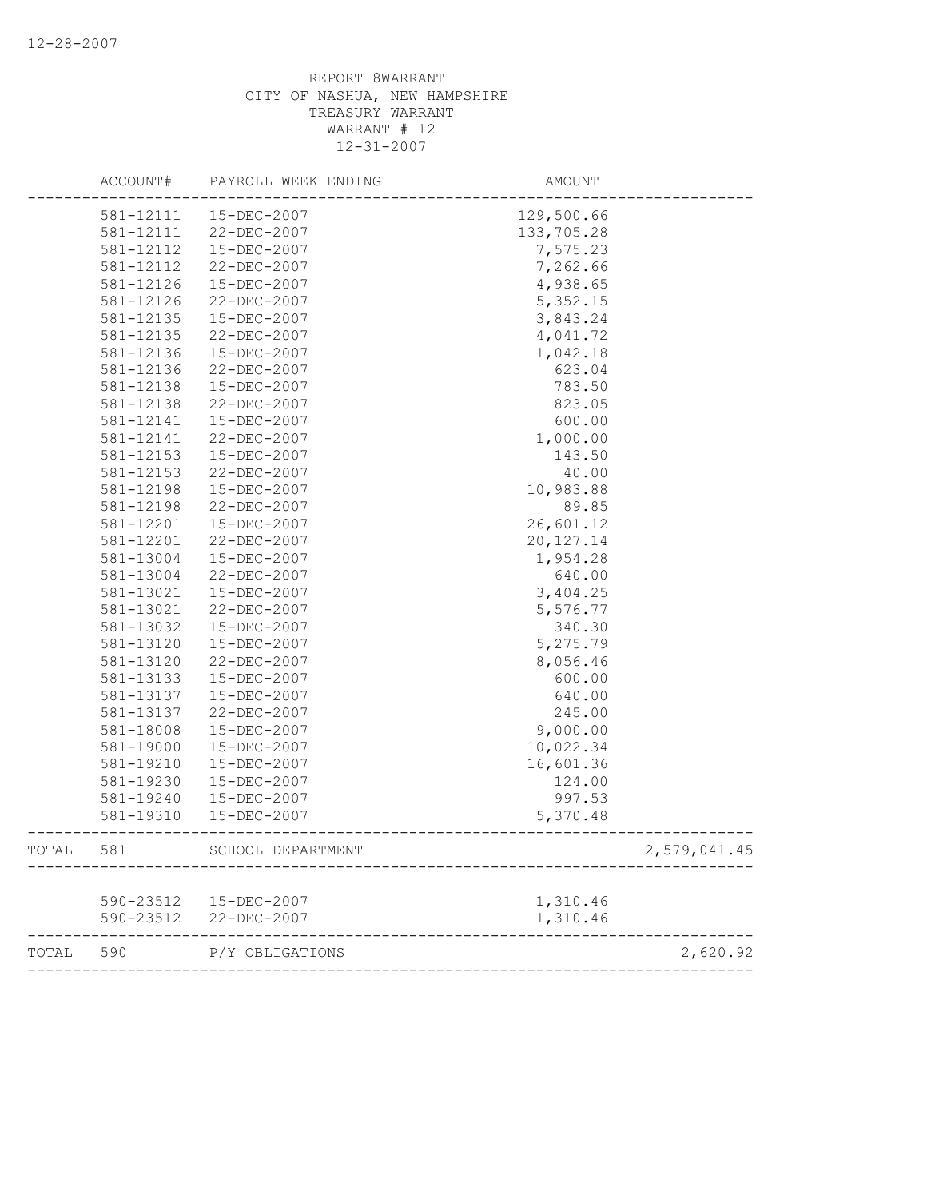12-28-2007

REPORT 8WARRANT
CITY OF NASHUA, NEW HAMPSHIRE
TREASURY WARRANT
WARRANT # 12
12-31-2007

| | ACCOUNT# | PAYROLL WEEK ENDING | AMOUNT | |
|---|---|---|---|---|
| | 581-12111 | 15-DEC-2007 | 129,500.66 | |
| | 581-12111 | 22-DEC-2007 | 133,705.28 | |
| | 581-12112 | 15-DEC-2007 | 7,575.23 | |
| | 581-12112 | 22-DEC-2007 | 7,262.66 | |
| | 581-12126 | 15-DEC-2007 | 4,938.65 | |
| | 581-12126 | 22-DEC-2007 | 5,352.15 | |
| | 581-12135 | 15-DEC-2007 | 3,843.24 | |
| | 581-12135 | 22-DEC-2007 | 4,041.72 | |
| | 581-12136 | 15-DEC-2007 | 1,042.18 | |
| | 581-12136 | 22-DEC-2007 | 623.04 | |
| | 581-12138 | 15-DEC-2007 | 783.50 | |
| | 581-12138 | 22-DEC-2007 | 823.05 | |
| | 581-12141 | 15-DEC-2007 | 600.00 | |
| | 581-12141 | 22-DEC-2007 | 1,000.00 | |
| | 581-12153 | 15-DEC-2007 | 143.50 | |
| | 581-12153 | 22-DEC-2007 | 40.00 | |
| | 581-12198 | 15-DEC-2007 | 10,983.88 | |
| | 581-12198 | 22-DEC-2007 | 89.85 | |
| | 581-12201 | 15-DEC-2007 | 26,601.12 | |
| | 581-12201 | 22-DEC-2007 | 20,127.14 | |
| | 581-13004 | 15-DEC-2007 | 1,954.28 | |
| | 581-13004 | 22-DEC-2007 | 640.00 | |
| | 581-13021 | 15-DEC-2007 | 3,404.25 | |
| | 581-13021 | 22-DEC-2007 | 5,576.77 | |
| | 581-13032 | 15-DEC-2007 | 340.30 | |
| | 581-13120 | 15-DEC-2007 | 5,275.79 | |
| | 581-13120 | 22-DEC-2007 | 8,056.46 | |
| | 581-13133 | 15-DEC-2007 | 600.00 | |
| | 581-13137 | 15-DEC-2007 | 640.00 | |
| | 581-13137 | 22-DEC-2007 | 245.00 | |
| | 581-18008 | 15-DEC-2007 | 9,000.00 | |
| | 581-19000 | 15-DEC-2007 | 10,022.34 | |
| | 581-19210 | 15-DEC-2007 | 16,601.36 | |
| | 581-19230 | 15-DEC-2007 | 124.00 | |
| | 581-19240 | 15-DEC-2007 | 997.53 | |
| | 581-19310 | 15-DEC-2007 | 5,370.48 | |
| TOTAL | 581 | SCHOOL DEPARTMENT | | 2,579,041.45 |
| | 590-23512 | 15-DEC-2007 | 1,310.46 | |
| | 590-23512 | 22-DEC-2007 | 1,310.46 | |
| TOTAL | 590 | P/Y OBLIGATIONS | | 2,620.92 |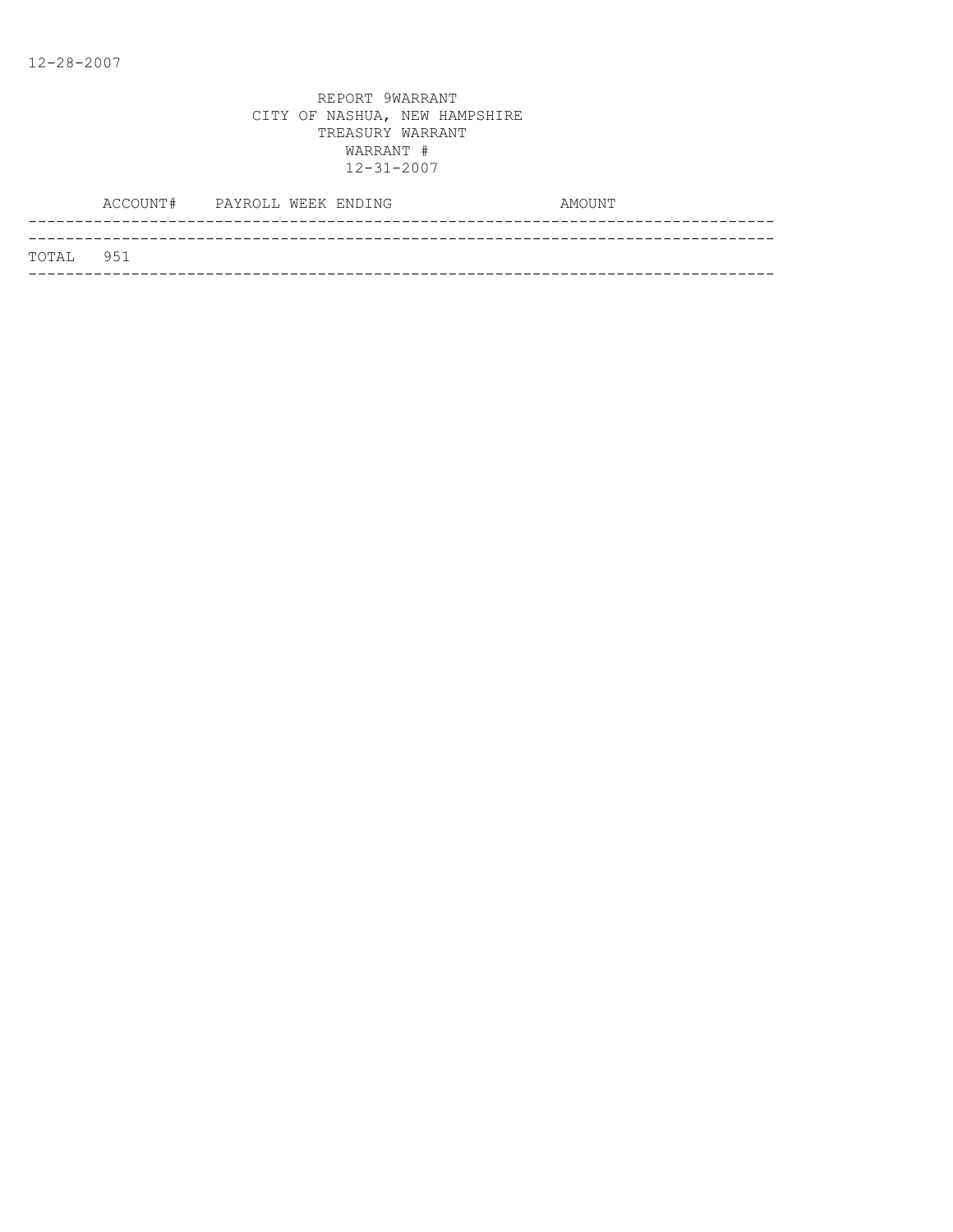12-28-2007

REPORT 9WARRANT
CITY OF NASHUA, NEW HAMPSHIRE
TREASURY WARRANT
WARRANT #
12-31-2007

| | ACCOUNT# | PAYROLL WEEK ENDING | AMOUNT |
|---|---|---|---|
| TOTAL | 951 | | |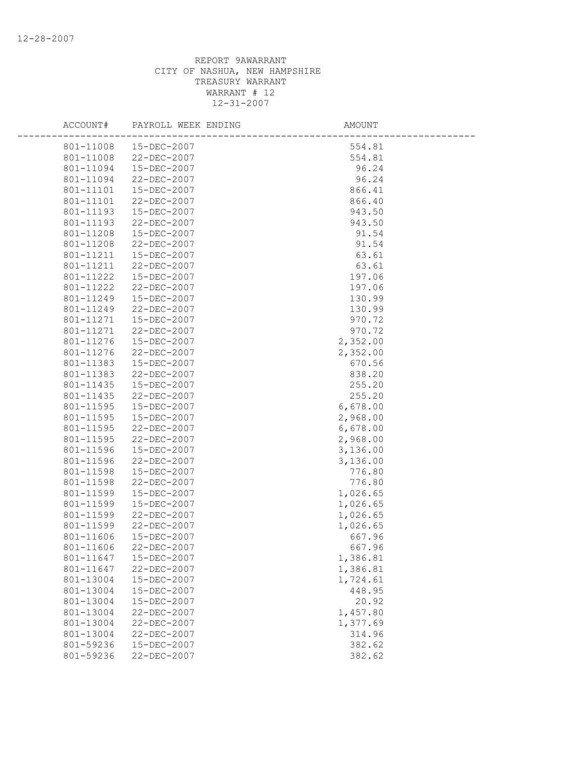REPORT 9AWARRANT
CITY OF NASHUA, NEW HAMPSHIRE
TREASURY WARRANT
WARRANT # 12
12-31-2007

| ACCOUNT# | PAYROLL WEEK ENDING | AMOUNT |
|---|---|---|
| 801-11008 | 15-DEC-2007 | 554.81 |
| 801-11008 | 22-DEC-2007 | 554.81 |
| 801-11094 | 15-DEC-2007 | 96.24 |
| 801-11094 | 22-DEC-2007 | 96.24 |
| 801-11101 | 15-DEC-2007 | 866.41 |
| 801-11101 | 22-DEC-2007 | 866.40 |
| 801-11193 | 15-DEC-2007 | 943.50 |
| 801-11193 | 22-DEC-2007 | 943.50 |
| 801-11208 | 15-DEC-2007 | 91.54 |
| 801-11208 | 22-DEC-2007 | 91.54 |
| 801-11211 | 15-DEC-2007 | 63.61 |
| 801-11211 | 22-DEC-2007 | 63.61 |
| 801-11222 | 15-DEC-2007 | 197.06 |
| 801-11222 | 22-DEC-2007 | 197.06 |
| 801-11249 | 15-DEC-2007 | 130.99 |
| 801-11249 | 22-DEC-2007 | 130.99 |
| 801-11271 | 15-DEC-2007 | 970.72 |
| 801-11271 | 22-DEC-2007 | 970.72 |
| 801-11276 | 15-DEC-2007 | 2,352.00 |
| 801-11276 | 22-DEC-2007 | 2,352.00 |
| 801-11383 | 15-DEC-2007 | 670.56 |
| 801-11383 | 22-DEC-2007 | 838.20 |
| 801-11435 | 15-DEC-2007 | 255.20 |
| 801-11435 | 22-DEC-2007 | 255.20 |
| 801-11595 | 15-DEC-2007 | 6,678.00 |
| 801-11595 | 15-DEC-2007 | 2,968.00 |
| 801-11595 | 22-DEC-2007 | 6,678.00 |
| 801-11595 | 22-DEC-2007 | 2,968.00 |
| 801-11596 | 15-DEC-2007 | 3,136.00 |
| 801-11596 | 22-DEC-2007 | 3,136.00 |
| 801-11598 | 15-DEC-2007 | 776.80 |
| 801-11598 | 22-DEC-2007 | 776.80 |
| 801-11599 | 15-DEC-2007 | 1,026.65 |
| 801-11599 | 15-DEC-2007 | 1,026.65 |
| 801-11599 | 22-DEC-2007 | 1,026.65 |
| 801-11599 | 22-DEC-2007 | 1,026.65 |
| 801-11606 | 15-DEC-2007 | 667.96 |
| 801-11606 | 22-DEC-2007 | 667.96 |
| 801-11647 | 15-DEC-2007 | 1,386.81 |
| 801-11647 | 22-DEC-2007 | 1,386.81 |
| 801-13004 | 15-DEC-2007 | 1,724.61 |
| 801-13004 | 15-DEC-2007 | 448.95 |
| 801-13004 | 15-DEC-2007 | 20.92 |
| 801-13004 | 22-DEC-2007 | 1,457.80 |
| 801-13004 | 22-DEC-2007 | 1,377.69 |
| 801-13004 | 22-DEC-2007 | 314.96 |
| 801-59236 | 15-DEC-2007 | 382.62 |
| 801-59236 | 22-DEC-2007 | 382.62 |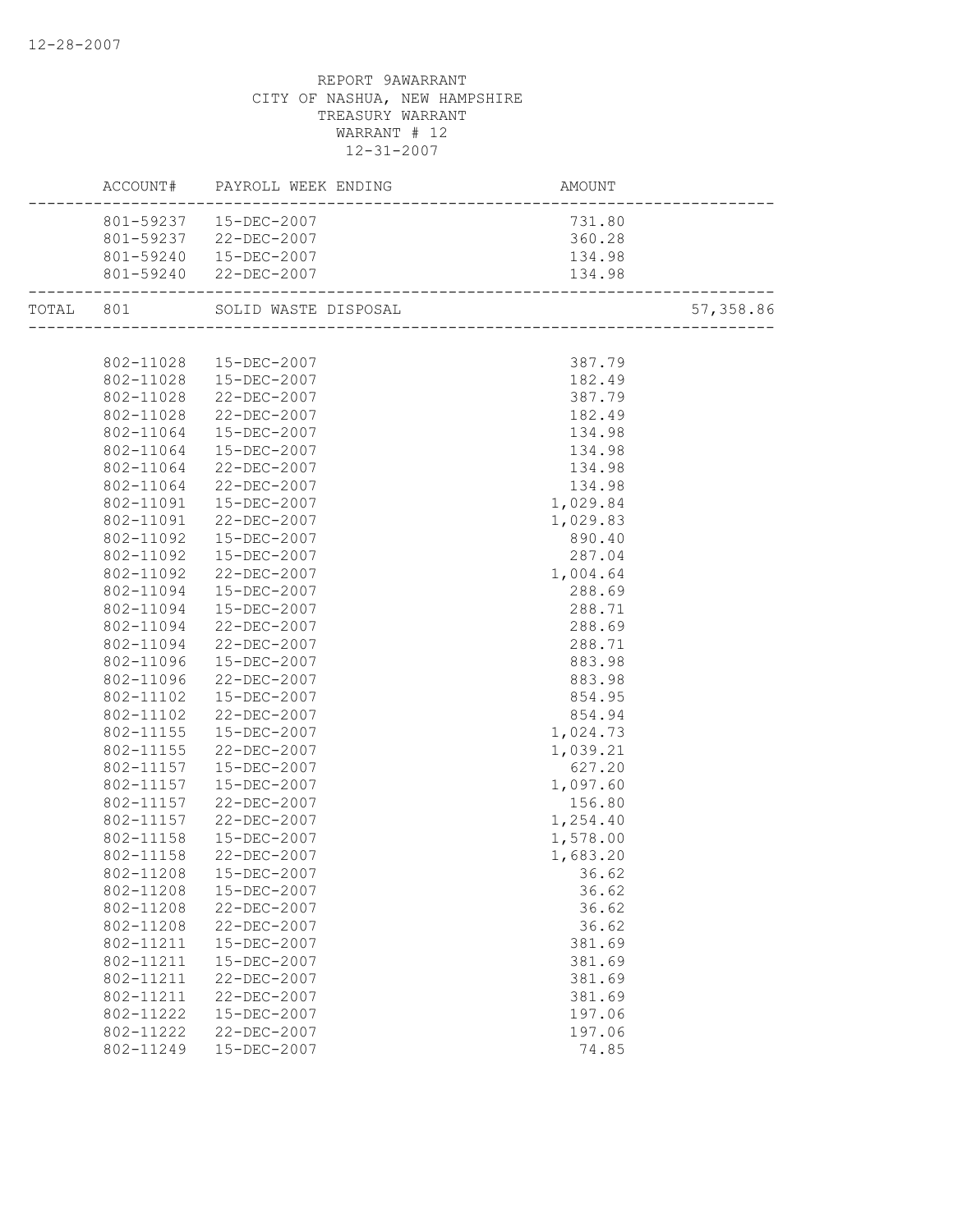12-28-2007

REPORT 9AWARRANT
CITY OF NASHUA, NEW HAMPSHIRE
TREASURY WARRANT
WARRANT # 12
12-31-2007

| | ACCOUNT# | PAYROLL WEEK ENDING | AMOUNT | |
|---|---|---|---|---|
| | 801-59237 | 15-DEC-2007 | 731.80 | |
| | 801-59237 | 22-DEC-2007 | 360.28 | |
| | 801-59240 | 15-DEC-2007 | 134.98 | |
| | 801-59240 | 22-DEC-2007 | 134.98 | |
| TOTAL | 801 | SOLID WASTE DISPOSAL | | 57,358.86 |
| | 802-11028 | 15-DEC-2007 | 387.79 | |
| | 802-11028 | 15-DEC-2007 | 182.49 | |
| | 802-11028 | 22-DEC-2007 | 387.79 | |
| | 802-11028 | 22-DEC-2007 | 182.49 | |
| | 802-11064 | 15-DEC-2007 | 134.98 | |
| | 802-11064 | 15-DEC-2007 | 134.98 | |
| | 802-11064 | 22-DEC-2007 | 134.98 | |
| | 802-11064 | 22-DEC-2007 | 134.98 | |
| | 802-11091 | 15-DEC-2007 | 1,029.84 | |
| | 802-11091 | 22-DEC-2007 | 1,029.83 | |
| | 802-11092 | 15-DEC-2007 | 890.40 | |
| | 802-11092 | 15-DEC-2007 | 287.04 | |
| | 802-11092 | 22-DEC-2007 | 1,004.64 | |
| | 802-11094 | 15-DEC-2007 | 288.69 | |
| | 802-11094 | 15-DEC-2007 | 288.71 | |
| | 802-11094 | 22-DEC-2007 | 288.69 | |
| | 802-11094 | 22-DEC-2007 | 288.71 | |
| | 802-11096 | 15-DEC-2007 | 883.98 | |
| | 802-11096 | 22-DEC-2007 | 883.98 | |
| | 802-11102 | 15-DEC-2007 | 854.95 | |
| | 802-11102 | 22-DEC-2007 | 854.94 | |
| | 802-11155 | 15-DEC-2007 | 1,024.73 | |
| | 802-11155 | 22-DEC-2007 | 1,039.21 | |
| | 802-11157 | 15-DEC-2007 | 627.20 | |
| | 802-11157 | 15-DEC-2007 | 1,097.60 | |
| | 802-11157 | 22-DEC-2007 | 156.80 | |
| | 802-11157 | 22-DEC-2007 | 1,254.40 | |
| | 802-11158 | 15-DEC-2007 | 1,578.00 | |
| | 802-11158 | 22-DEC-2007 | 1,683.20 | |
| | 802-11208 | 15-DEC-2007 | 36.62 | |
| | 802-11208 | 15-DEC-2007 | 36.62 | |
| | 802-11208 | 22-DEC-2007 | 36.62 | |
| | 802-11208 | 22-DEC-2007 | 36.62 | |
| | 802-11211 | 15-DEC-2007 | 381.69 | |
| | 802-11211 | 15-DEC-2007 | 381.69 | |
| | 802-11211 | 22-DEC-2007 | 381.69 | |
| | 802-11211 | 22-DEC-2007 | 381.69 | |
| | 802-11222 | 15-DEC-2007 | 197.06 | |
| | 802-11222 | 22-DEC-2007 | 197.06 | |
| | 802-11249 | 15-DEC-2007 | 74.85 | |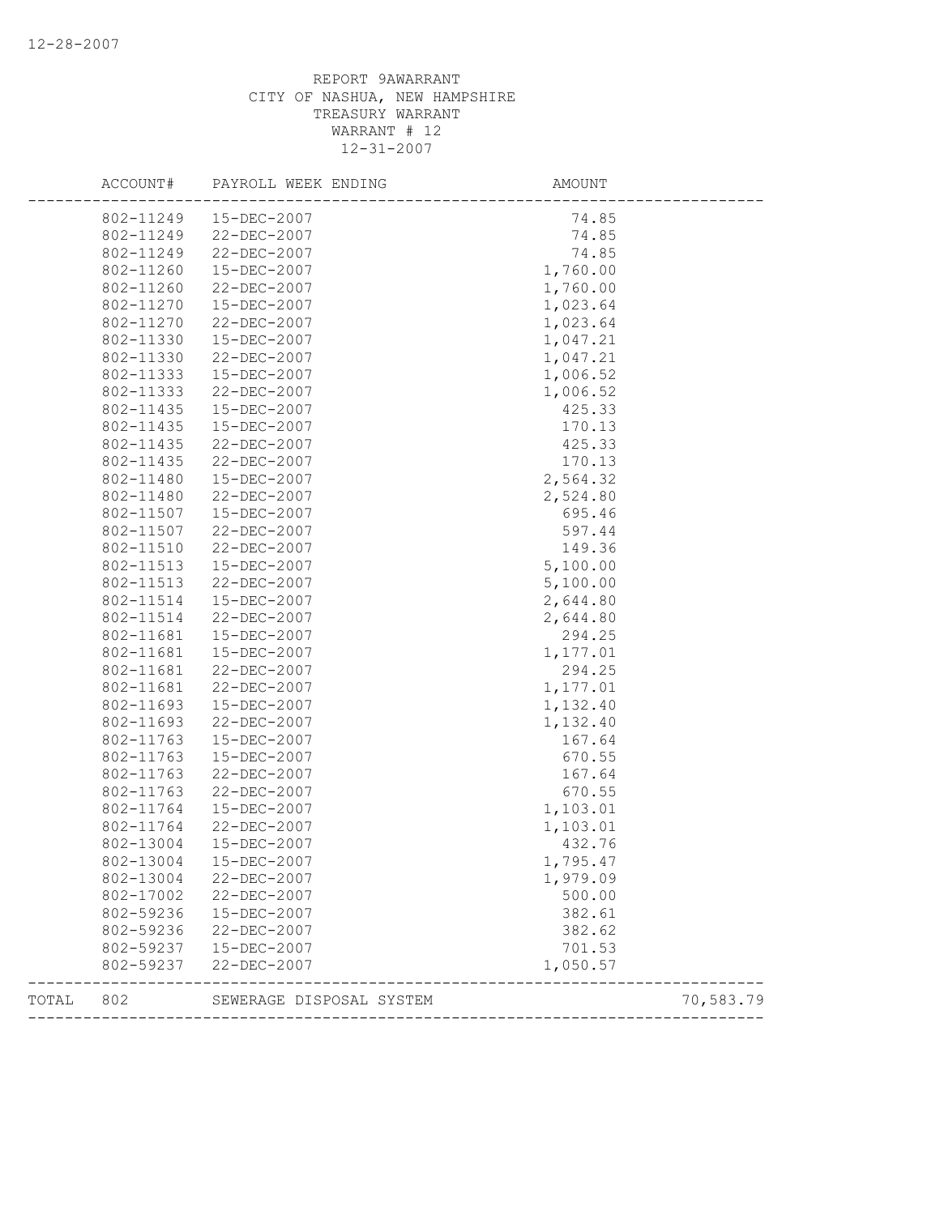REPORT 9AWARRANT
CITY OF NASHUA, NEW HAMPSHIRE
TREASURY WARRANT
WARRANT # 12
12-31-2007

| ACCOUNT# | PAYROLL WEEK ENDING | AMOUNT | |
|---|---|---|---|
| 802-11249 | 15-DEC-2007 | 74.85 | |
| 802-11249 | 22-DEC-2007 | 74.85 | |
| 802-11249 | 22-DEC-2007 | 74.85 | |
| 802-11260 | 15-DEC-2007 | 1,760.00 | |
| 802-11260 | 22-DEC-2007 | 1,760.00 | |
| 802-11270 | 15-DEC-2007 | 1,023.64 | |
| 802-11270 | 22-DEC-2007 | 1,023.64 | |
| 802-11330 | 15-DEC-2007 | 1,047.21 | |
| 802-11330 | 22-DEC-2007 | 1,047.21 | |
| 802-11333 | 15-DEC-2007 | 1,006.52 | |
| 802-11333 | 22-DEC-2007 | 1,006.52 | |
| 802-11435 | 15-DEC-2007 | 425.33 | |
| 802-11435 | 15-DEC-2007 | 170.13 | |
| 802-11435 | 22-DEC-2007 | 425.33 | |
| 802-11435 | 22-DEC-2007 | 170.13 | |
| 802-11480 | 15-DEC-2007 | 2,564.32 | |
| 802-11480 | 22-DEC-2007 | 2,524.80 | |
| 802-11507 | 15-DEC-2007 | 695.46 | |
| 802-11507 | 22-DEC-2007 | 597.44 | |
| 802-11510 | 22-DEC-2007 | 149.36 | |
| 802-11513 | 15-DEC-2007 | 5,100.00 | |
| 802-11513 | 22-DEC-2007 | 5,100.00 | |
| 802-11514 | 15-DEC-2007 | 2,644.80 | |
| 802-11514 | 22-DEC-2007 | 2,644.80 | |
| 802-11681 | 15-DEC-2007 | 294.25 | |
| 802-11681 | 15-DEC-2007 | 1,177.01 | |
| 802-11681 | 22-DEC-2007 | 294.25 | |
| 802-11681 | 22-DEC-2007 | 1,177.01 | |
| 802-11693 | 15-DEC-2007 | 1,132.40 | |
| 802-11693 | 22-DEC-2007 | 1,132.40 | |
| 802-11763 | 15-DEC-2007 | 167.64 | |
| 802-11763 | 15-DEC-2007 | 670.55 | |
| 802-11763 | 22-DEC-2007 | 167.64 | |
| 802-11763 | 22-DEC-2007 | 670.55 | |
| 802-11764 | 15-DEC-2007 | 1,103.01 | |
| 802-11764 | 22-DEC-2007 | 1,103.01 | |
| 802-13004 | 15-DEC-2007 | 432.76 | |
| 802-13004 | 15-DEC-2007 | 1,795.47 | |
| 802-13004 | 22-DEC-2007 | 1,979.09 | |
| 802-17002 | 22-DEC-2007 | 500.00 | |
| 802-59236 | 15-DEC-2007 | 382.61 | |
| 802-59236 | 22-DEC-2007 | 382.62 | |
| 802-59237 | 15-DEC-2007 | 701.53 | |
| 802-59237 | 22-DEC-2007 | 1,050.57 | |
| TOTAL 802 | SEWERAGE DISPOSAL SYSTEM | | 70,583.79 |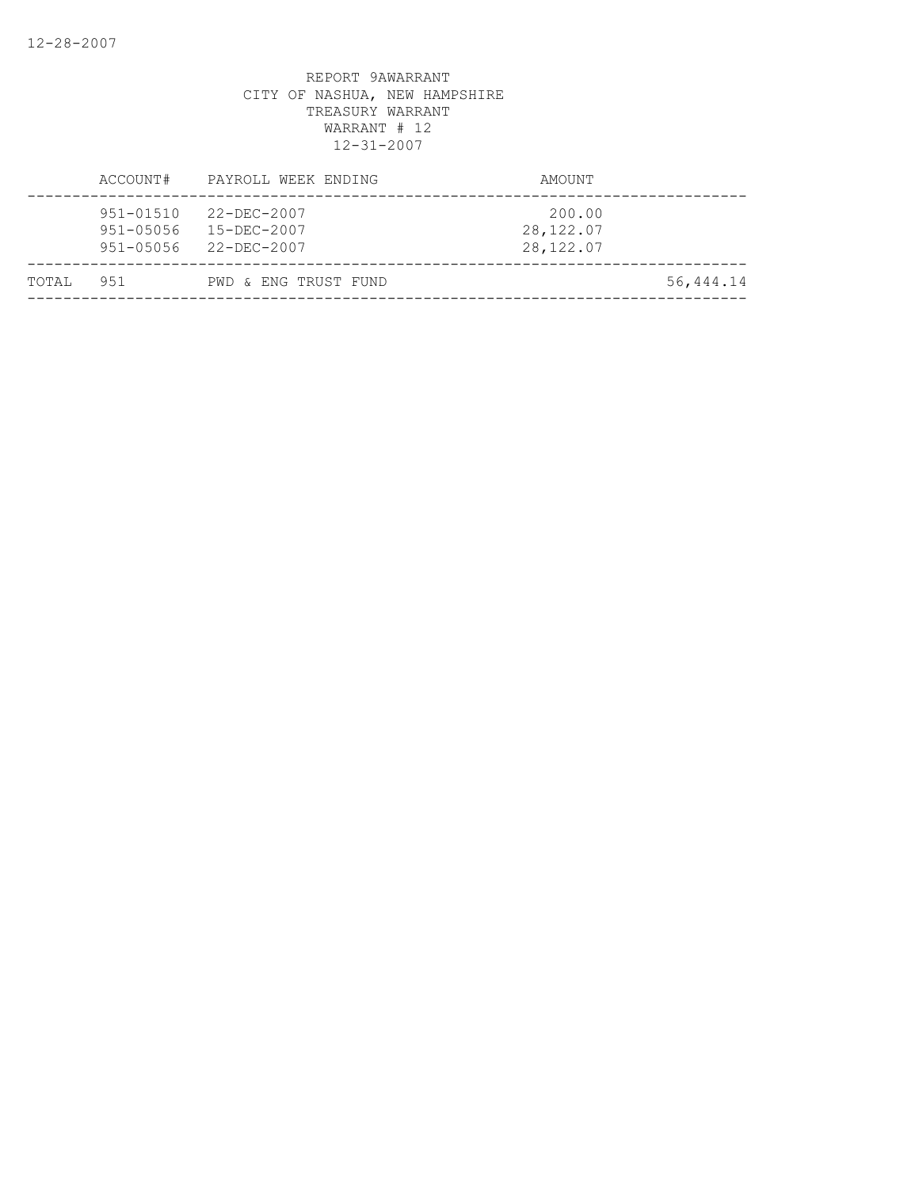REPORT 9AWARRANT
CITY OF NASHUA, NEW HAMPSHIRE
TREASURY WARRANT
WARRANT # 12
12-31-2007

| | ACCOUNT# | PAYROLL WEEK ENDING | AMOUNT | |
|---|---|---|---|---|
| | 951-01510 | 22-DEC-2007 | 200.00 | |
| | 951-05056 | 15-DEC-2007 | 28,122.07 | |
| | 951-05056 | 22-DEC-2007 | 28,122.07 | |
| TOTAL | 951 | PWD & ENG TRUST FUND | | 56,444.14 |